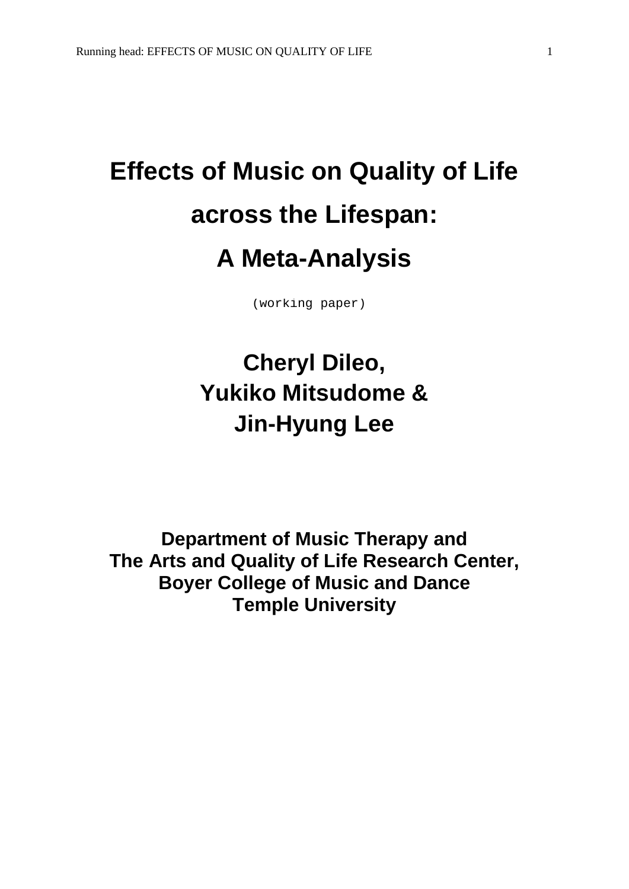# Effects of Music on Quality of Life across the Lifespan: A Meta-Analysis

(working paper)

**Cheryl Dileo,**
**Yukiko Mitsudome &**
**Jin-Hyung Lee**

**Department of Music Therapy and**
**The Arts and Quality of Life Research Center,**
**Boyer College of Music and Dance**
**Temple University**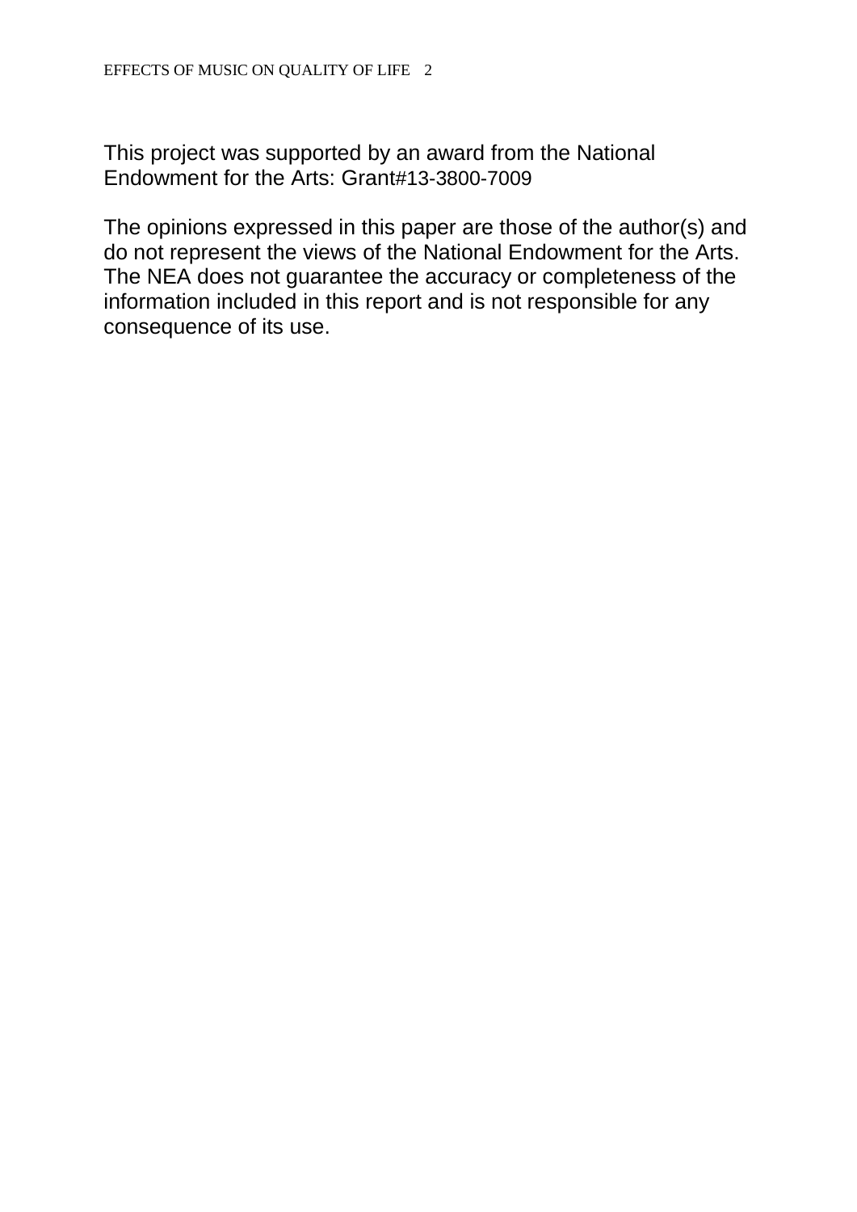This project was supported by an award from the National Endowment for the Arts: Grant#13-3800-7009

The opinions expressed in this paper are those of the author(s) and do not represent the views of the National Endowment for the Arts. The NEA does not guarantee the accuracy or completeness of the information included in this report and is not responsible for any consequence of its use.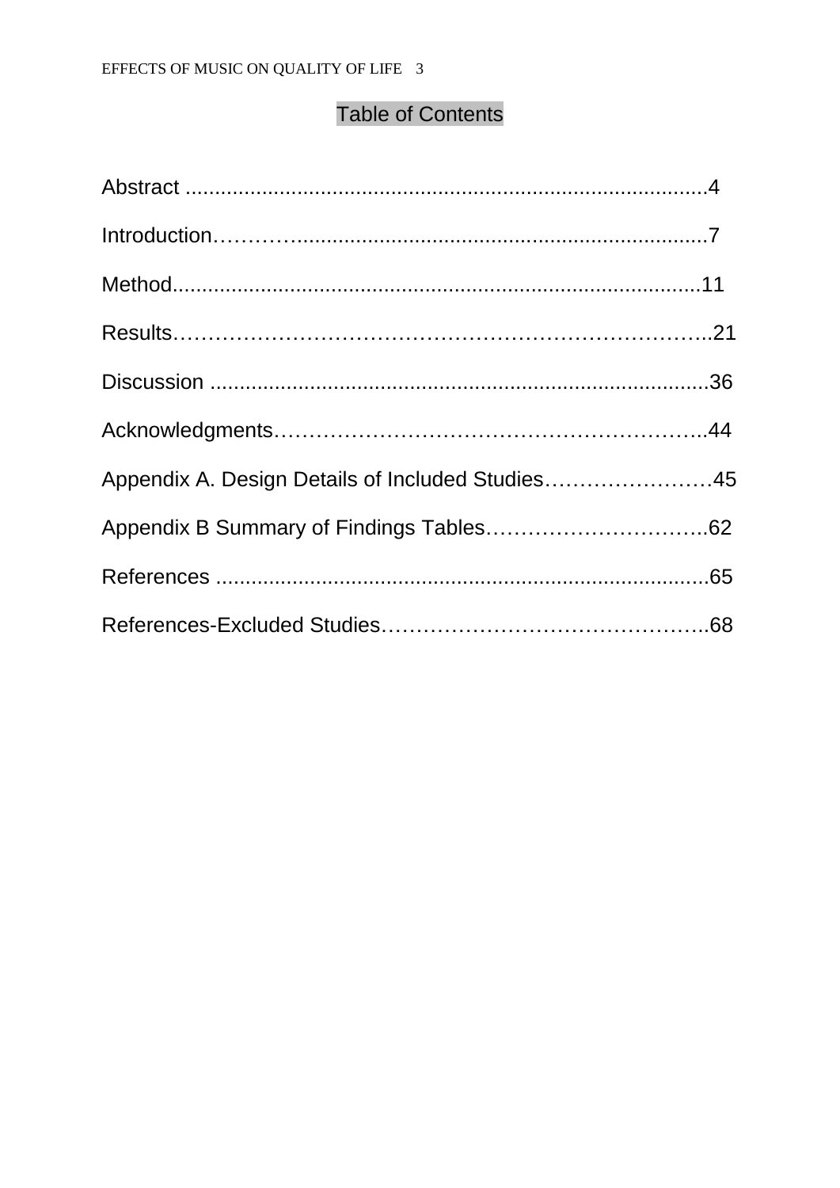# Table of Contents

Abstract ..........................................................................................4

Introduction……….....................................................................7

Method..........................................................................................11

Results………………………………………………………………..21

Discussion .....................................................................................36

Acknowledgments…………………………………………………..44

Appendix A. Design Details of Included Studies……………………45

Appendix B Summary of Findings Tables…………………………..62

References ...................................................................................65

References-Excluded Studies………………………………………..68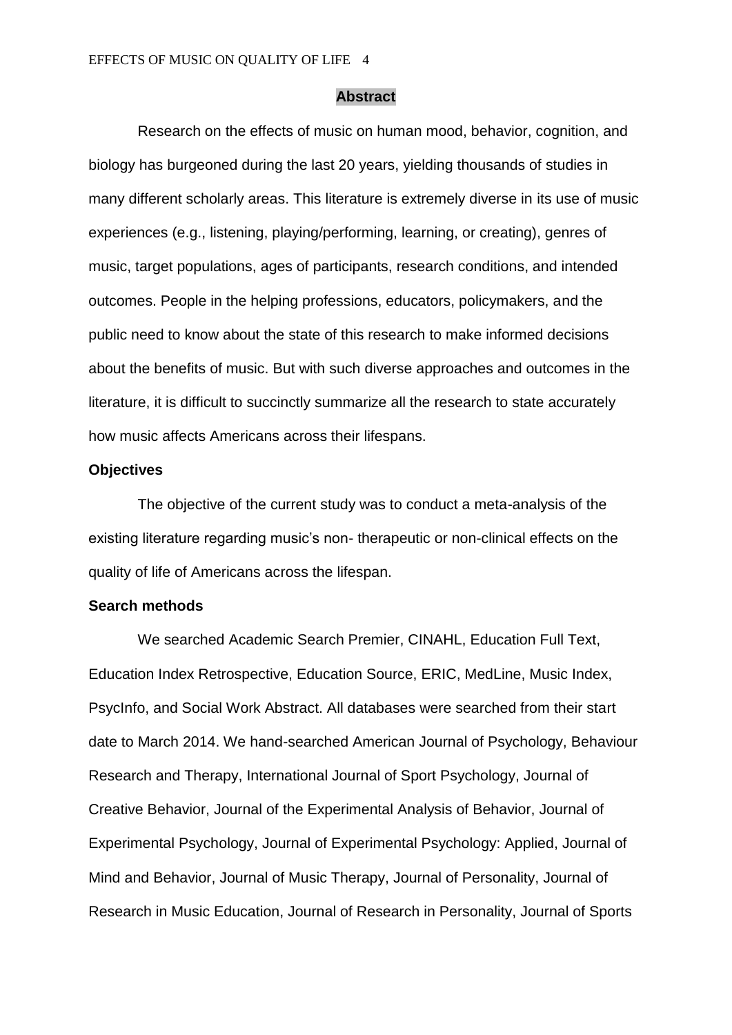## Abstract

Research on the effects of music on human mood, behavior, cognition, and biology has burgeoned during the last 20 years, yielding thousands of studies in many different scholarly areas. This literature is extremely diverse in its use of music experiences (e.g., listening, playing/performing, learning, or creating), genres of music, target populations, ages of participants, research conditions, and intended outcomes. People in the helping professions, educators, policymakers, and the public need to know about the state of this research to make informed decisions about the benefits of music. But with such diverse approaches and outcomes in the literature, it is difficult to succinctly summarize all the research to state accurately how music affects Americans across their lifespans.

### Objectives

The objective of the current study was to conduct a meta-analysis of the existing literature regarding music's non- therapeutic or non-clinical effects on the quality of life of Americans across the lifespan.

### Search methods

We searched Academic Search Premier, CINAHL, Education Full Text, Education Index Retrospective, Education Source, ERIC, MedLine, Music Index, PsycInfo, and Social Work Abstract. All databases were searched from their start date to March 2014. We hand-searched American Journal of Psychology, Behaviour Research and Therapy, International Journal of Sport Psychology, Journal of Creative Behavior, Journal of the Experimental Analysis of Behavior, Journal of Experimental Psychology, Journal of Experimental Psychology: Applied, Journal of Mind and Behavior, Journal of Music Therapy, Journal of Personality, Journal of Research in Music Education, Journal of Research in Personality, Journal of Sports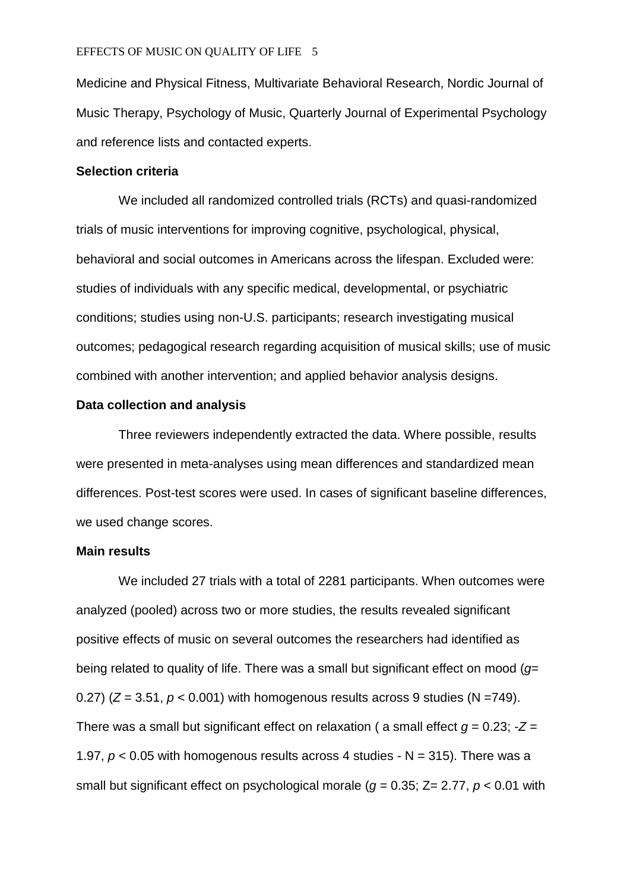Medicine and Physical Fitness, Multivariate Behavioral Research, Nordic Journal of Music Therapy, Psychology of Music, Quarterly Journal of Experimental Psychology and reference lists and contacted experts.

**Selection criteria**

We included all randomized controlled trials (RCTs) and quasi-randomized trials of music interventions for improving cognitive, psychological, physical, behavioral and social outcomes in Americans across the lifespan. Excluded were: studies of individuals with any specific medical, developmental, or psychiatric conditions; studies using non-U.S. participants; research investigating musical outcomes; pedagogical research regarding acquisition of musical skills; use of music combined with another intervention; and applied behavior analysis designs.

**Data collection and analysis**

Three reviewers independently extracted the data. Where possible, results were presented in meta-analyses using mean differences and standardized mean differences. Post-test scores were used. In cases of significant baseline differences, we used change scores.

**Main results**

We included 27 trials with a total of 2281 participants. When outcomes were analyzed (pooled) across two or more studies, the results revealed significant positive effects of music on several outcomes the researchers had identified as being related to quality of life. There was a small but significant effect on mood ($g$= 0.27) ($Z$ = 3.51, $p$ < 0.001) with homogenous results across 9 studies (N =749). There was a small but significant effect on relaxation ( a small effect $g$ = 0.23; -$Z$ = 1.97, $p$ < 0.05 with homogenous results across 4 studies - N = 315). There was a small but significant effect on psychological morale ($g$ = 0.35; Z= 2.77, $p$ < 0.01 with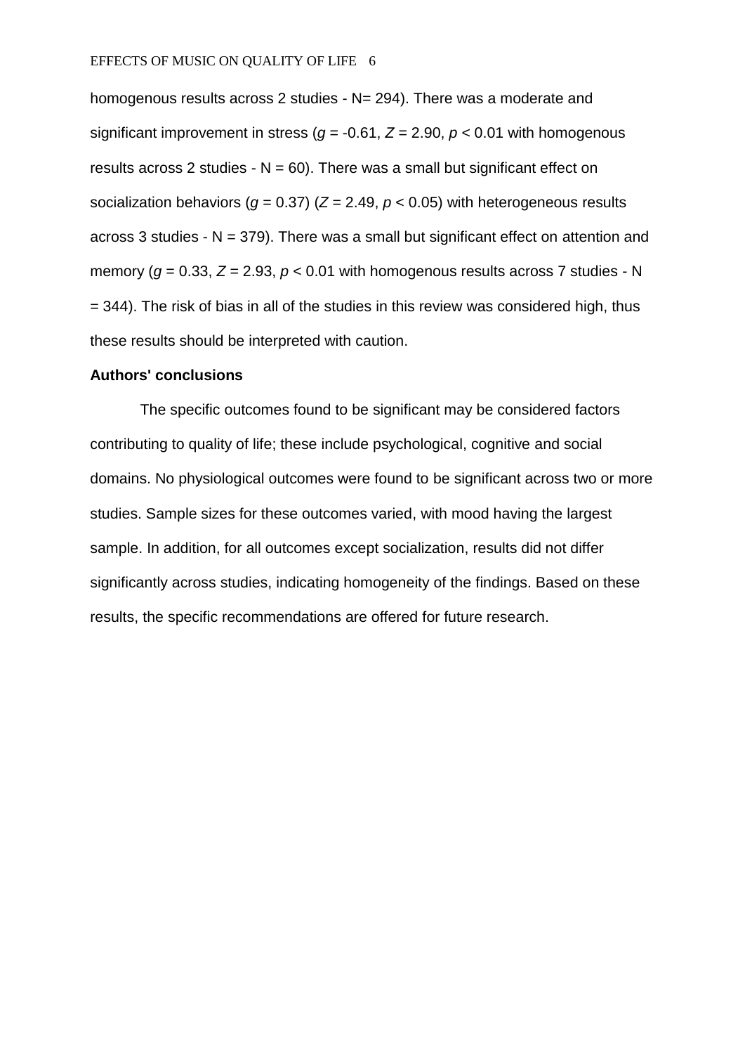homogenous results across 2 studies - N= 294). There was a moderate and significant improvement in stress ($g = -0.61$, $Z = 2.90$, $p < 0.01$ with homogenous results across 2 studies - N = 60). There was a small but significant effect on socialization behaviors ($g = 0.37$) ($Z = 2.49$, $p < 0.05$) with heterogeneous results across 3 studies - N = 379). There was a small but significant effect on attention and memory ($g = 0.33$, $Z = 2.93$, $p < 0.01$ with homogenous results across 7 studies - N = 344). The risk of bias in all of the studies in this review was considered high, thus these results should be interpreted with caution.

**Authors' conclusions**

The specific outcomes found to be significant may be considered factors contributing to quality of life; these include psychological, cognitive and social domains. No physiological outcomes were found to be significant across two or more studies. Sample sizes for these outcomes varied, with mood having the largest sample. In addition, for all outcomes except socialization, results did not differ significantly across studies, indicating homogeneity of the findings. Based on these results, the specific recommendations are offered for future research.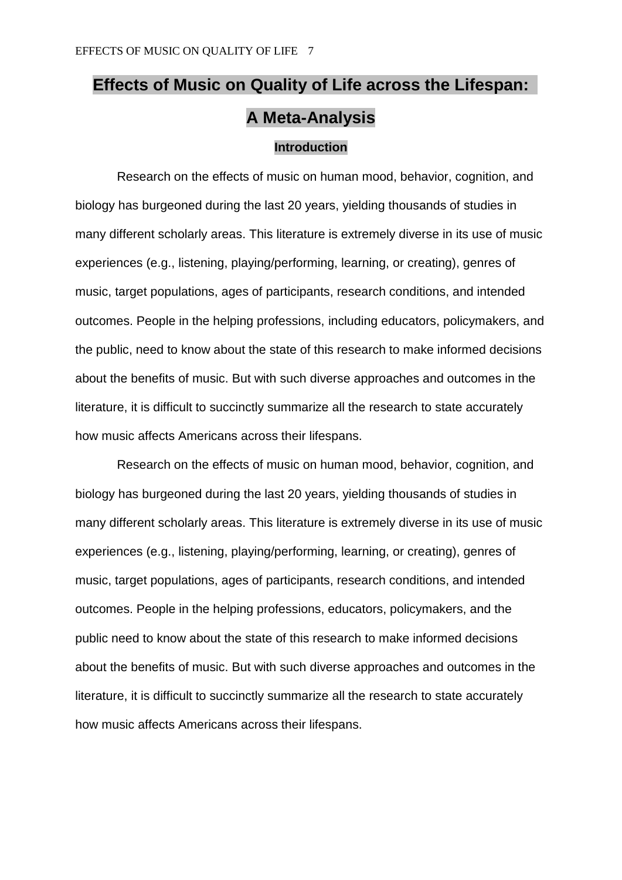# Effects of Music on Quality of Life across the Lifespan: A Meta-Analysis

## Introduction

Research on the effects of music on human mood, behavior, cognition, and biology has burgeoned during the last 20 years, yielding thousands of studies in many different scholarly areas. This literature is extremely diverse in its use of music experiences (e.g., listening, playing/performing, learning, or creating), genres of music, target populations, ages of participants, research conditions, and intended outcomes. People in the helping professions, including educators, policymakers, and the public, need to know about the state of this research to make informed decisions about the benefits of music. But with such diverse approaches and outcomes in the literature, it is difficult to succinctly summarize all the research to state accurately how music affects Americans across their lifespans.

Research on the effects of music on human mood, behavior, cognition, and biology has burgeoned during the last 20 years, yielding thousands of studies in many different scholarly areas. This literature is extremely diverse in its use of music experiences (e.g., listening, playing/performing, learning, or creating), genres of music, target populations, ages of participants, research conditions, and intended outcomes. People in the helping professions, educators, policymakers, and the public need to know about the state of this research to make informed decisions about the benefits of music. But with such diverse approaches and outcomes in the literature, it is difficult to succinctly summarize all the research to state accurately how music affects Americans across their lifespans.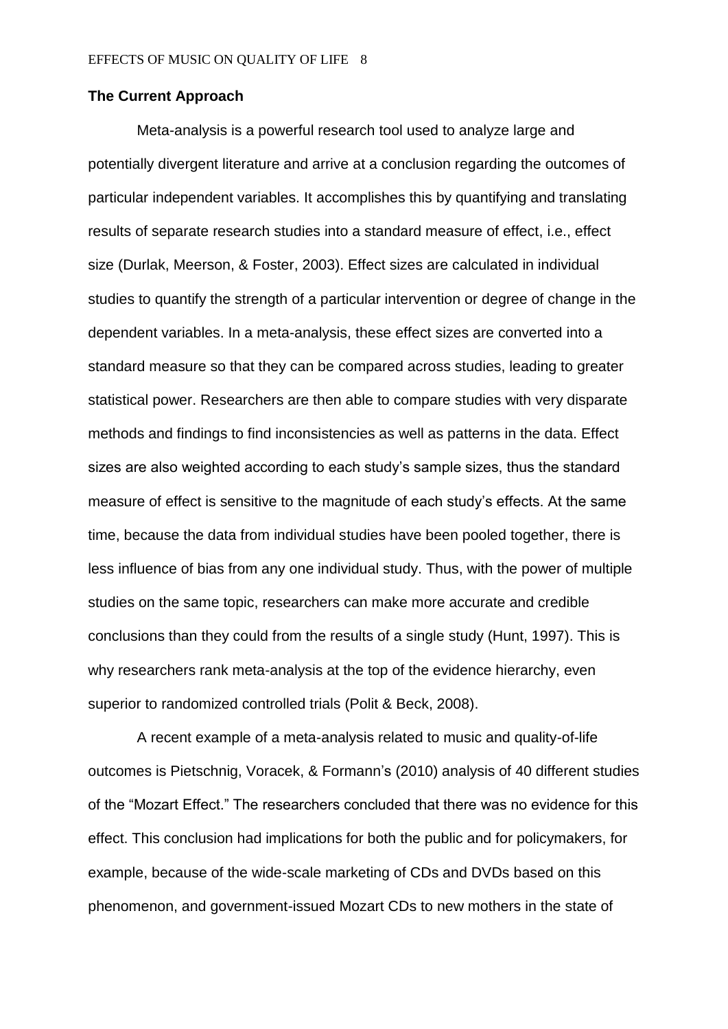**The Current Approach**

Meta-analysis is a powerful research tool used to analyze large and potentially divergent literature and arrive at a conclusion regarding the outcomes of particular independent variables. It accomplishes this by quantifying and translating results of separate research studies into a standard measure of effect, i.e., effect size (Durlak, Meerson, & Foster, 2003). Effect sizes are calculated in individual studies to quantify the strength of a particular intervention or degree of change in the dependent variables. In a meta-analysis, these effect sizes are converted into a standard measure so that they can be compared across studies, leading to greater statistical power. Researchers are then able to compare studies with very disparate methods and findings to find inconsistencies as well as patterns in the data. Effect sizes are also weighted according to each study's sample sizes, thus the standard measure of effect is sensitive to the magnitude of each study's effects. At the same time, because the data from individual studies have been pooled together, there is less influence of bias from any one individual study. Thus, with the power of multiple studies on the same topic, researchers can make more accurate and credible conclusions than they could from the results of a single study (Hunt, 1997). This is why researchers rank meta-analysis at the top of the evidence hierarchy, even superior to randomized controlled trials (Polit & Beck, 2008).

A recent example of a meta-analysis related to music and quality-of-life outcomes is Pietschnig, Voracek, & Formann's (2010) analysis of 40 different studies of the "Mozart Effect." The researchers concluded that there was no evidence for this effect. This conclusion had implications for both the public and for policymakers, for example, because of the wide-scale marketing of CDs and DVDs based on this phenomenon, and government-issued Mozart CDs to new mothers in the state of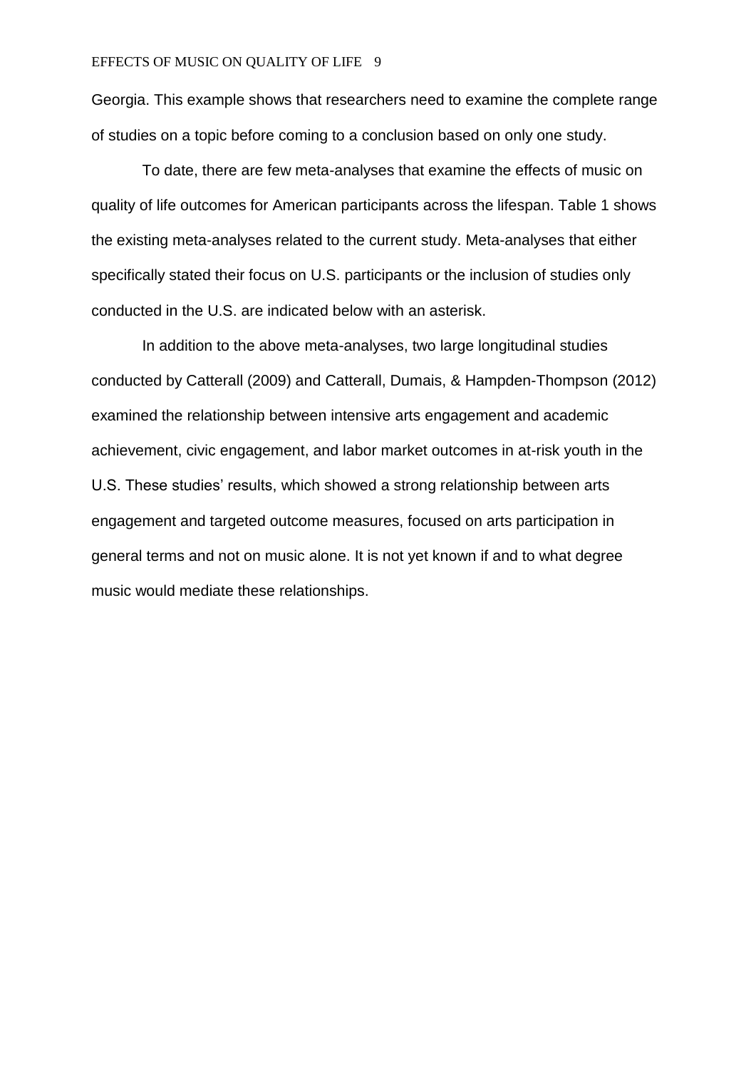Georgia. This example shows that researchers need to examine the complete range of studies on a topic before coming to a conclusion based on only one study.

To date, there are few meta-analyses that examine the effects of music on quality of life outcomes for American participants across the lifespan. Table 1 shows the existing meta-analyses related to the current study. Meta-analyses that either specifically stated their focus on U.S. participants or the inclusion of studies only conducted in the U.S. are indicated below with an asterisk.

In addition to the above meta-analyses, two large longitudinal studies conducted by Catterall (2009) and Catterall, Dumais, & Hampden-Thompson (2012) examined the relationship between intensive arts engagement and academic achievement, civic engagement, and labor market outcomes in at-risk youth in the U.S. These studies' results, which showed a strong relationship between arts engagement and targeted outcome measures, focused on arts participation in general terms and not on music alone. It is not yet known if and to what degree music would mediate these relationships.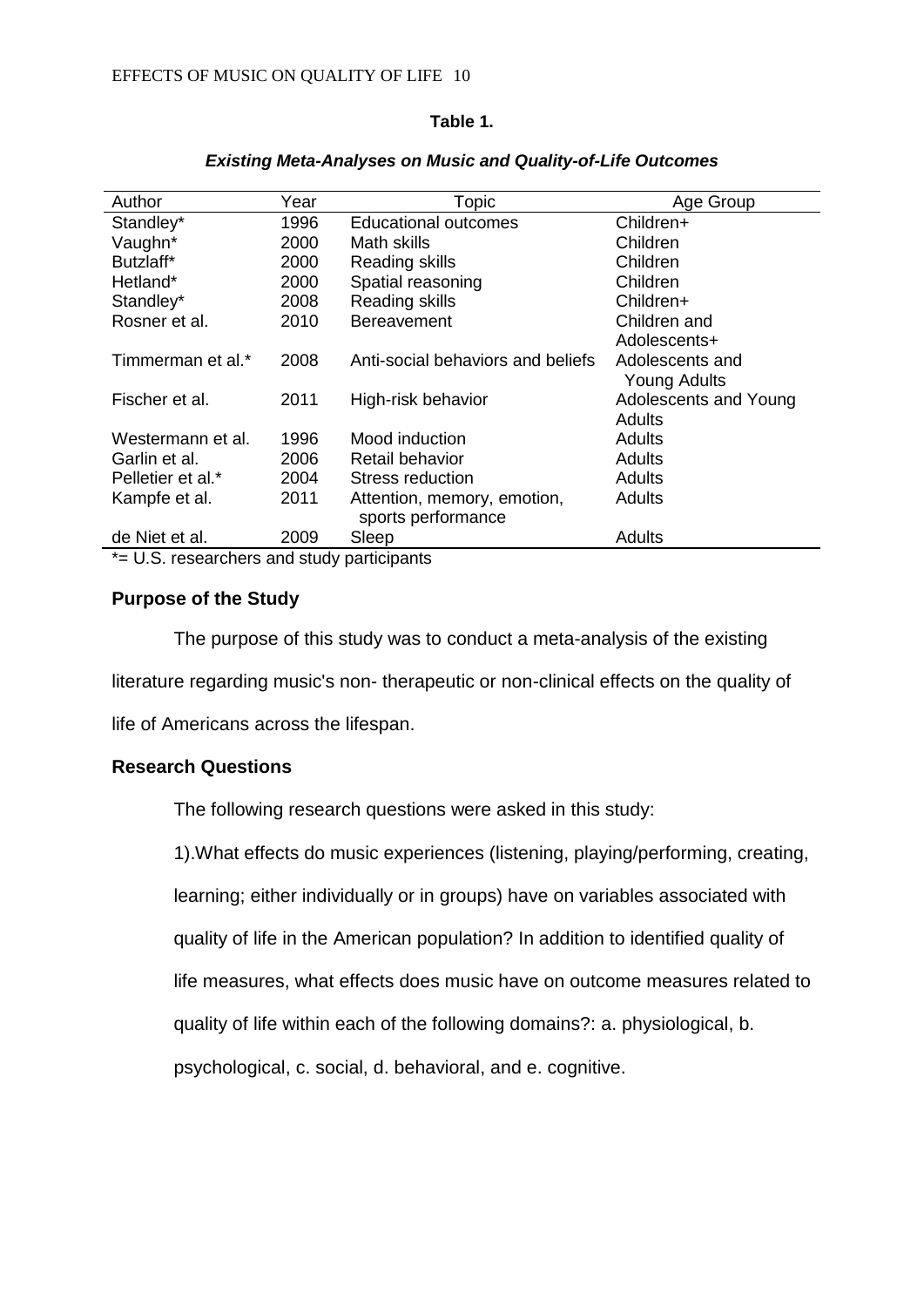**Table 1.**

***Existing Meta-Analyses on Music and Quality-of-Life Outcomes***

| Author | Year | Topic | Age Group |
|---|---|---|---|
| Standley* | 1996 | Educational outcomes | Children+ |
| Vaughn* | 2000 | Math skills | Children |
| Butzlaff* | 2000 | Reading skills | Children |
| Hetland* | 2000 | Spatial reasoning | Children |
| Standley* | 2008 | Reading skills | Children+ |
| Rosner et al. | 2010 | Bereavement | Children and Adolescents+ |
| Timmerman et al.* | 2008 | Anti-social behaviors and beliefs | Adolescents and Young Adults |
| Fischer et al. | 2011 | High-risk behavior | Adolescents and Young Adults |
| Westermann et al. | 1996 | Mood induction | Adults |
| Garlin et al. | 2006 | Retail behavior | Adults |
| Pelletier et al.* | 2004 | Stress reduction | Adults |
| Kampfe et al. | 2011 | Attention, memory, emotion, sports performance | Adults |
| de Niet et al. | 2009 | Sleep | Adults |

*= U.S. researchers and study participants

### Purpose of the Study

The purpose of this study was to conduct a meta-analysis of the existing literature regarding music's non- therapeutic or non-clinical effects on the quality of life of Americans across the lifespan.

### Research Questions

The following research questions were asked in this study:

1).What effects do music experiences (listening, playing/performing, creating, learning; either individually or in groups) have on variables associated with quality of life in the American population? In addition to identified quality of life measures, what effects does music have on outcome measures related to quality of life within each of the following domains?: a. physiological, b. psychological, c. social, d. behavioral, and e. cognitive.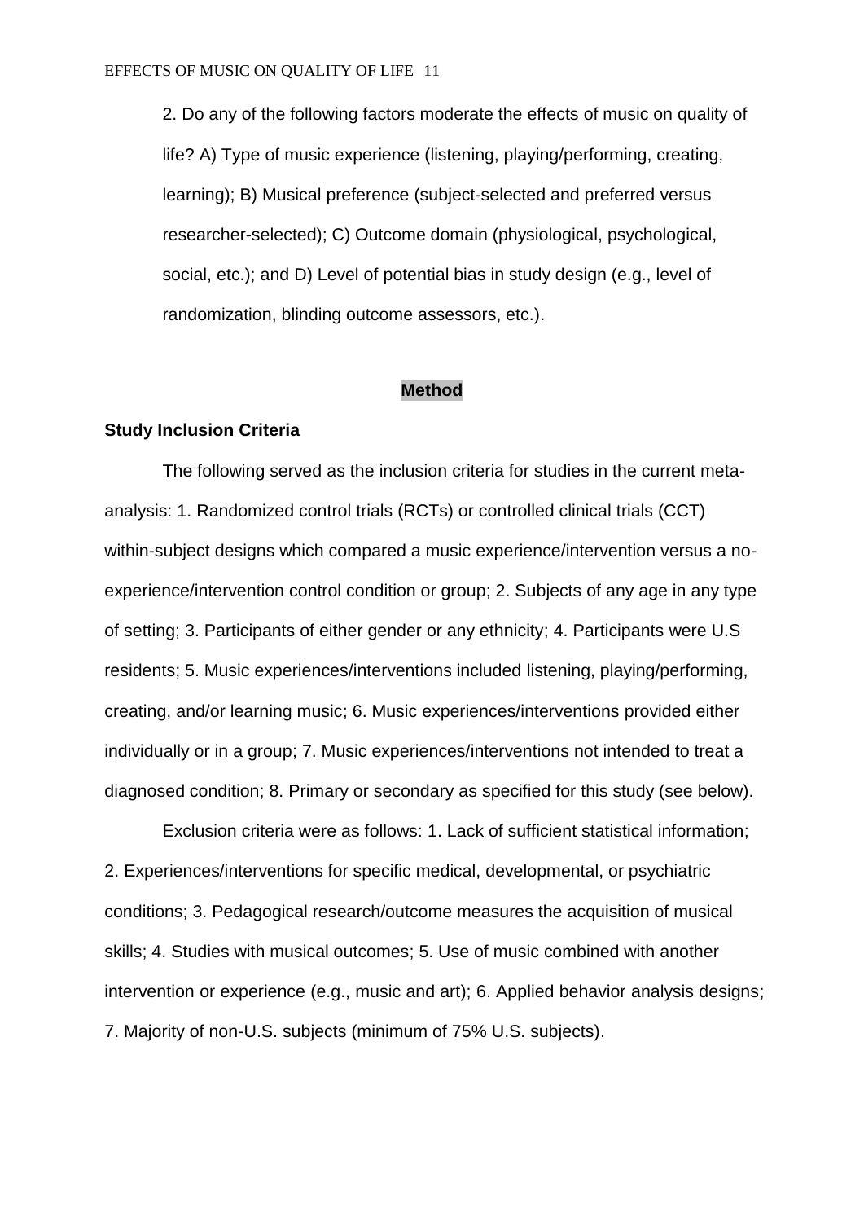2. Do any of the following factors moderate the effects of music on quality of life? A) Type of music experience (listening, playing/performing, creating, learning); B) Musical preference (subject-selected and preferred versus researcher-selected); C) Outcome domain (physiological, psychological, social, etc.); and D) Level of potential bias in study design (e.g., level of randomization, blinding outcome assessors, etc.).

## Method

### Study Inclusion Criteria

The following served as the inclusion criteria for studies in the current meta-analysis: 1. Randomized control trials (RCTs) or controlled clinical trials (CCT) within-subject designs which compared a music experience/intervention versus a no-experience/intervention control condition or group; 2. Subjects of any age in any type of setting; 3. Participants of either gender or any ethnicity; 4. Participants were U.S residents; 5. Music experiences/interventions included listening, playing/performing, creating, and/or learning music; 6. Music experiences/interventions provided either individually or in a group; 7. Music experiences/interventions not intended to treat a diagnosed condition; 8. Primary or secondary as specified for this study (see below).

Exclusion criteria were as follows: 1. Lack of sufficient statistical information; 2. Experiences/interventions for specific medical, developmental, or psychiatric conditions; 3. Pedagogical research/outcome measures the acquisition of musical skills; 4. Studies with musical outcomes; 5. Use of music combined with another intervention or experience (e.g., music and art); 6. Applied behavior analysis designs; 7. Majority of non-U.S. subjects (minimum of 75% U.S. subjects).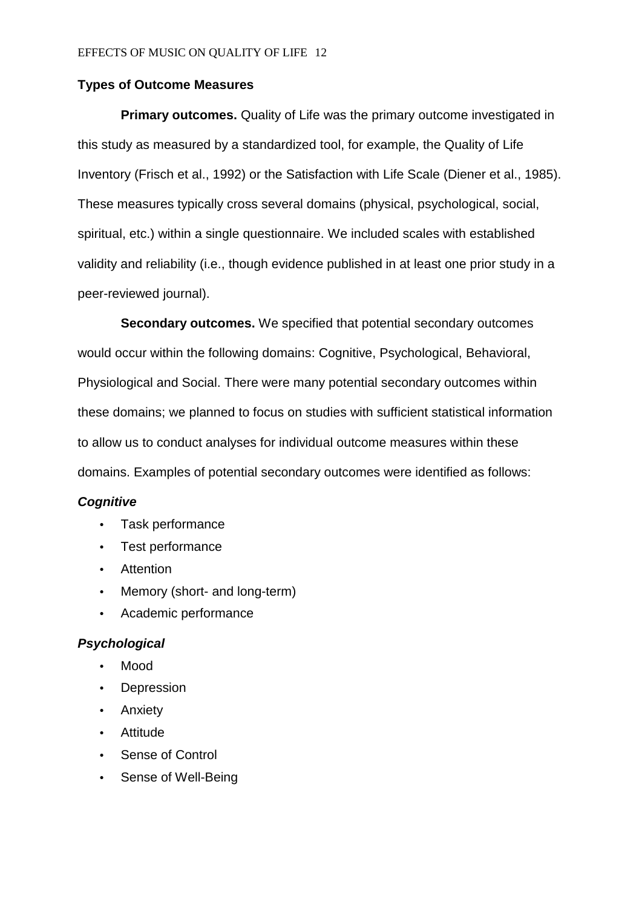## Types of Outcome Measures

**Primary outcomes.** Quality of Life was the primary outcome investigated in this study as measured by a standardized tool, for example, the Quality of Life Inventory (Frisch et al., 1992) or the Satisfaction with Life Scale (Diener et al., 1985). These measures typically cross several domains (physical, psychological, social, spiritual, etc.) within a single questionnaire. We included scales with established validity and reliability (i.e., though evidence published in at least one prior study in a peer-reviewed journal).

**Secondary outcomes.** We specified that potential secondary outcomes would occur within the following domains: Cognitive, Psychological, Behavioral, Physiological and Social. There were many potential secondary outcomes within these domains; we planned to focus on studies with sufficient statistical information to allow us to conduct analyses for individual outcome measures within these domains. Examples of potential secondary outcomes were identified as follows:

***Cognitive***

- Task performance
- Test performance
- Attention
- Memory (short- and long-term)
- Academic performance

***Psychological***

- Mood
- Depression
- Anxiety
- Attitude
- Sense of Control
- Sense of Well-Being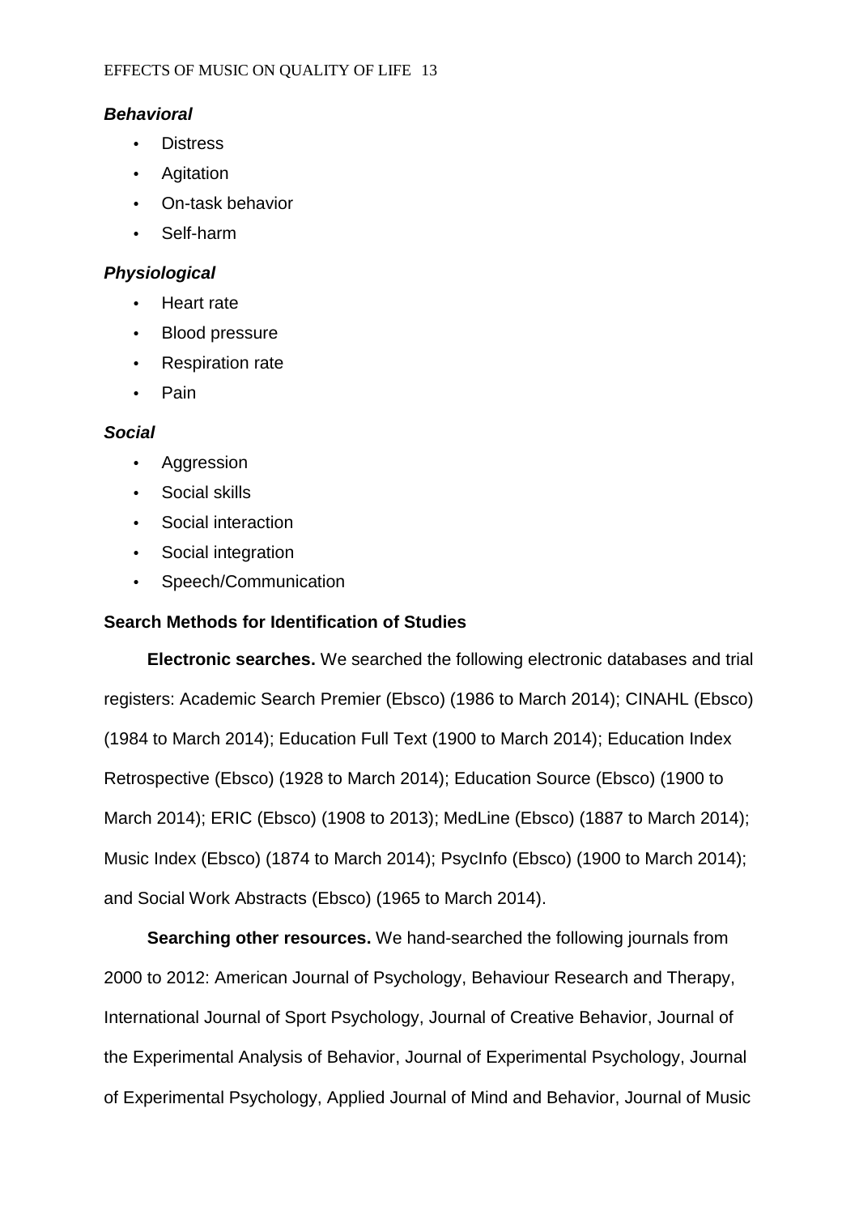***Behavioral***

- Distress
- Agitation
- On-task behavior
- Self-harm

***Physiological***

- Heart rate
- Blood pressure
- Respiration rate
- Pain

***Social***

- Aggression
- Social skills
- Social interaction
- Social integration
- Speech/Communication

**Search Methods for Identification of Studies**

**Electronic searches.** We searched the following electronic databases and trial registers: Academic Search Premier (Ebsco) (1986 to March 2014); CINAHL (Ebsco) (1984 to March 2014); Education Full Text (1900 to March 2014); Education Index Retrospective (Ebsco) (1928 to March 2014); Education Source (Ebsco) (1900 to March 2014); ERIC (Ebsco) (1908 to 2013); MedLine (Ebsco) (1887 to March 2014); Music Index (Ebsco) (1874 to March 2014); PsycInfo (Ebsco) (1900 to March 2014); and Social Work Abstracts (Ebsco) (1965 to March 2014).

**Searching other resources.** We hand-searched the following journals from 2000 to 2012: American Journal of Psychology, Behaviour Research and Therapy, International Journal of Sport Psychology, Journal of Creative Behavior, Journal of the Experimental Analysis of Behavior, Journal of Experimental Psychology, Journal of Experimental Psychology, Applied Journal of Mind and Behavior, Journal of Music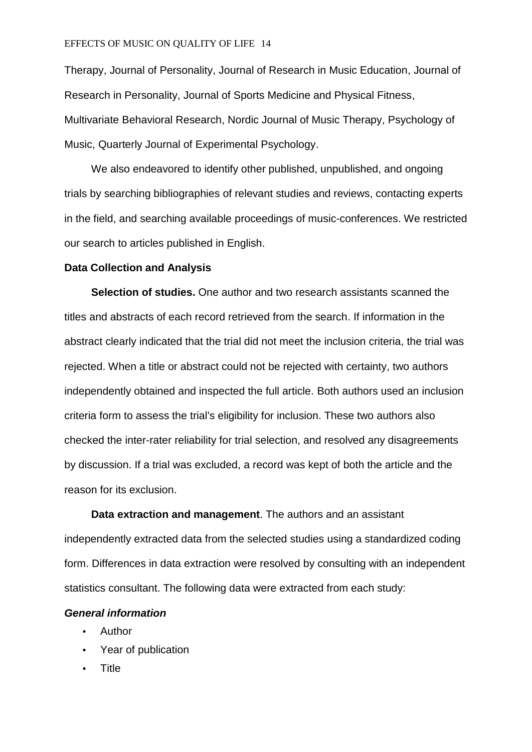Therapy, Journal of Personality, Journal of Research in Music Education, Journal of Research in Personality, Journal of Sports Medicine and Physical Fitness, Multivariate Behavioral Research, Nordic Journal of Music Therapy, Psychology of Music, Quarterly Journal of Experimental Psychology.

We also endeavored to identify other published, unpublished, and ongoing trials by searching bibliographies of relevant studies and reviews, contacting experts in the field, and searching available proceedings of music-conferences. We restricted our search to articles published in English.

## Data Collection and Analysis

**Selection of studies.** One author and two research assistants scanned the titles and abstracts of each record retrieved from the search. If information in the abstract clearly indicated that the trial did not meet the inclusion criteria, the trial was rejected. When a title or abstract could not be rejected with certainty, two authors independently obtained and inspected the full article. Both authors used an inclusion criteria form to assess the trial's eligibility for inclusion. These two authors also checked the inter-rater reliability for trial selection, and resolved any disagreements by discussion. If a trial was excluded, a record was kept of both the article and the reason for its exclusion.

**Data extraction and management**. The authors and an assistant independently extracted data from the selected studies using a standardized coding form. Differences in data extraction were resolved by consulting with an independent statistics consultant. The following data were extracted from each study:

***General information***

- Author
- Year of publication
- Title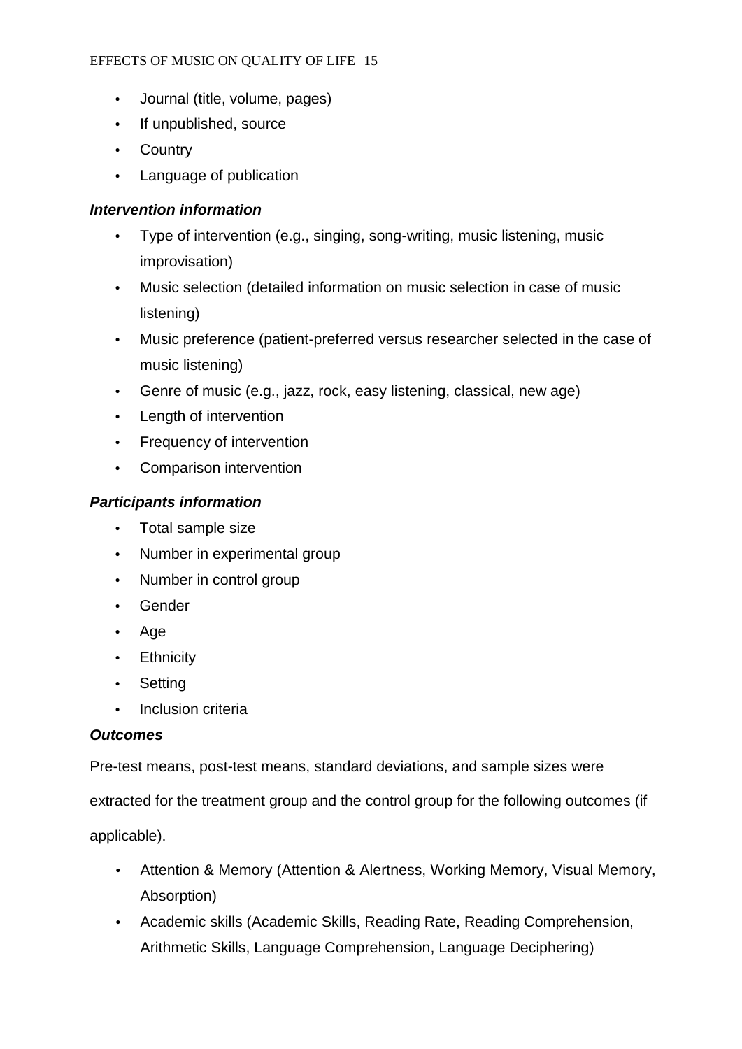- Journal (title, volume, pages)
- If unpublished, source
- Country
- Language of publication

***Intervention information***

- Type of intervention (e.g., singing, song-writing, music listening, music improvisation)
- Music selection (detailed information on music selection in case of music listening)
- Music preference (patient-preferred versus researcher selected in the case of music listening)
- Genre of music (e.g., jazz, rock, easy listening, classical, new age)
- Length of intervention
- Frequency of intervention
- Comparison intervention

***Participants information***

- Total sample size
- Number in experimental group
- Number in control group
- Gender
- Age
- Ethnicity
- Setting
- Inclusion criteria

***Outcomes***

Pre-test means, post-test means, standard deviations, and sample sizes were extracted for the treatment group and the control group for the following outcomes (if applicable).

- Attention & Memory (Attention & Alertness, Working Memory, Visual Memory, Absorption)
- Academic skills (Academic Skills, Reading Rate, Reading Comprehension, Arithmetic Skills, Language Comprehension, Language Deciphering)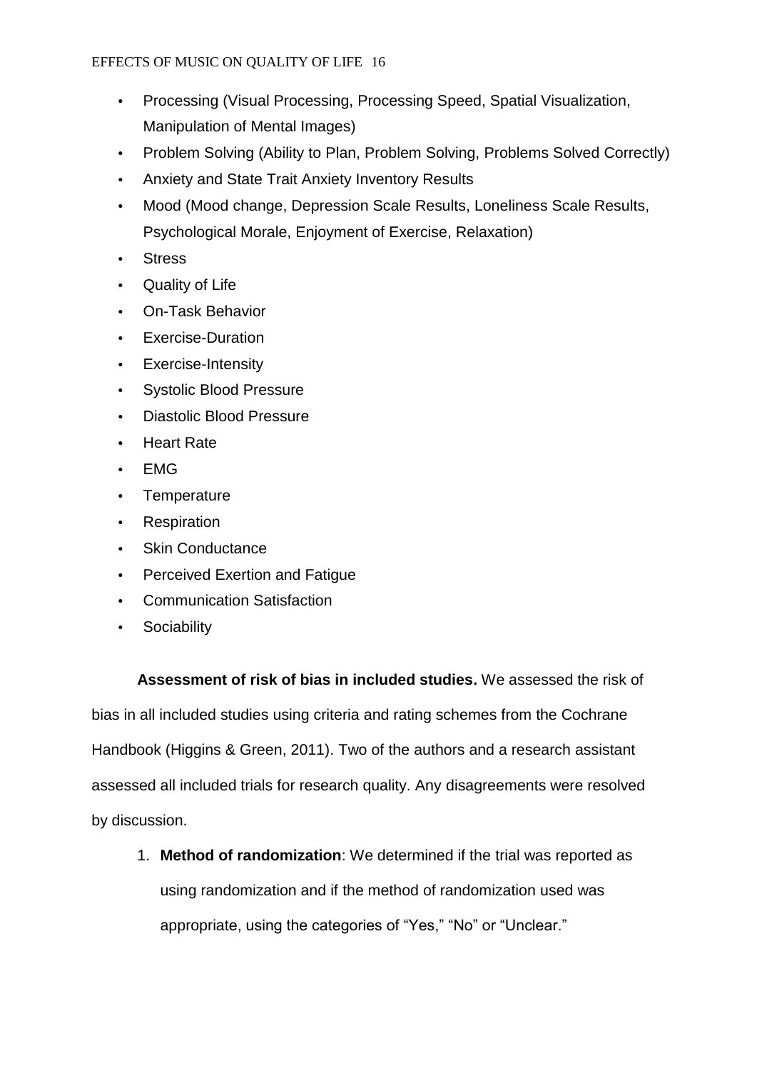- Processing (Visual Processing, Processing Speed, Spatial Visualization, Manipulation of Mental Images)
- Problem Solving (Ability to Plan, Problem Solving, Problems Solved Correctly)
- Anxiety and State Trait Anxiety Inventory Results
- Mood (Mood change, Depression Scale Results, Loneliness Scale Results, Psychological Morale, Enjoyment of Exercise, Relaxation)
- Stress
- Quality of Life
- On-Task Behavior
- Exercise-Duration
- Exercise-Intensity
- Systolic Blood Pressure
- Diastolic Blood Pressure
- Heart Rate
- EMG
- Temperature
- Respiration
- Skin Conductance
- Perceived Exertion and Fatigue
- Communication Satisfaction
- Sociability

**Assessment of risk of bias in included studies.** We assessed the risk of bias in all included studies using criteria and rating schemes from the Cochrane Handbook (Higgins & Green, 2011). Two of the authors and a research assistant assessed all included trials for research quality. Any disagreements were resolved by discussion.

1. **Method of randomization**: We determined if the trial was reported as using randomization and if the method of randomization used was appropriate, using the categories of "Yes," "No" or "Unclear."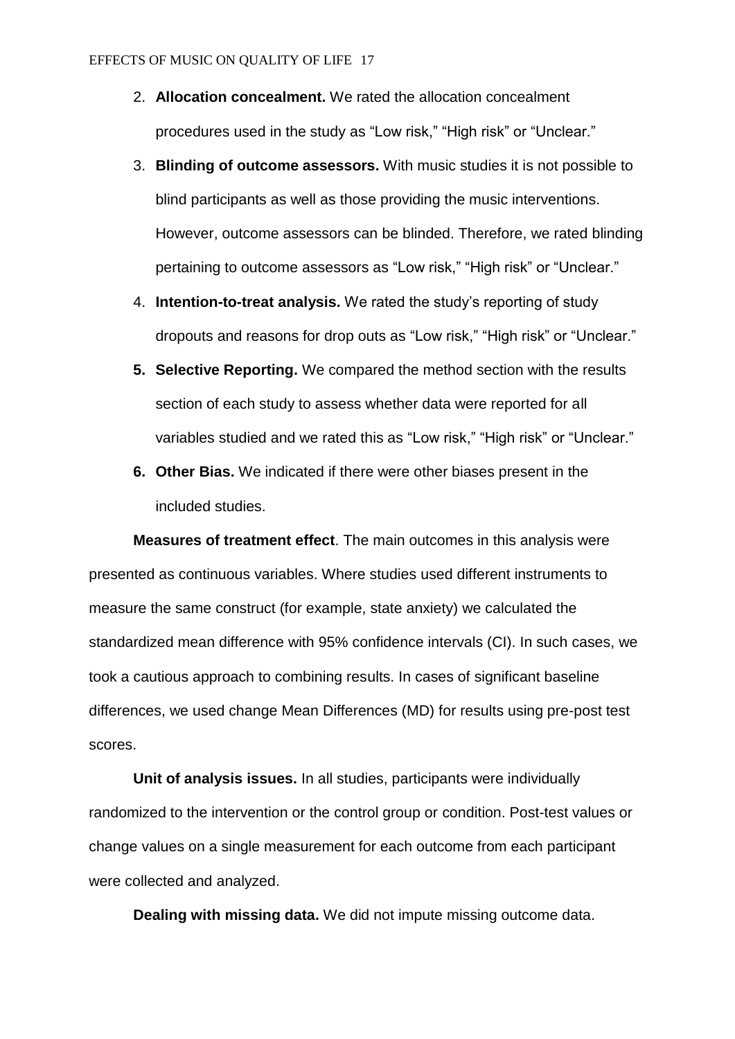2. **Allocation concealment.** We rated the allocation concealment procedures used in the study as "Low risk," "High risk" or "Unclear."
3. **Blinding of outcome assessors.** With music studies it is not possible to blind participants as well as those providing the music interventions. However, outcome assessors can be blinded. Therefore, we rated blinding pertaining to outcome assessors as "Low risk," "High risk" or "Unclear."
4. **Intention-to-treat analysis.** We rated the study's reporting of study dropouts and reasons for drop outs as "Low risk," "High risk" or "Unclear."
5. **Selective Reporting.** We compared the method section with the results section of each study to assess whether data were reported for all variables studied and we rated this as "Low risk," "High risk" or "Unclear."
6. **Other Bias.** We indicated if there were other biases present in the included studies.

**Measures of treatment effect**. The main outcomes in this analysis were presented as continuous variables. Where studies used different instruments to measure the same construct (for example, state anxiety) we calculated the standardized mean difference with 95% confidence intervals (CI). In such cases, we took a cautious approach to combining results. In cases of significant baseline differences, we used change Mean Differences (MD) for results using pre-post test scores.

**Unit of analysis issues.** In all studies, participants were individually randomized to the intervention or the control group or condition. Post-test values or change values on a single measurement for each outcome from each participant were collected and analyzed.

**Dealing with missing data.** We did not impute missing outcome data.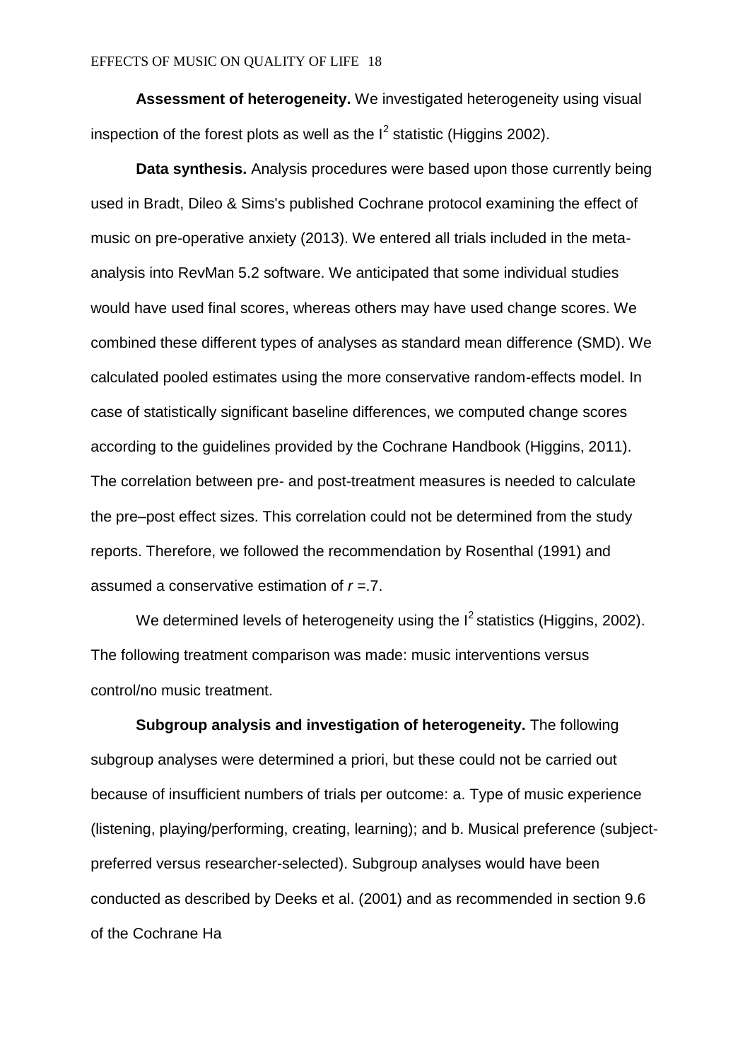**Assessment of heterogeneity.** We investigated heterogeneity using visual inspection of the forest plots as well as the $I^2$ statistic (Higgins 2002).

**Data synthesis.** Analysis procedures were based upon those currently being used in Bradt, Dileo & Sims's published Cochrane protocol examining the effect of music on pre-operative anxiety (2013). We entered all trials included in the meta-analysis into RevMan 5.2 software. We anticipated that some individual studies would have used final scores, whereas others may have used change scores. We combined these different types of analyses as standard mean difference (SMD). We calculated pooled estimates using the more conservative random-effects model. In case of statistically significant baseline differences, we computed change scores according to the guidelines provided by the Cochrane Handbook (Higgins, 2011). The correlation between pre- and post-treatment measures is needed to calculate the pre–post effect sizes. This correlation could not be determined from the study reports. Therefore, we followed the recommendation by Rosenthal (1991) and assumed a conservative estimation of $r = .7$.

We determined levels of heterogeneity using the $I^2$ statistics (Higgins, 2002). The following treatment comparison was made: music interventions versus control/no music treatment.

**Subgroup analysis and investigation of heterogeneity.** The following subgroup analyses were determined a priori, but these could not be carried out because of insufficient numbers of trials per outcome: a. Type of music experience (listening, playing/performing, creating, learning); and b. Musical preference (subject-preferred versus researcher-selected). Subgroup analyses would have been conducted as described by Deeks et al. (2001) and as recommended in section 9.6 of the Cochrane Ha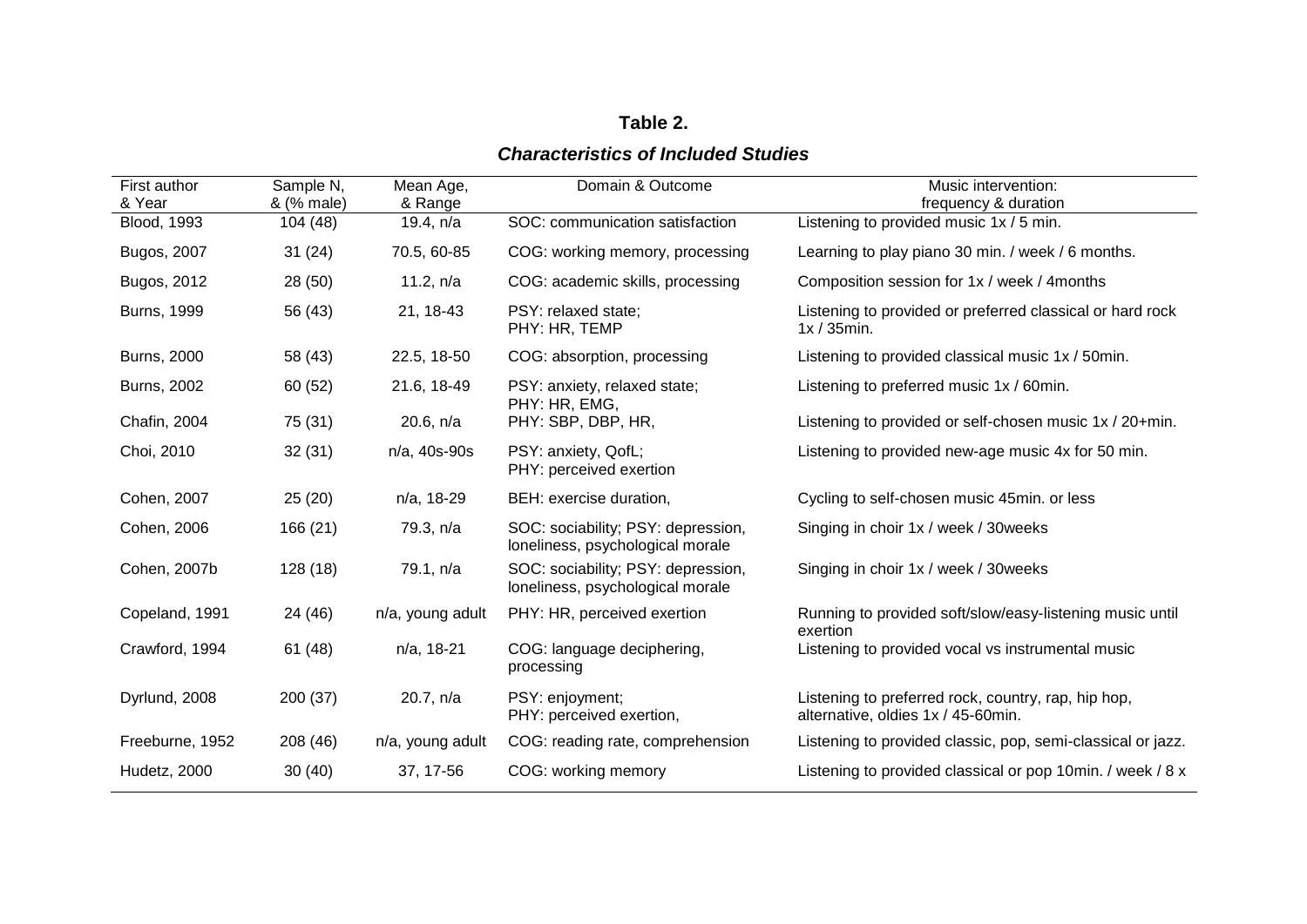**Table 2.**

***Characteristics of Included Studies***

| First author & Year | Sample N, & (% male) | Mean Age, & Range | Domain & Outcome | Music intervention: frequency & duration |
|---|---|---|---|---|
| Blood, 1993 | 104 (48) | 19.4, n/a | SOC: communication satisfaction | Listening to provided music 1x / 5 min. |
| Bugos, 2007 | 31 (24) | 70.5, 60-85 | COG: working memory, processing | Learning to play piano 30 min. / week / 6 months. |
| Bugos, 2012 | 28 (50) | 11.2, n/a | COG: academic skills, processing | Composition session for 1x / week / 4months |
| Burns, 1999 | 56 (43) | 21, 18-43 | PSY: relaxed state; PHY: HR, TEMP | Listening to provided or preferred classical or hard rock 1x / 35min. |
| Burns, 2000 | 58 (43) | 22.5, 18-50 | COG: absorption, processing | Listening to provided classical music 1x / 50min. |
| Burns, 2002 | 60 (52) | 21.6, 18-49 | PSY: anxiety, relaxed state; PHY: HR, EMG, | Listening to preferred music 1x / 60min. |
| Chafin, 2004 | 75 (31) | 20.6, n/a | PHY: SBP, DBP, HR, | Listening to provided or self-chosen music 1x / 20+min. |
| Choi, 2010 | 32 (31) | n/a, 40s-90s | PSY: anxiety, QofL; PHY: perceived exertion | Listening to provided new-age music 4x for 50 min. |
| Cohen, 2007 | 25 (20) | n/a, 18-29 | BEH: exercise duration, | Cycling to self-chosen music 45min. or less |
| Cohen, 2006 | 166 (21) | 79.3, n/a | SOC: sociability; PSY: depression, loneliness, psychological morale | Singing in choir 1x / week / 30weeks |
| Cohen, 2007b | 128 (18) | 79.1, n/a | SOC: sociability; PSY: depression, loneliness, psychological morale | Singing in choir 1x / week / 30weeks |
| Copeland, 1991 | 24 (46) | n/a, young adult | PHY: HR, perceived exertion | Running to provided soft/slow/easy-listening music until exertion |
| Crawford, 1994 | 61 (48) | n/a, 18-21 | COG: language deciphering, processing | Listening to provided vocal vs instrumental music |
| Dyrlund, 2008 | 200 (37) | 20.7, n/a | PSY: enjoyment; PHY: perceived exertion, | Listening to preferred rock, country, rap, hip hop, alternative, oldies 1x / 45-60min. |
| Freeburne, 1952 | 208 (46) | n/a, young adult | COG: reading rate, comprehension | Listening to provided classic, pop, semi-classical or jazz. |
| Hudetz, 2000 | 30 (40) | 37, 17-56 | COG: working memory | Listening to provided classical or pop 10min. / week / 8 x |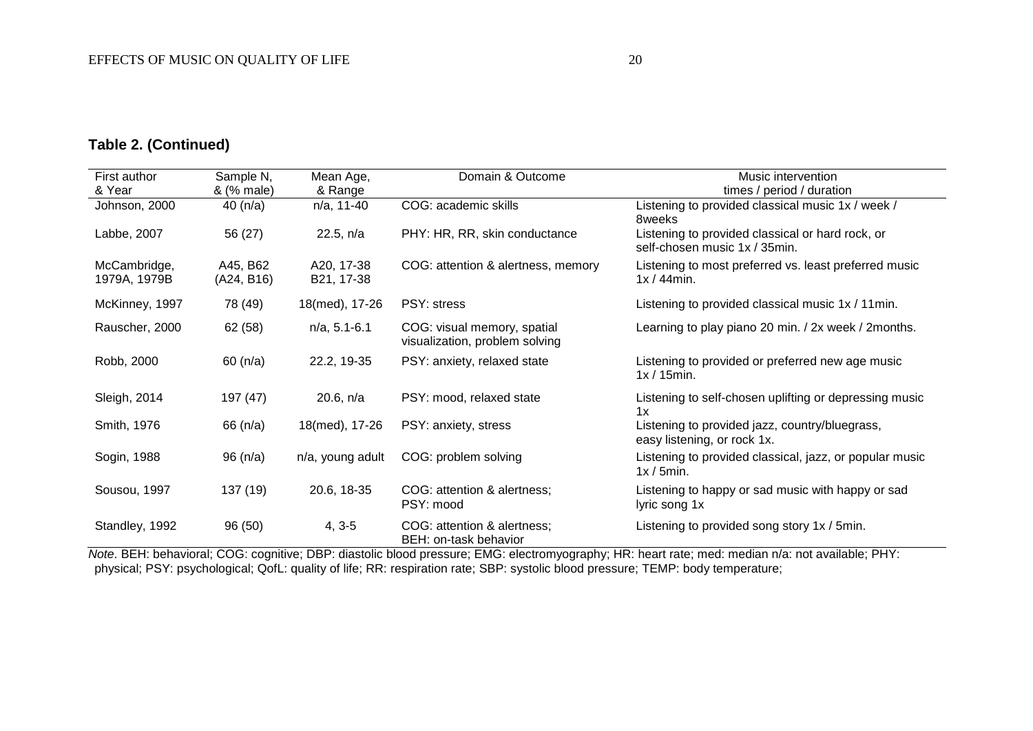**Table 2. (Continued)**

| First author & Year | Sample N, & (% male) | Mean Age, & Range | Domain & Outcome | Music intervention times / period / duration |
|---|---|---|---|---|
| Johnson, 2000 | 40 (n/a) | n/a, 11-40 | COG: academic skills | Listening to provided classical music 1x / week / 8weeks |
| Labbe, 2007 | 56 (27) | 22.5, n/a | PHY: HR, RR, skin conductance | Listening to provided classical or hard rock, or self-chosen music 1x / 35min. |
| McCambridge, 1979A, 1979B | A45, B62 (A24, B16) | A20, 17-38 B21, 17-38 | COG: attention & alertness, memory | Listening to most preferred vs. least preferred music 1x / 44min. |
| McKinney, 1997 | 78 (49) | 18(med), 17-26 | PSY: stress | Listening to provided classical music 1x / 11min. |
| Rauscher, 2000 | 62 (58) | n/a, 5.1-6.1 | COG: visual memory, spatial visualization, problem solving | Learning to play piano 20 min. / 2x week / 2months. |
| Robb, 2000 | 60 (n/a) | 22.2, 19-35 | PSY: anxiety, relaxed state | Listening to provided or preferred new age music 1x / 15min. |
| Sleigh, 2014 | 197 (47) | 20.6, n/a | PSY: mood, relaxed state | Listening to self-chosen uplifting or depressing music 1x |
| Smith, 1976 | 66 (n/a) | 18(med), 17-26 | PSY: anxiety, stress | Listening to provided jazz, country/bluegrass, easy listening, or rock 1x. |
| Sogin, 1988 | 96 (n/a) | n/a, young adult | COG: problem solving | Listening to provided classical, jazz, or popular music 1x / 5min. |
| Sousou, 1997 | 137 (19) | 20.6, 18-35 | COG: attention & alertness; PSY: mood | Listening to happy or sad music with happy or sad lyric song 1x |
| Standley, 1992 | 96 (50) | 4, 3-5 | COG: attention & alertness; BEH: on-task behavior | Listening to provided song story 1x / 5min. |

*Note*. BEH: behavioral; COG: cognitive; DBP: diastolic blood pressure; EMG: electromyography; HR: heart rate; med: median n/a: not available; PHY: physical; PSY: psychological; QofL: quality of life; RR: respiration rate; SBP: systolic blood pressure; TEMP: body temperature;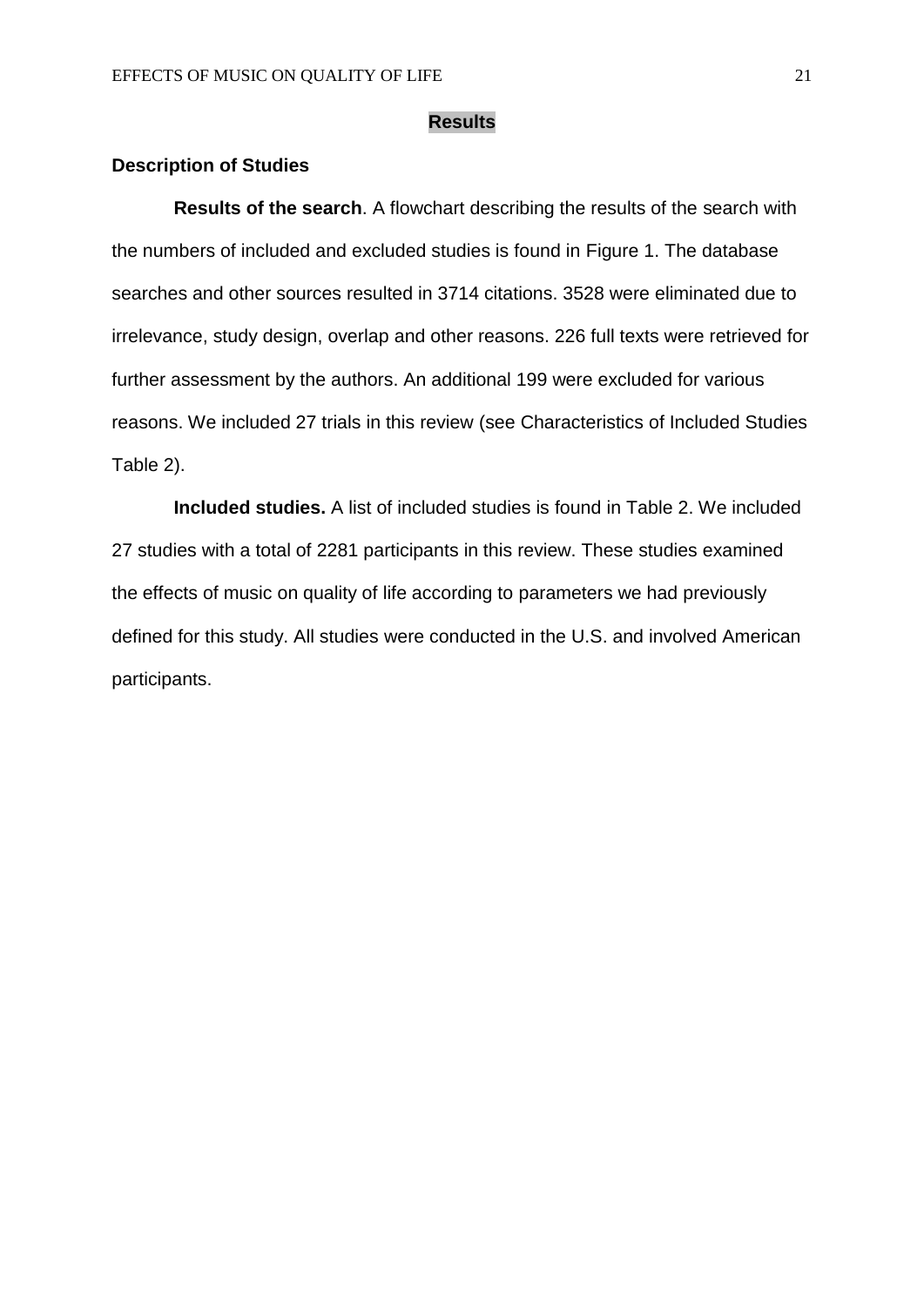# Results

## Description of Studies

**Results of the search**. A flowchart describing the results of the search with the numbers of included and excluded studies is found in Figure 1. The database searches and other sources resulted in 3714 citations. 3528 were eliminated due to irrelevance, study design, overlap and other reasons. 226 full texts were retrieved for further assessment by the authors. An additional 199 were excluded for various reasons. We included 27 trials in this review (see Characteristics of Included Studies Table 2).

**Included studies.** A list of included studies is found in Table 2. We included 27 studies with a total of 2281 participants in this review. These studies examined the effects of music on quality of life according to parameters we had previously defined for this study. All studies were conducted in the U.S. and involved American participants.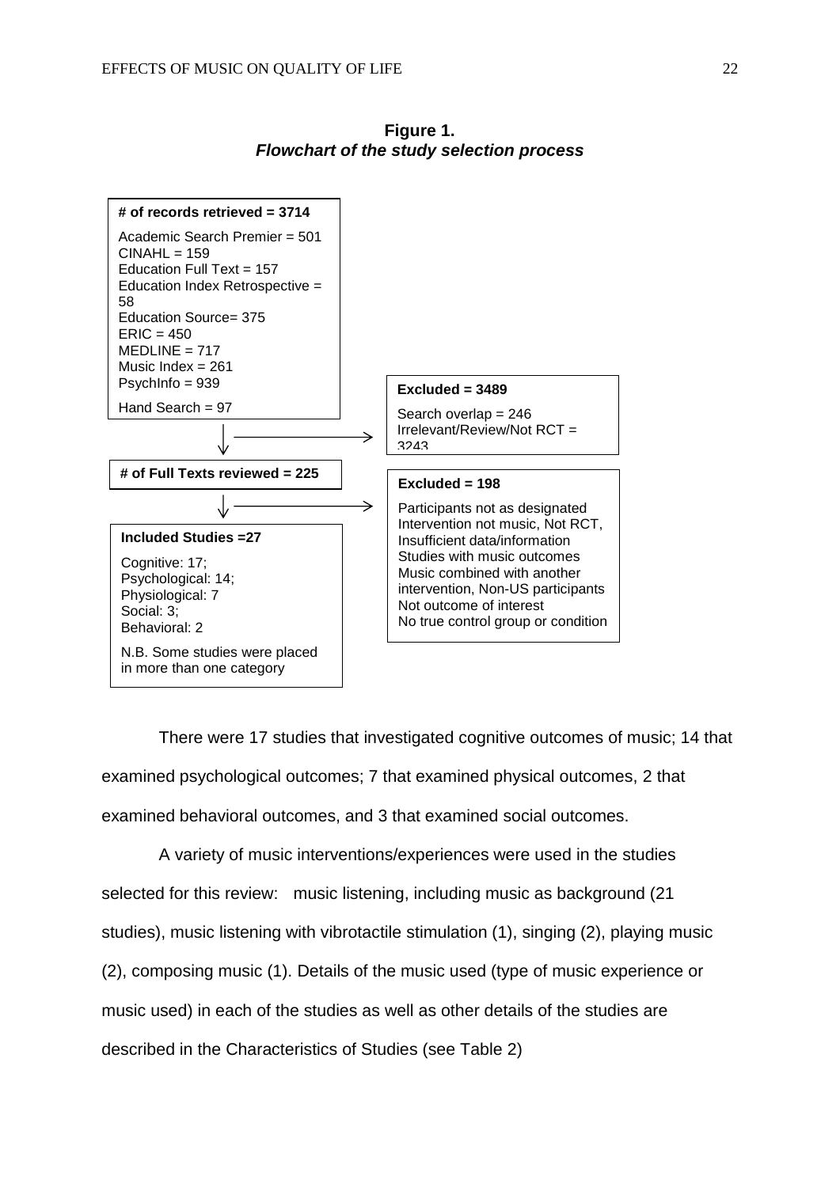**Figure 1.**
***Flowchart of the study selection process***

**# of records retrieved = 3714**

Academic Search Premier = 501
CINAHL = 159
Education Full Text = 157
Education Index Retrospective = 58
Education Source= 375
ERIC = 450
MEDLINE = 717
Music Index = 261
PsychInfo = 939

Hand Search = 97

**Excluded = 3489**

Search overlap = 246
Irrelevant/Review/Not RCT = 3243

**# of Full Texts reviewed = 225**

**Excluded = 198**

Participants not as designated
Intervention not music, Not RCT,
Insufficient data/information
Studies with music outcomes
Music combined with another intervention, Non-US participants
Not outcome of interest
No true control group or condition

**Included Studies =27**

Cognitive: 17;
Psychological: 14;
Physiological: 7
Social: 3;
Behavioral: 2

N.B. Some studies were placed in more than one category

There were 17 studies that investigated cognitive outcomes of music; 14 that examined psychological outcomes; 7 that examined physical outcomes, 2 that examined behavioral outcomes, and 3 that examined social outcomes.

A variety of music interventions/experiences were used in the studies selected for this review: music listening, including music as background (21 studies), music listening with vibrotactile stimulation (1), singing (2), playing music (2), composing music (1). Details of the music used (type of music experience or music used) in each of the studies as well as other details of the studies are described in the Characteristics of Studies (see Table 2)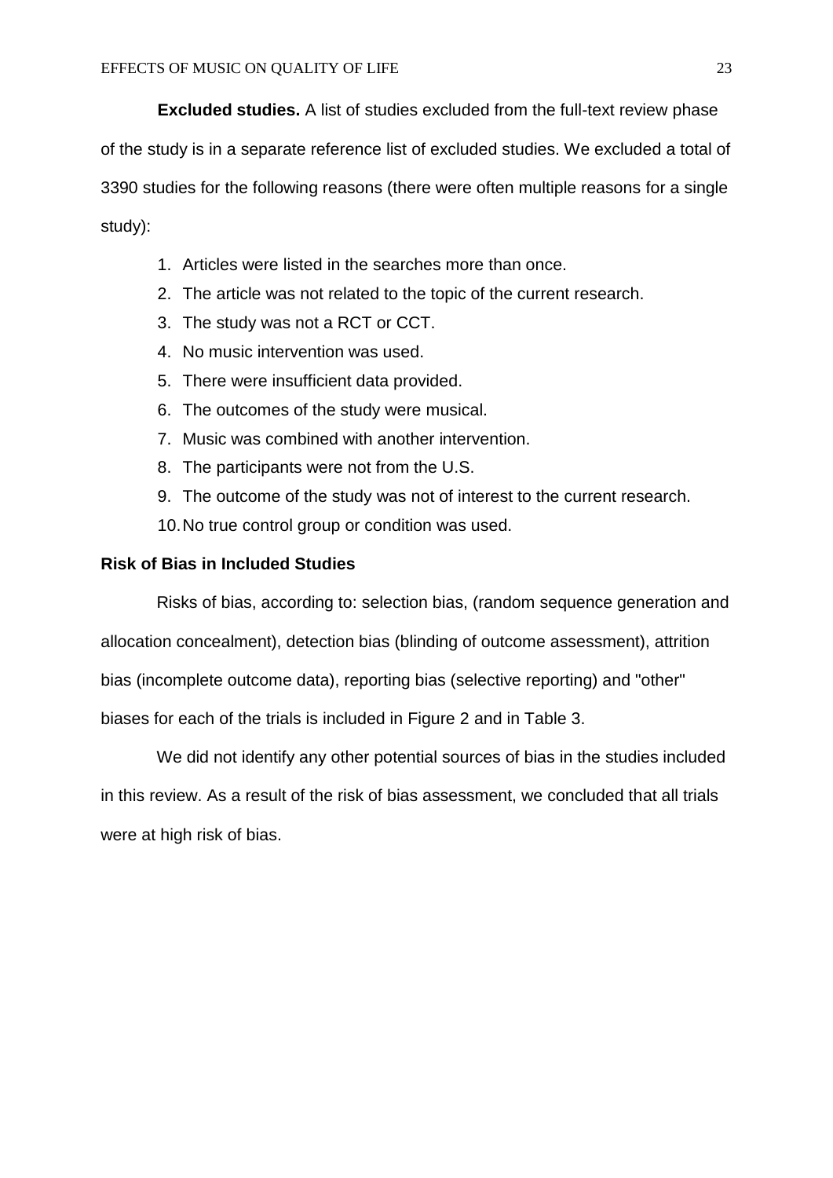**Excluded studies.** A list of studies excluded from the full-text review phase of the study is in a separate reference list of excluded studies. We excluded a total of 3390 studies for the following reasons (there were often multiple reasons for a single study):

1. Articles were listed in the searches more than once.
2. The article was not related to the topic of the current research.
3. The study was not a RCT or CCT.
4. No music intervention was used.
5. There were insufficient data provided.
6. The outcomes of the study were musical.
7. Music was combined with another intervention.
8. The participants were not from the U.S.
9. The outcome of the study was not of interest to the current research.
10. No true control group or condition was used.

## Risk of Bias in Included Studies

Risks of bias, according to: selection bias, (random sequence generation and allocation concealment), detection bias (blinding of outcome assessment), attrition bias (incomplete outcome data), reporting bias (selective reporting) and "other" biases for each of the trials is included in Figure 2 and in Table 3.

We did not identify any other potential sources of bias in the studies included in this review. As a result of the risk of bias assessment, we concluded that all trials were at high risk of bias.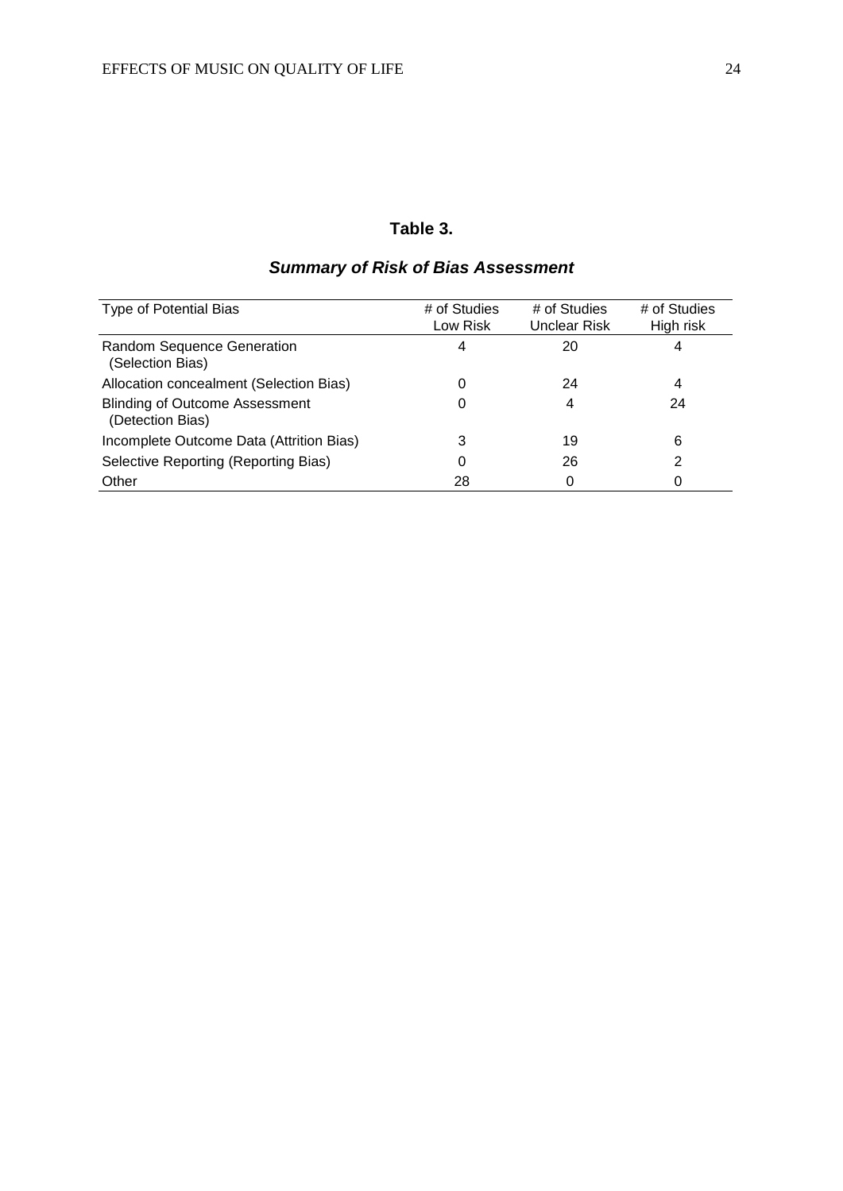**Table 3.**

***Summary of Risk of Bias Assessment***

| Type of Potential Bias | # of Studies Low Risk | # of Studies Unclear Risk | # of Studies High risk |
|---|---|---|---|
| Random Sequence Generation (Selection Bias) | 4 | 20 | 4 |
| Allocation concealment (Selection Bias) | 0 | 24 | 4 |
| Blinding of Outcome Assessment (Detection Bias) | 0 | 4 | 24 |
| Incomplete Outcome Data (Attrition Bias) | 3 | 19 | 6 |
| Selective Reporting (Reporting Bias) | 0 | 26 | 2 |
| Other | 28 | 0 | 0 |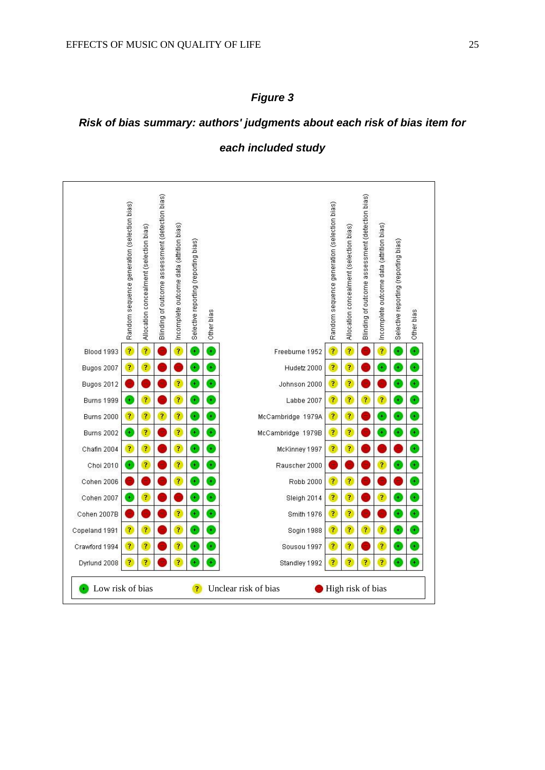## *Figure 3*

### *Risk of bias summary: authors' judgments about each risk of bias item for each included study*

| Study | Random sequence generation (selection bias) | Allocation concealment (selection bias) | Blinding of outcome assessment (detection bias) | Incomplete outcome data (attrition bias) | Selective reporting (reporting bias) | Other bias |
|---|---|---|---|---|---|---|
| Blood 1993 | ? | ? | − | ? | + | + |
| Bugos 2007 | ? | ? | − | − | + | + |
| Bugos 2012 | − | − | − | ? | + | + |
| Burns 1999 | + | ? | − | ? | + | + |
| Burns 2000 | ? | ? | ? | ? | + | + |
| Burns 2002 | + | ? | − | ? | + | + |
| Chafin 2004 | ? | ? | − | ? | + | + |
| Choi 2010 | + | ? | − | ? | + | + |
| Cohen 2006 | − | − | − | ? | + | + |
| Cohen 2007 | + | ? | − | − | + | + |
| Cohen 2007B | − | − | − | ? | + | + |
| Copeland 1991 | ? | ? | − | ? | + | + |
| Crawford 1994 | ? | ? | − | ? | + | + |
| Dyrlund 2008 | ? | ? | − | ? | + | + |
| Freeburne 1952 | ? | ? | − | ? | + | + |
| Hudetz 2000 | ? | ? | − | + | + | + |
| Johnson 2000 | ? | ? | − | − | + | + |
| Labbe 2007 | ? | ? | ? | ? | + | + |
| McCambridge 1979A | ? | ? | − | + | + | + |
| McCambridge 1979B | ? | ? | − | + | + | + |
| McKinney 1997 | ? | ? | − | − | − | + |
| Rauscher 2000 | − | − | − | ? | + | + |
| Robb 2000 | ? | ? | − | − | − | + |
| Sleigh 2014 | ? | ? | − | ? | + | + |
| Smith 1976 | ? | ? | − | − | + | + |
| Sogin 1988 | ? | ? | ? | ? | + | + |
| Sousou 1997 | ? | ? | − | ? | + | + |
| Standley 1992 | ? | ? | ? | ? | + | + |

\+ Low risk of bias &nbsp;&nbsp; ? Unclear risk of bias &nbsp;&nbsp; − High risk of bias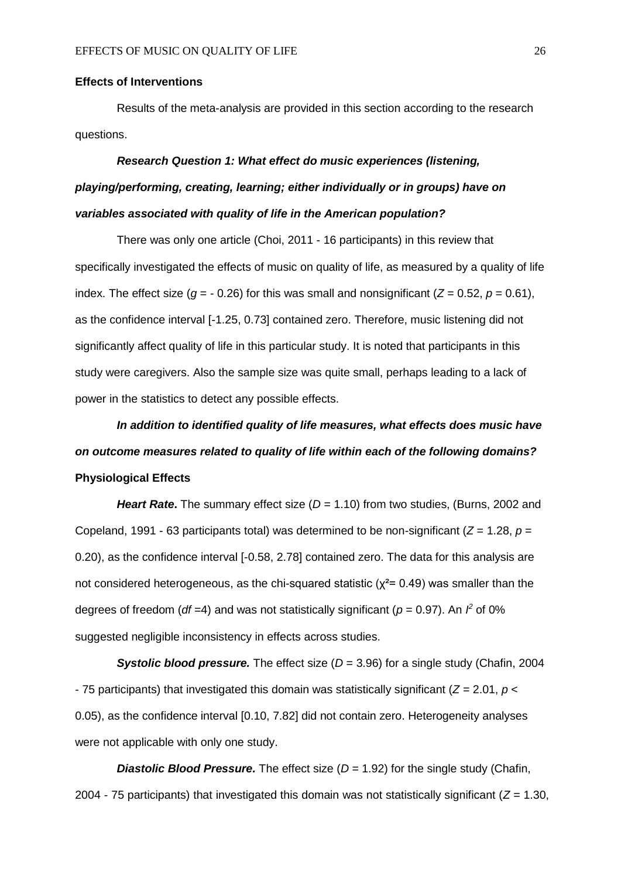### Effects of Interventions

Results of the meta-analysis are provided in this section according to the research questions.

***Research Question 1: What effect do music experiences (listening, playing/performing, creating, learning; either individually or in groups) have on variables associated with quality of life in the American population?***

There was only one article (Choi, 2011 - 16 participants) in this review that specifically investigated the effects of music on quality of life, as measured by a quality of life index. The effect size ($g$ = - 0.26) for this was small and nonsignificant ($Z$ = 0.52, $p$ = 0.61), as the confidence interval [-1.25, 0.73] contained zero. Therefore, music listening did not significantly affect quality of life in this particular study. It is noted that participants in this study were caregivers. Also the sample size was quite small, perhaps leading to a lack of power in the statistics to detect any possible effects.

***In addition to identified quality of life measures, what effects does music have on outcome measures related to quality of life within each of the following domains?***

### Physiological Effects

***Heart Rate*.** The summary effect size ($D$ = 1.10) from two studies, (Burns, 2002 and Copeland, 1991 - 63 participants total) was determined to be non-significant ($Z$ = 1.28, $p$ = 0.20), as the confidence interval [-0.58, 2.78] contained zero. The data for this analysis are not considered heterogeneous, as the chi-squared statistic ($\chi^2$= 0.49) was smaller than the degrees of freedom ($df$ =4) and was not statistically significant ($p$ = 0.97). An $I^2$ of 0% suggested negligible inconsistency in effects across studies.

***Systolic blood pressure.*** The effect size ($D$ = 3.96) for a single study (Chafin, 2004 - 75 participants) that investigated this domain was statistically significant ($Z$ = 2.01, $p <$ 0.05), as the confidence interval [0.10, 7.82] did not contain zero. Heterogeneity analyses were not applicable with only one study.

***Diastolic Blood Pressure.*** The effect size ($D$ = 1.92) for the single study (Chafin, 2004 - 75 participants) that investigated this domain was not statistically significant ($Z$ = 1.30,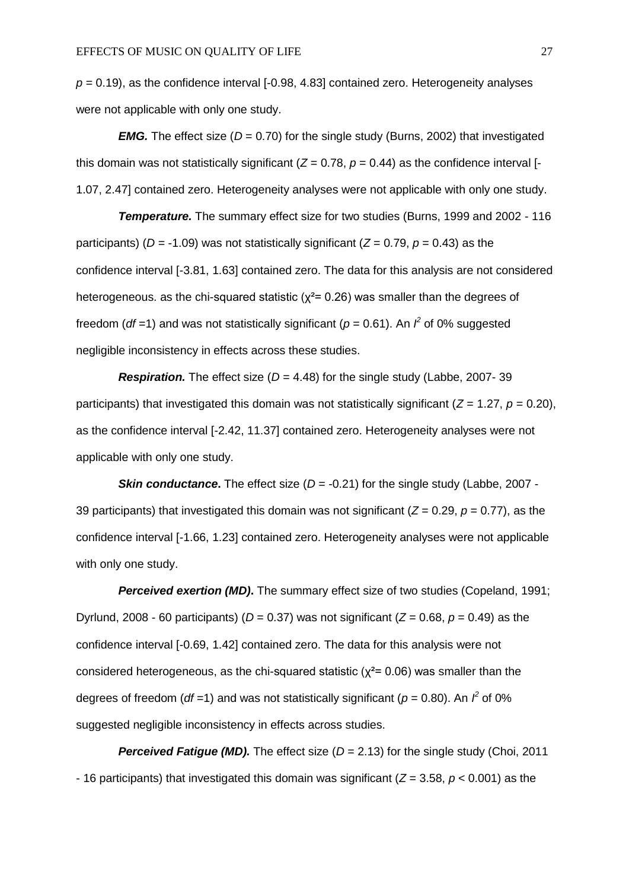$p = 0.19$), as the confidence interval [-0.98, 4.83] contained zero. Heterogeneity analyses were not applicable with only one study.

***EMG.*** The effect size ($D = 0.70$) for the single study (Burns, 2002) that investigated this domain was not statistically significant ($Z = 0.78$, $p = 0.44$) as the confidence interval [-1.07, 2.47] contained zero. Heterogeneity analyses were not applicable with only one study.

***Temperature.*** The summary effect size for two studies (Burns, 1999 and 2002 - 116 participants) ($D = -1.09$) was not statistically significant ($Z = 0.79$, $p = 0.43$) as the confidence interval [-3.81, 1.63] contained zero. The data for this analysis are not considered heterogeneous. as the chi-squared statistic ($\chi^2 = 0.26$) was smaller than the degrees of freedom ($df = 1$) and was not statistically significant ($p = 0.61$). An $I^2$ of 0% suggested negligible inconsistency in effects across these studies.

***Respiration.*** The effect size ($D = 4.48$) for the single study (Labbe, 2007- 39 participants) that investigated this domain was not statistically significant ($Z = 1.27$, $p = 0.20$), as the confidence interval [-2.42, 11.37] contained zero. Heterogeneity analyses were not applicable with only one study.

***Skin conductance*****.** The effect size ($D = -0.21$) for the single study (Labbe, 2007 - 39 participants) that investigated this domain was not significant ($Z = 0.29$, $p = 0.77$), as the confidence interval [-1.66, 1.23] contained zero. Heterogeneity analyses were not applicable with only one study.

***Perceived exertion (MD)*****.** The summary effect size of two studies (Copeland, 1991; Dyrlund, 2008 - 60 participants) ($D = 0.37$) was not significant ($Z = 0.68$, $p = 0.49$) as the confidence interval [-0.69, 1.42] contained zero. The data for this analysis were not considered heterogeneous, as the chi-squared statistic ($\chi^2 = 0.06$) was smaller than the degrees of freedom ($df = 1$) and was not statistically significant ($p = 0.80$). An $I^2$ of 0% suggested negligible inconsistency in effects across studies.

***Perceived Fatigue (MD).*** The effect size ($D = 2.13$) for the single study (Choi, 2011 - 16 participants) that investigated this domain was significant ($Z = 3.58$, $p < 0.001$) as the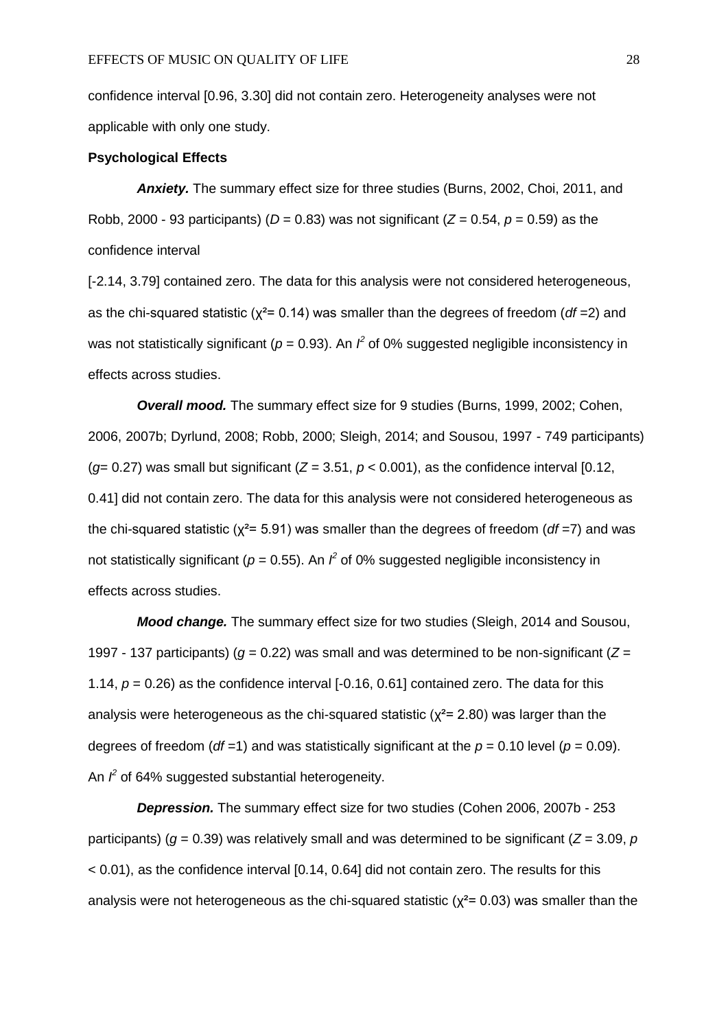confidence interval [0.96, 3.30] did not contain zero. Heterogeneity analyses were not applicable with only one study.

**Psychological Effects**

***Anxiety.*** The summary effect size for three studies (Burns, 2002, Choi, 2011, and Robb, 2000 - 93 participants) ($D$ = 0.83) was not significant ($Z$ = 0.54, $p$ = 0.59) as the confidence interval

[-2.14, 3.79] contained zero. The data for this analysis were not considered heterogeneous, as the chi-squared statistic ($\chi^2$= 0.14) was smaller than the degrees of freedom ($df$ =2) and was not statistically significant ($p$ = 0.93). An $I^2$ of 0% suggested negligible inconsistency in effects across studies.

***Overall mood.*** The summary effect size for 9 studies (Burns, 1999, 2002; Cohen, 2006, 2007b; Dyrlund, 2008; Robb, 2000; Sleigh, 2014; and Sousou, 1997 - 749 participants) ($g$= 0.27) was small but significant ($Z$ = 3.51, $p$ < 0.001), as the confidence interval [0.12, 0.41] did not contain zero. The data for this analysis were not considered heterogeneous as the chi-squared statistic ($\chi^2$= 5.91) was smaller than the degrees of freedom ($df$ =7) and was not statistically significant ($p$ = 0.55). An $I^2$ of 0% suggested negligible inconsistency in effects across studies.

***Mood change.*** The summary effect size for two studies (Sleigh, 2014 and Sousou, 1997 - 137 participants) ($g$ = 0.22) was small and was determined to be non-significant ($Z$ = 1.14, $p$ = 0.26) as the confidence interval [-0.16, 0.61] contained zero. The data for this analysis were heterogeneous as the chi-squared statistic ($\chi^2$= 2.80) was larger than the degrees of freedom ($df$ =1) and was statistically significant at the $p$ = 0.10 level ($p$ = 0.09). An $I^2$ of 64% suggested substantial heterogeneity.

***Depression.*** The summary effect size for two studies (Cohen 2006, 2007b - 253 participants) ($g$ = 0.39) was relatively small and was determined to be significant ($Z$ = 3.09, $p$ < 0.01), as the confidence interval [0.14, 0.64] did not contain zero. The results for this analysis were not heterogeneous as the chi-squared statistic ($\chi^2$= 0.03) was smaller than the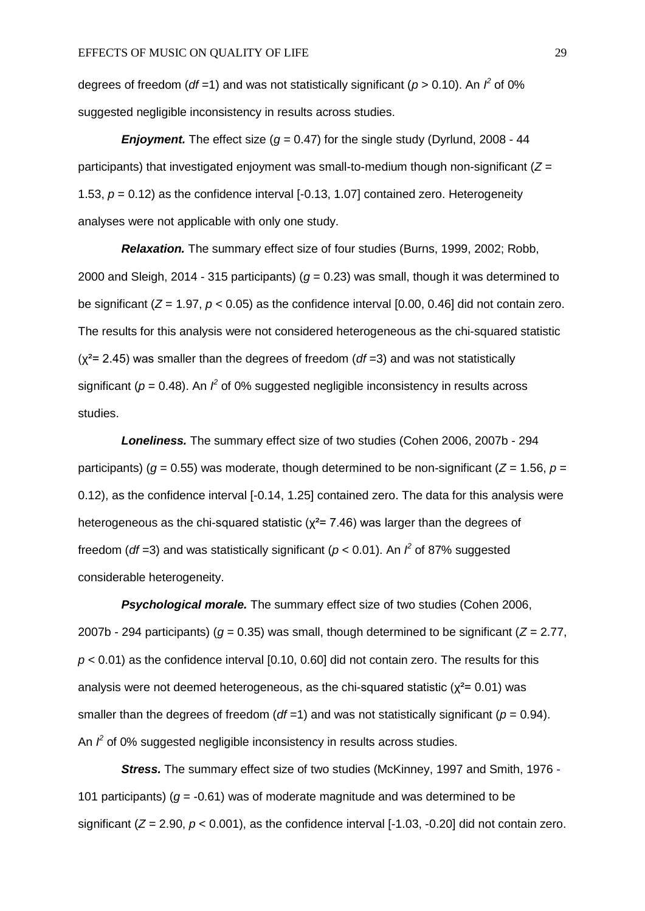degrees of freedom (*df* =1) and was not statistically significant ($p > 0.10$). An $I^2$ of 0% suggested negligible inconsistency in results across studies.

***Enjoyment.*** The effect size ($g = 0.47$) for the single study (Dyrlund, 2008 - 44 participants) that investigated enjoyment was small-to-medium though non-significant ($Z = 1.53$, $p = 0.12$) as the confidence interval [-0.13, 1.07] contained zero. Heterogeneity analyses were not applicable with only one study.

***Relaxation.*** The summary effect size of four studies (Burns, 1999, 2002; Robb, 2000 and Sleigh, 2014 - 315 participants) ($g = 0.23$) was small, though it was determined to be significant ($Z = 1.97$, $p < 0.05$) as the confidence interval [0.00, 0.46] did not contain zero. The results for this analysis were not considered heterogeneous as the chi-squared statistic ($\chi^2 = 2.45$) was smaller than the degrees of freedom (*df* =3) and was not statistically significant ($p = 0.48$). An $I^2$ of 0% suggested negligible inconsistency in results across studies.

***Loneliness.*** The summary effect size of two studies (Cohen 2006, 2007b - 294 participants) ($g = 0.55$) was moderate, though determined to be non-significant ($Z = 1.56$, $p = 0.12$), as the confidence interval [-0.14, 1.25] contained zero. The data for this analysis were heterogeneous as the chi-squared statistic ($\chi^2 = 7.46$) was larger than the degrees of freedom (*df* =3) and was statistically significant ($p < 0.01$). An $I^2$ of 87% suggested considerable heterogeneity.

***Psychological morale.*** The summary effect size of two studies (Cohen 2006, 2007b - 294 participants) ($g = 0.35$) was small, though determined to be significant ($Z = 2.77$, $p < 0.01$) as the confidence interval [0.10, 0.60] did not contain zero. The results for this analysis were not deemed heterogeneous, as the chi-squared statistic ($\chi^2 = 0.01$) was smaller than the degrees of freedom (*df* =1) and was not statistically significant ($p = 0.94$). An $I^2$ of 0% suggested negligible inconsistency in results across studies.

***Stress.*** The summary effect size of two studies (McKinney, 1997 and Smith, 1976 - 101 participants) ($g = -0.61$) was of moderate magnitude and was determined to be significant ($Z = 2.90$, $p < 0.001$), as the confidence interval [-1.03, -0.20] did not contain zero.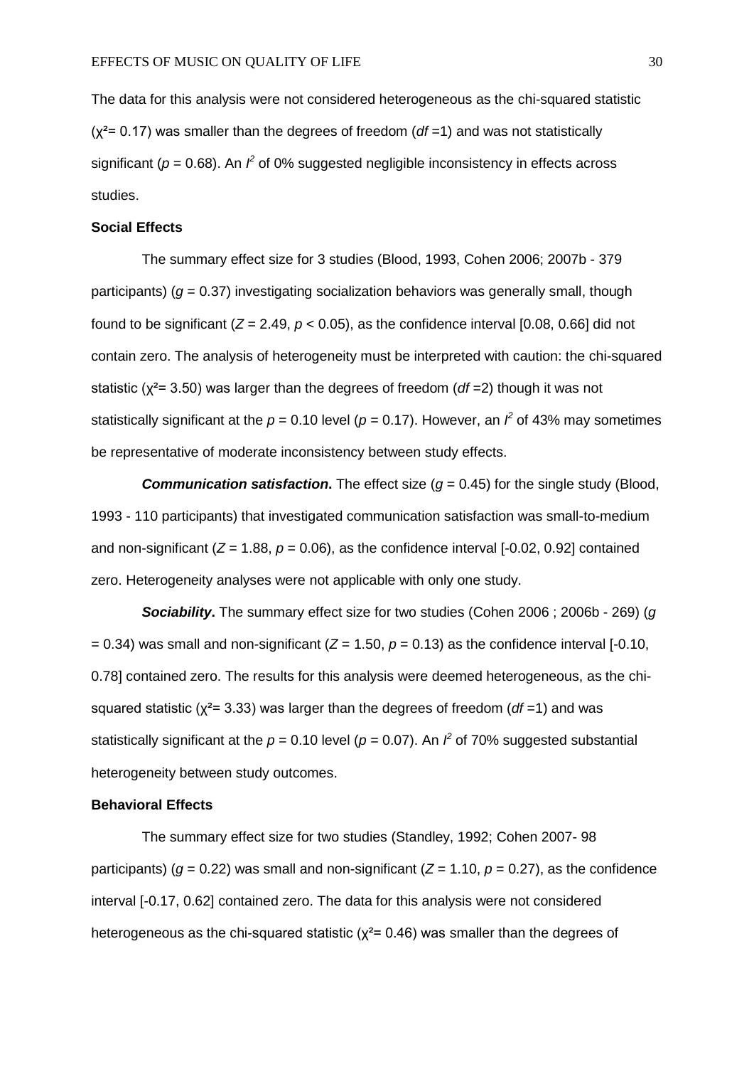The data for this analysis were not considered heterogeneous as the chi-squared statistic ($\chi^2$= 0.17) was smaller than the degrees of freedom (*df* =1) and was not statistically significant ($p$ = 0.68). An $I^2$ of 0% suggested negligible inconsistency in effects across studies.

**Social Effects**

The summary effect size for 3 studies (Blood, 1993, Cohen 2006; 2007b - 379 participants) ($g$ = 0.37) investigating socialization behaviors was generally small, though found to be significant ($Z$ = 2.49, $p < 0.05$), as the confidence interval [0.08, 0.66] did not contain zero. The analysis of heterogeneity must be interpreted with caution: the chi-squared statistic ($\chi^2$= 3.50) was larger than the degrees of freedom (*df* =2) though it was not statistically significant at the $p$ = 0.10 level ($p$ = 0.17). However, an $I^2$ of 43% may sometimes be representative of moderate inconsistency between study effects.

***Communication satisfaction*.** The effect size ($g$ = 0.45) for the single study (Blood, 1993 - 110 participants) that investigated communication satisfaction was small-to-medium and non-significant ($Z$ = 1.88, $p$ = 0.06), as the confidence interval [-0.02, 0.92] contained zero. Heterogeneity analyses were not applicable with only one study.

***Sociability*.** The summary effect size for two studies (Cohen 2006 ; 2006b - 269) ($g$ = 0.34) was small and non-significant ($Z$ = 1.50, $p$ = 0.13) as the confidence interval [-0.10, 0.78] contained zero. The results for this analysis were deemed heterogeneous, as the chi-squared statistic ($\chi^2$= 3.33) was larger than the degrees of freedom (*df* =1) and was statistically significant at the $p$ = 0.10 level ($p$ = 0.07). An $I^2$ of 70% suggested substantial heterogeneity between study outcomes.

**Behavioral Effects**

The summary effect size for two studies (Standley, 1992; Cohen 2007- 98 participants) ($g$ = 0.22) was small and non-significant ($Z$ = 1.10, $p$ = 0.27), as the confidence interval [-0.17, 0.62] contained zero. The data for this analysis were not considered heterogeneous as the chi-squared statistic ($\chi^2$= 0.46) was smaller than the degrees of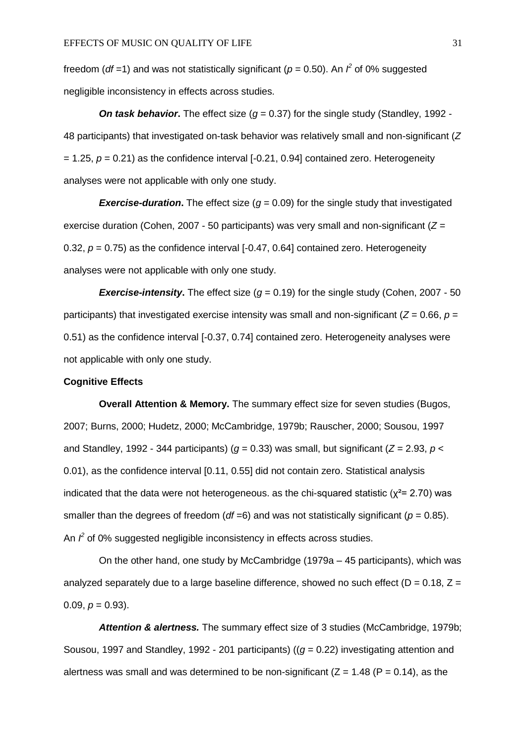freedom (*df* =1) and was not statistically significant ($p$ = 0.50). An $I^2$ of 0% suggested negligible inconsistency in effects across studies.

***On task behavior*.** The effect size ($g$ = 0.37) for the single study (Standley, 1992 - 48 participants) that investigated on-task behavior was relatively small and non-significant ($Z$ = 1.25, $p$ = 0.21) as the confidence interval [-0.21, 0.94] contained zero. Heterogeneity analyses were not applicable with only one study.

***Exercise-duration*.** The effect size ($g$ = 0.09) for the single study that investigated exercise duration (Cohen, 2007 - 50 participants) was very small and non-significant ($Z$ = 0.32, $p$ = 0.75) as the confidence interval [-0.47, 0.64] contained zero. Heterogeneity analyses were not applicable with only one study.

***Exercise-intensity*.** The effect size ($g$ = 0.19) for the single study (Cohen, 2007 - 50 participants) that investigated exercise intensity was small and non-significant ($Z$ = 0.66, $p$ = 0.51) as the confidence interval [-0.37, 0.74] contained zero. Heterogeneity analyses were not applicable with only one study.

**Cognitive Effects**

**Overall Attention & Memory.** The summary effect size for seven studies (Bugos, 2007; Burns, 2000; Hudetz, 2000; McCambridge, 1979b; Rauscher, 2000; Sousou, 1997 and Standley, 1992 - 344 participants) ($g$ = 0.33) was small, but significant ($Z$ = 2.93, $p$ < 0.01), as the confidence interval [0.11, 0.55] did not contain zero. Statistical analysis indicated that the data were not heterogeneous. as the chi-squared statistic ($\chi^2$= 2.70) was smaller than the degrees of freedom (*df* =6) and was not statistically significant ($p$ = 0.85). An $I^2$ of 0% suggested negligible inconsistency in effects across studies.

On the other hand, one study by McCambridge (1979a – 45 participants), which was analyzed separately due to a large baseline difference, showed no such effect (D = 0.18, Z = 0.09, $p$ = 0.93).

***Attention & alertness.*** The summary effect size of 3 studies (McCambridge, 1979b; Sousou, 1997 and Standley, 1992 - 201 participants) (($g$ = 0.22) investigating attention and alertness was small and was determined to be non-significant (Z = 1.48 (P = 0.14), as the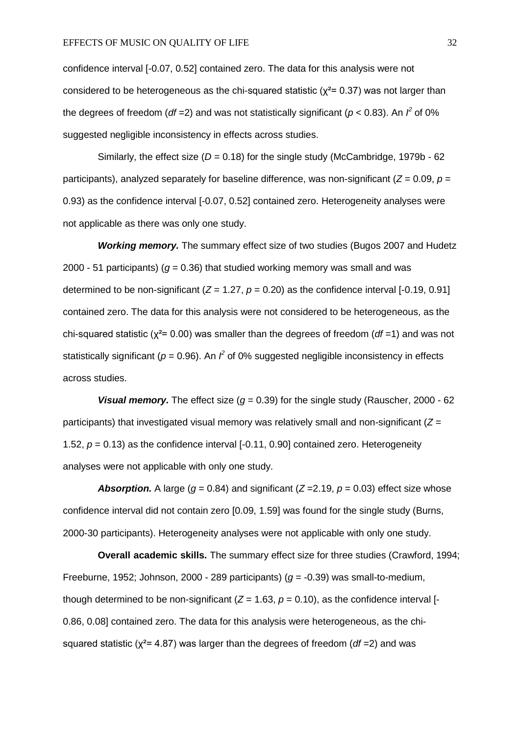confidence interval [-0.07, 0.52] contained zero. The data for this analysis were not considered to be heterogeneous as the chi-squared statistic ($\chi^2$= 0.37) was not larger than the degrees of freedom (*df* =2) and was not statistically significant ($p < 0.83$). An $I^2$ of 0% suggested negligible inconsistency in effects across studies.

Similarly, the effect size (*D* = 0.18) for the single study (McCambridge, 1979b - 62 participants), analyzed separately for baseline difference, was non-significant ($Z = 0.09$, $p = 0.93$) as the confidence interval [-0.07, 0.52] contained zero. Heterogeneity analyses were not applicable as there was only one study.

***Working memory.*** The summary effect size of two studies (Bugos 2007 and Hudetz 2000 - 51 participants) ($g = 0.36$) that studied working memory was small and was determined to be non-significant ($Z = 1.27$, $p = 0.20$) as the confidence interval [-0.19, 0.91] contained zero. The data for this analysis were not considered to be heterogeneous, as the chi-squared statistic ($\chi^2$= 0.00) was smaller than the degrees of freedom (*df* =1) and was not statistically significant ($p = 0.96$). An $I^2$ of 0% suggested negligible inconsistency in effects across studies.

***Visual memory.*** The effect size ($g = 0.39$) for the single study (Rauscher, 2000 - 62 participants) that investigated visual memory was relatively small and non-significant ($Z = 1.52$, $p = 0.13$) as the confidence interval [-0.11, 0.90] contained zero. Heterogeneity analyses were not applicable with only one study.

***Absorption.*** A large ($g = 0.84$) and significant ($Z = 2.19$, $p = 0.03$) effect size whose confidence interval did not contain zero [0.09, 1.59] was found for the single study (Burns, 2000-30 participants). Heterogeneity analyses were not applicable with only one study.

**Overall academic skills.** The summary effect size for three studies (Crawford, 1994; Freeburne, 1952; Johnson, 2000 - 289 participants) ($g = -0.39$) was small-to-medium, though determined to be non-significant ($Z = 1.63$, $p = 0.10$), as the confidence interval [-0.86, 0.08] contained zero. The data for this analysis were heterogeneous, as the chi-squared statistic ($\chi^2$= 4.87) was larger than the degrees of freedom (*df* =2) and was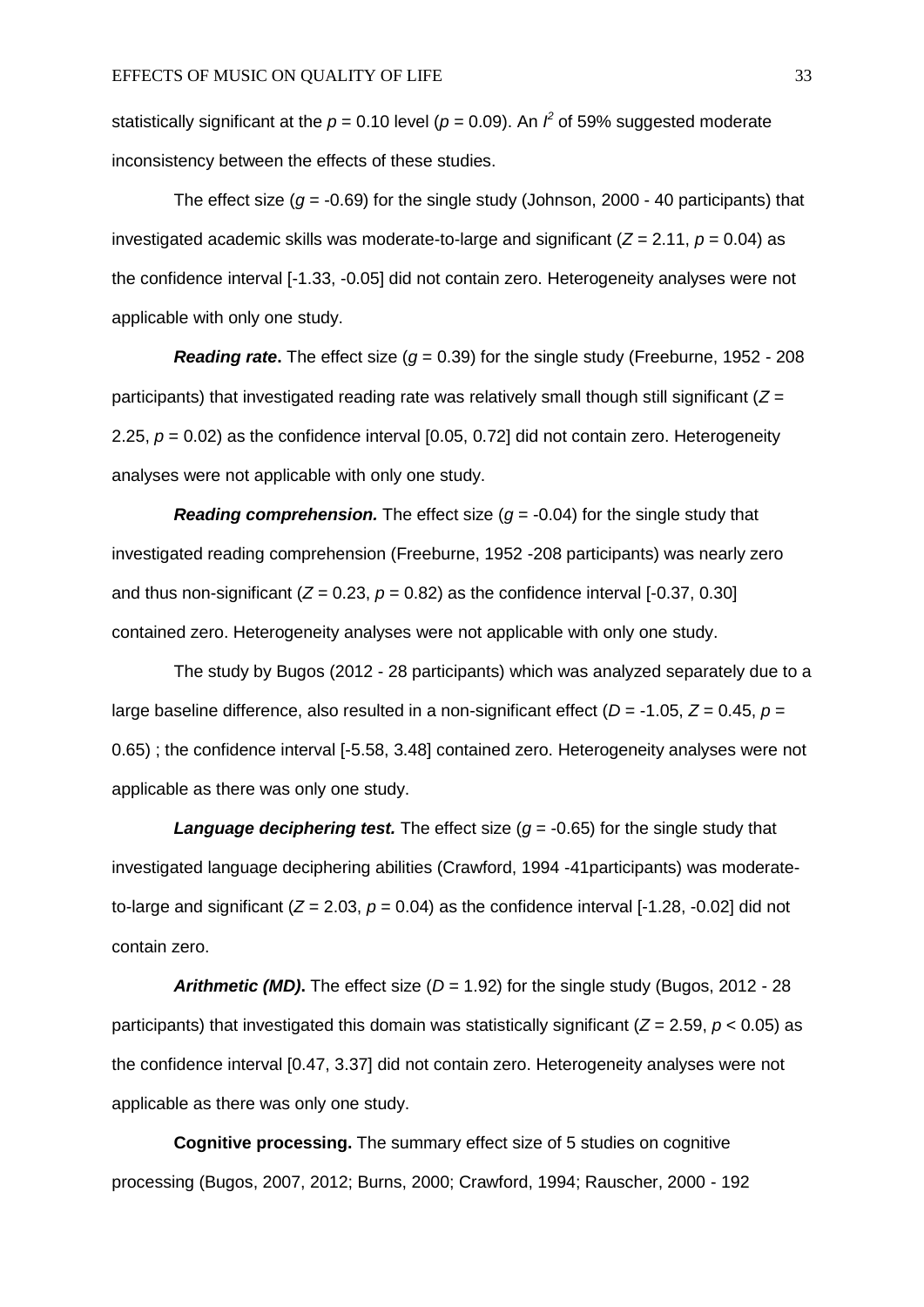statistically significant at the $p = 0.10$ level ($p = 0.09$). An $I^2$ of 59% suggested moderate inconsistency between the effects of these studies.

The effect size ($g = -0.69$) for the single study (Johnson, 2000 - 40 participants) that investigated academic skills was moderate-to-large and significant ($Z = 2.11$, $p = 0.04$) as the confidence interval [-1.33, -0.05] did not contain zero. Heterogeneity analyses were not applicable with only one study.

***Reading rate*.** The effect size ($g = 0.39$) for the single study (Freeburne, 1952 - 208 participants) that investigated reading rate was relatively small though still significant ($Z = 2.25$, $p = 0.02$) as the confidence interval [0.05, 0.72] did not contain zero. Heterogeneity analyses were not applicable with only one study.

***Reading comprehension.*** The effect size ($g = -0.04$) for the single study that investigated reading comprehension (Freeburne, 1952 -208 participants) was nearly zero and thus non-significant ($Z = 0.23$, $p = 0.82$) as the confidence interval [-0.37, 0.30] contained zero. Heterogeneity analyses were not applicable with only one study.

The study by Bugos (2012 - 28 participants) which was analyzed separately due to a large baseline difference, also resulted in a non-significant effect ($D = -1.05$, $Z = 0.45$, $p = 0.65$) ; the confidence interval [-5.58, 3.48] contained zero. Heterogeneity analyses were not applicable as there was only one study.

***Language deciphering test.*** The effect size ($g = -0.65$) for the single study that investigated language deciphering abilities (Crawford, 1994 -41participants) was moderate-to-large and significant ($Z = 2.03$, $p = 0.04$) as the confidence interval [-1.28, -0.02] did not contain zero.

***Arithmetic (MD)*.** The effect size ($D = 1.92$) for the single study (Bugos, 2012 - 28 participants) that investigated this domain was statistically significant ($Z = 2.59$, $p < 0.05$) as the confidence interval [0.47, 3.37] did not contain zero. Heterogeneity analyses were not applicable as there was only one study.

**Cognitive processing.** The summary effect size of 5 studies on cognitive processing (Bugos, 2007, 2012; Burns, 2000; Crawford, 1994; Rauscher, 2000 - 192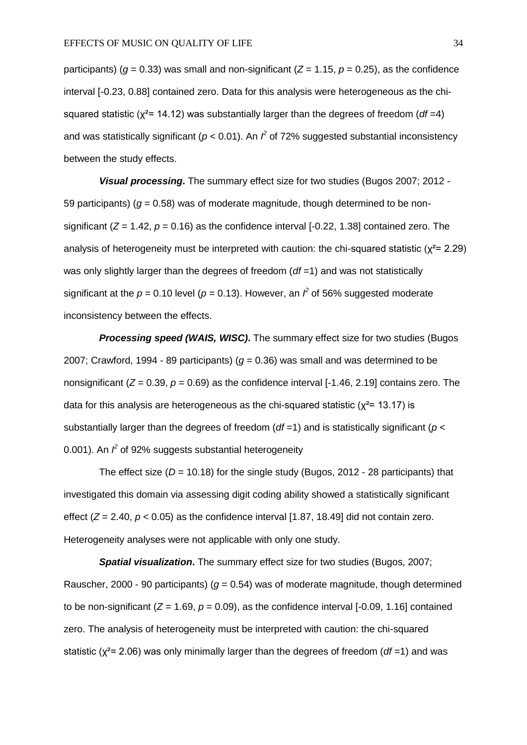participants) ($g$ = 0.33) was small and non-significant ($Z$ = 1.15, $p$ = 0.25), as the confidence interval [-0.23, 0.88] contained zero. Data for this analysis were heterogeneous as the chi-squared statistic ($\chi^2$= 14.12) was substantially larger than the degrees of freedom ($df$ =4) and was statistically significant ($p$ < 0.01). An $I^2$ of 72% suggested substantial inconsistency between the study effects.

***Visual processing*.** The summary effect size for two studies (Bugos 2007; 2012 - 59 participants) ($g$ = 0.58) was of moderate magnitude, though determined to be non-significant ($Z$ = 1.42, $p$ = 0.16) as the confidence interval [-0.22, 1.38] contained zero. The analysis of heterogeneity must be interpreted with caution: the chi-squared statistic ($\chi^2$= 2.29) was only slightly larger than the degrees of freedom ($df$ =1) and was not statistically significant at the $p$ = 0.10 level ($p$ = 0.13). However, an $I^2$ of 56% suggested moderate inconsistency between the effects.

***Processing speed (WAIS, WISC)*.** The summary effect size for two studies (Bugos 2007; Crawford, 1994 - 89 participants) ($g$ = 0.36) was small and was determined to be nonsignificant ($Z$ = 0.39, $p$ = 0.69) as the confidence interval [-1.46, 2.19] contains zero. The data for this analysis are heterogeneous as the chi-squared statistic ($\chi^2$= 13.17) is substantially larger than the degrees of freedom ($df$ =1) and is statistically significant ($p$ < 0.001). An $I^2$ of 92% suggests substantial heterogeneity

The effect size ($D$ = 10.18) for the single study (Bugos, 2012 - 28 participants) that investigated this domain via assessing digit coding ability showed a statistically significant effect ($Z$ = 2.40, $p$ < 0.05) as the confidence interval [1.87, 18.49] did not contain zero. Heterogeneity analyses were not applicable with only one study.

***Spatial visualization*.** The summary effect size for two studies (Bugos, 2007; Rauscher, 2000 - 90 participants) ($g$ = 0.54) was of moderate magnitude, though determined to be non-significant ($Z$ = 1.69, $p$ = 0.09), as the confidence interval [-0.09, 1.16] contained zero. The analysis of heterogeneity must be interpreted with caution: the chi-squared statistic ($\chi^2$= 2.06) was only minimally larger than the degrees of freedom ($df$ =1) and was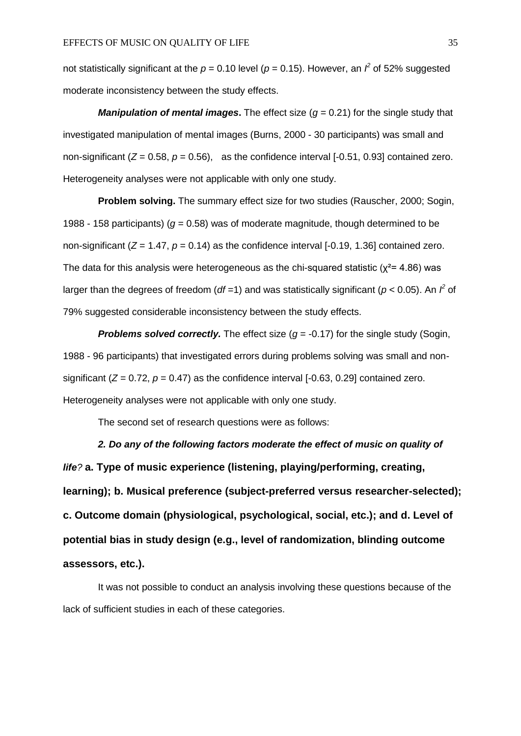not statistically significant at the $p = 0.10$ level ($p = 0.15$). However, an $I^2$ of 52% suggested moderate inconsistency between the study effects.

***Manipulation of mental images*.** The effect size ($g = 0.21$) for the single study that investigated manipulation of mental images (Burns, 2000 - 30 participants) was small and non-significant ($Z = 0.58$, $p = 0.56$), as the confidence interval [-0.51, 0.93] contained zero. Heterogeneity analyses were not applicable with only one study.

**Problem solving.** The summary effect size for two studies (Rauscher, 2000; Sogin, 1988 - 158 participants) ($g = 0.58$) was of moderate magnitude, though determined to be non-significant ($Z = 1.47$, $p = 0.14$) as the confidence interval [-0.19, 1.36] contained zero. The data for this analysis were heterogeneous as the chi-squared statistic ($\chi^2 = 4.86$) was larger than the degrees of freedom ($df = 1$) and was statistically significant ($p < 0.05$). An $I^2$ of 79% suggested considerable inconsistency between the study effects.

***Problems solved correctly.*** The effect size ($g = -0.17$) for the single study (Sogin, 1988 - 96 participants) that investigated errors during problems solving was small and non-significant ($Z = 0.72$, $p = 0.47$) as the confidence interval [-0.63, 0.29] contained zero. Heterogeneity analyses were not applicable with only one study.

The second set of research questions were as follows:

***2. Do any of the following factors moderate the effect of music on quality of life?*** **a. Type of music experience (listening, playing/performing, creating, learning); b. Musical preference (subject-preferred versus researcher-selected); c. Outcome domain (physiological, psychological, social, etc.); and d. Level of potential bias in study design (e.g., level of randomization, blinding outcome assessors, etc.).**

It was not possible to conduct an analysis involving these questions because of the lack of sufficient studies in each of these categories.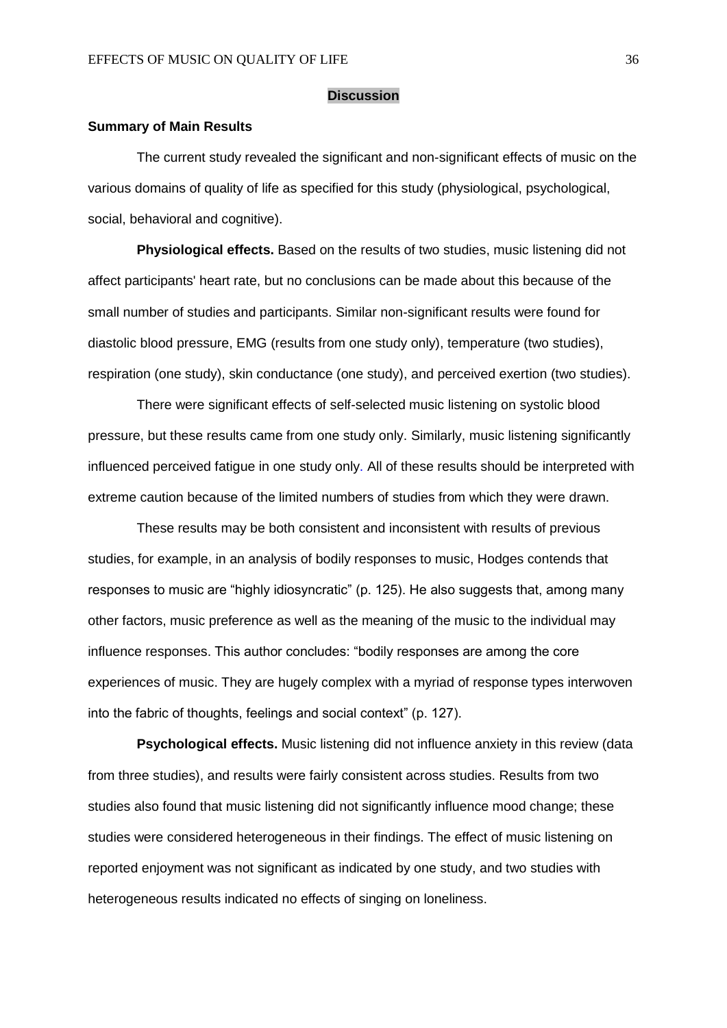## Discussion

### Summary of Main Results

The current study revealed the significant and non-significant effects of music on the various domains of quality of life as specified for this study (physiological, psychological, social, behavioral and cognitive).

**Physiological effects.** Based on the results of two studies, music listening did not affect participants' heart rate, but no conclusions can be made about this because of the small number of studies and participants. Similar non-significant results were found for diastolic blood pressure, EMG (results from one study only), temperature (two studies), respiration (one study), skin conductance (one study), and perceived exertion (two studies).

There were significant effects of self-selected music listening on systolic blood pressure, but these results came from one study only. Similarly, music listening significantly influenced perceived fatigue in one study only. All of these results should be interpreted with extreme caution because of the limited numbers of studies from which they were drawn.

These results may be both consistent and inconsistent with results of previous studies, for example, in an analysis of bodily responses to music, Hodges contends that responses to music are “highly idiosyncratic” (p. 125). He also suggests that, among many other factors, music preference as well as the meaning of the music to the individual may influence responses. This author concludes: “bodily responses are among the core experiences of music. They are hugely complex with a myriad of response types interwoven into the fabric of thoughts, feelings and social context” (p. 127).

**Psychological effects.** Music listening did not influence anxiety in this review (data from three studies), and results were fairly consistent across studies. Results from two studies also found that music listening did not significantly influence mood change; these studies were considered heterogeneous in their findings. The effect of music listening on reported enjoyment was not significant as indicated by one study, and two studies with heterogeneous results indicated no effects of singing on loneliness.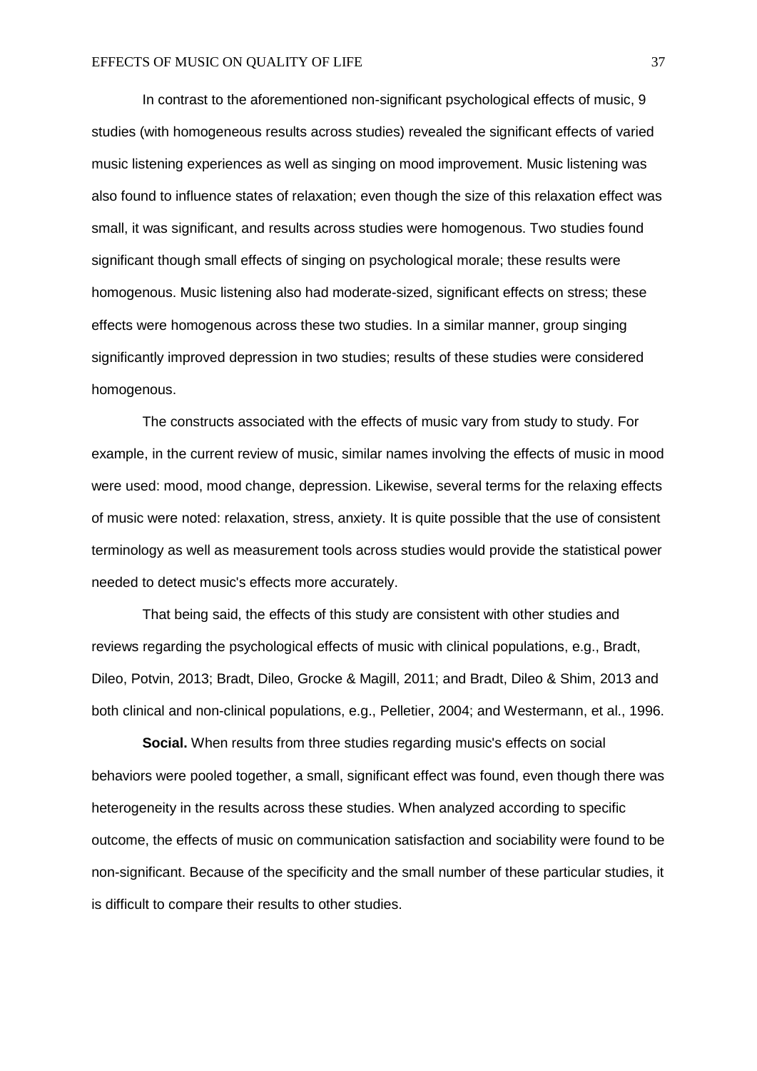In contrast to the aforementioned non-significant psychological effects of music, 9 studies (with homogeneous results across studies) revealed the significant effects of varied music listening experiences as well as singing on mood improvement. Music listening was also found to influence states of relaxation; even though the size of this relaxation effect was small, it was significant, and results across studies were homogenous. Two studies found significant though small effects of singing on psychological morale; these results were homogenous. Music listening also had moderate-sized, significant effects on stress; these effects were homogenous across these two studies. In a similar manner, group singing significantly improved depression in two studies; results of these studies were considered homogenous.

The constructs associated with the effects of music vary from study to study. For example, in the current review of music, similar names involving the effects of music in mood were used: mood, mood change, depression. Likewise, several terms for the relaxing effects of music were noted: relaxation, stress, anxiety. It is quite possible that the use of consistent terminology as well as measurement tools across studies would provide the statistical power needed to detect music's effects more accurately.

That being said, the effects of this study are consistent with other studies and reviews regarding the psychological effects of music with clinical populations, e.g., Bradt, Dileo, Potvin, 2013; Bradt, Dileo, Grocke & Magill, 2011; and Bradt, Dileo & Shim, 2013 and both clinical and non-clinical populations, e.g., Pelletier, 2004; and Westermann, et al., 1996.

**Social.** When results from three studies regarding music's effects on social behaviors were pooled together, a small, significant effect was found, even though there was heterogeneity in the results across these studies. When analyzed according to specific outcome, the effects of music on communication satisfaction and sociability were found to be non-significant. Because of the specificity and the small number of these particular studies, it is difficult to compare their results to other studies.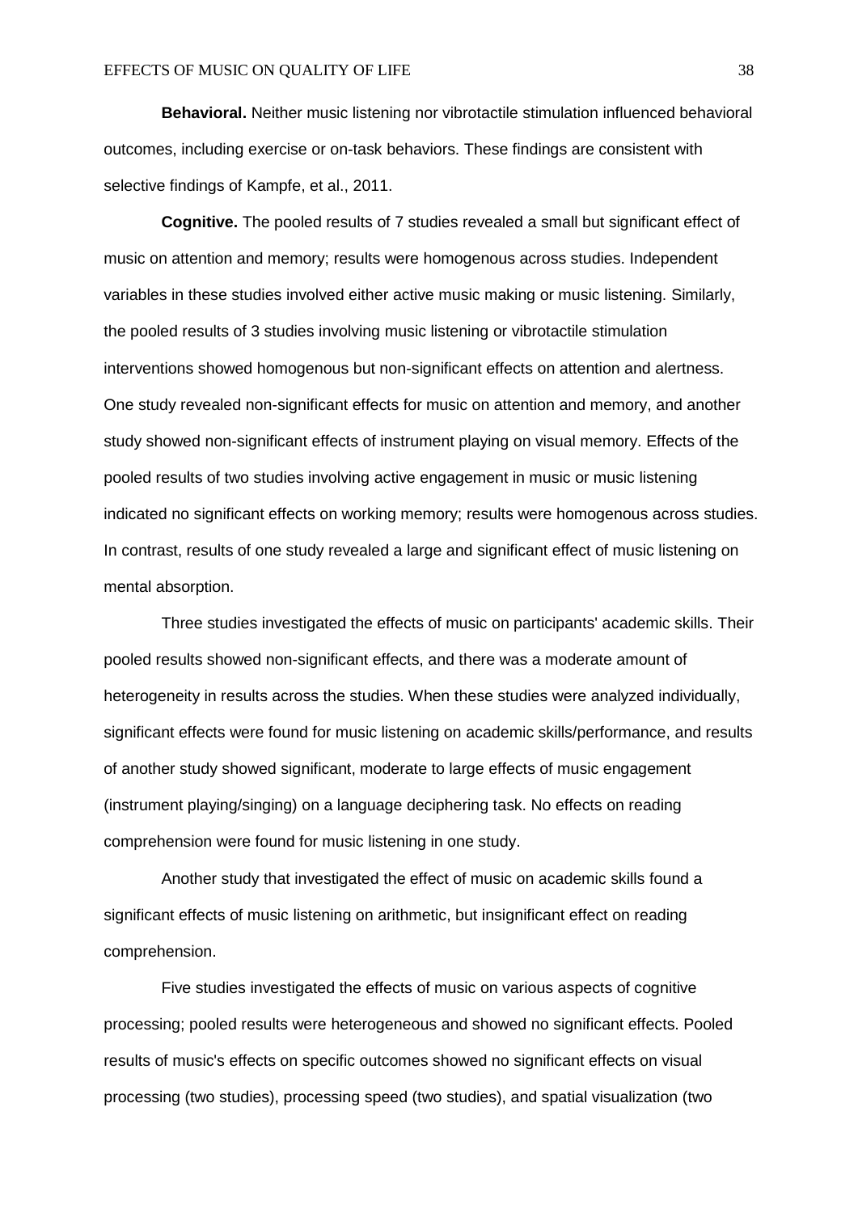**Behavioral.** Neither music listening nor vibrotactile stimulation influenced behavioral outcomes, including exercise or on-task behaviors. These findings are consistent with selective findings of Kampfe, et al., 2011.

**Cognitive.** The pooled results of 7 studies revealed a small but significant effect of music on attention and memory; results were homogenous across studies. Independent variables in these studies involved either active music making or music listening. Similarly, the pooled results of 3 studies involving music listening or vibrotactile stimulation interventions showed homogenous but non-significant effects on attention and alertness. One study revealed non-significant effects for music on attention and memory, and another study showed non-significant effects of instrument playing on visual memory. Effects of the pooled results of two studies involving active engagement in music or music listening indicated no significant effects on working memory; results were homogenous across studies. In contrast, results of one study revealed a large and significant effect of music listening on mental absorption.

Three studies investigated the effects of music on participants' academic skills. Their pooled results showed non-significant effects, and there was a moderate amount of heterogeneity in results across the studies. When these studies were analyzed individually, significant effects were found for music listening on academic skills/performance, and results of another study showed significant, moderate to large effects of music engagement (instrument playing/singing) on a language deciphering task. No effects on reading comprehension were found for music listening in one study.

Another study that investigated the effect of music on academic skills found a significant effects of music listening on arithmetic, but insignificant effect on reading comprehension.

Five studies investigated the effects of music on various aspects of cognitive processing; pooled results were heterogeneous and showed no significant effects. Pooled results of music's effects on specific outcomes showed no significant effects on visual processing (two studies), processing speed (two studies), and spatial visualization (two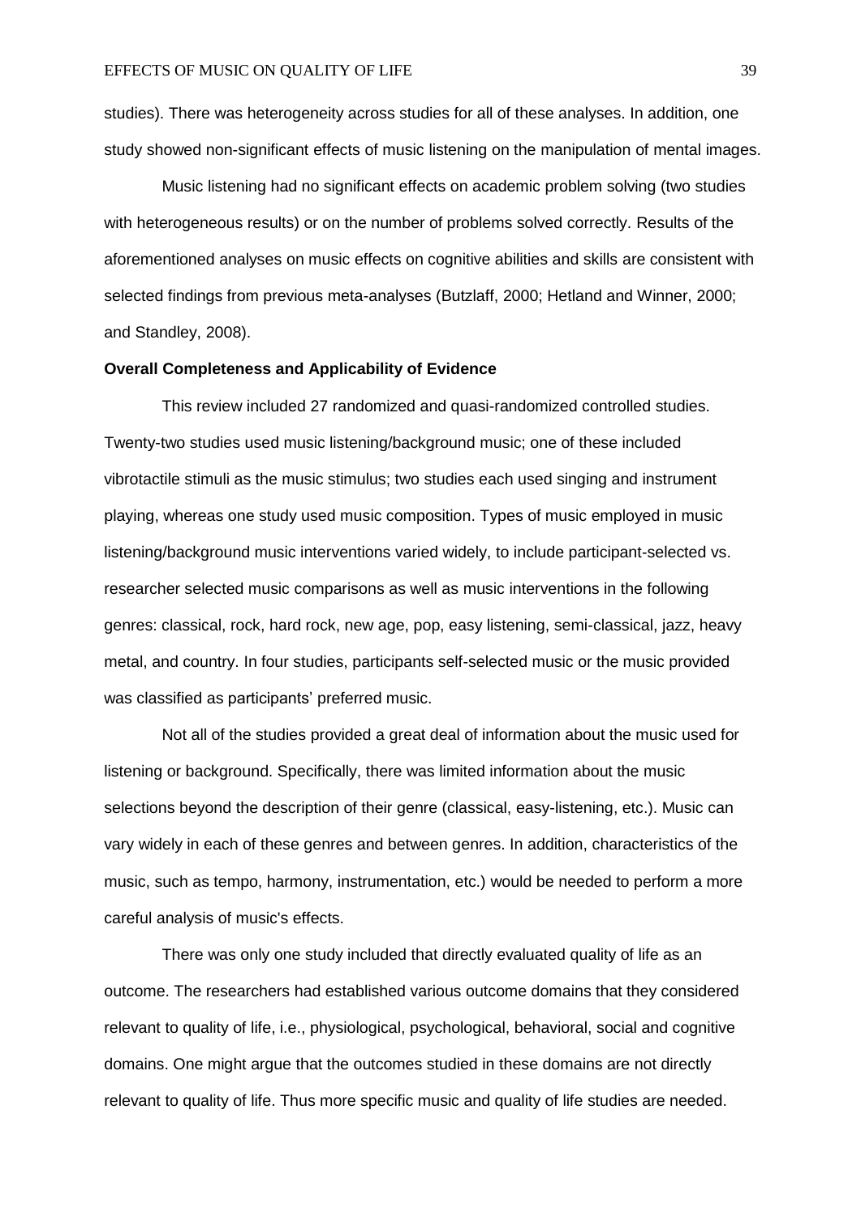studies). There was heterogeneity across studies for all of these analyses. In addition, one study showed non-significant effects of music listening on the manipulation of mental images.

Music listening had no significant effects on academic problem solving (two studies with heterogeneous results) or on the number of problems solved correctly. Results of the aforementioned analyses on music effects on cognitive abilities and skills are consistent with selected findings from previous meta-analyses (Butzlaff, 2000; Hetland and Winner, 2000; and Standley, 2008).

**Overall Completeness and Applicability of Evidence**

This review included 27 randomized and quasi-randomized controlled studies. Twenty-two studies used music listening/background music; one of these included vibrotactile stimuli as the music stimulus; two studies each used singing and instrument playing, whereas one study used music composition. Types of music employed in music listening/background music interventions varied widely, to include participant-selected vs. researcher selected music comparisons as well as music interventions in the following genres: classical, rock, hard rock, new age, pop, easy listening, semi-classical, jazz, heavy metal, and country. In four studies, participants self-selected music or the music provided was classified as participants' preferred music.

Not all of the studies provided a great deal of information about the music used for listening or background. Specifically, there was limited information about the music selections beyond the description of their genre (classical, easy-listening, etc.). Music can vary widely in each of these genres and between genres. In addition, characteristics of the music, such as tempo, harmony, instrumentation, etc.) would be needed to perform a more careful analysis of music's effects.

There was only one study included that directly evaluated quality of life as an outcome. The researchers had established various outcome domains that they considered relevant to quality of life, i.e., physiological, psychological, behavioral, social and cognitive domains. One might argue that the outcomes studied in these domains are not directly relevant to quality of life. Thus more specific music and quality of life studies are needed.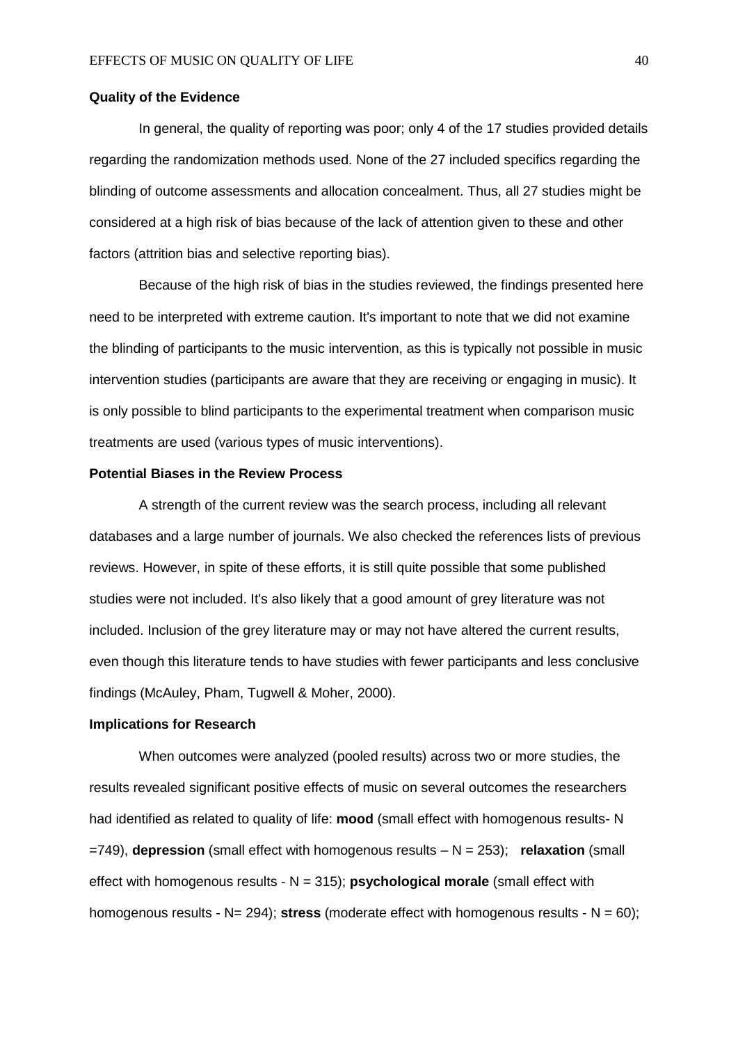**Quality of the Evidence**

In general, the quality of reporting was poor; only 4 of the 17 studies provided details regarding the randomization methods used. None of the 27 included specifics regarding the blinding of outcome assessments and allocation concealment. Thus, all 27 studies might be considered at a high risk of bias because of the lack of attention given to these and other factors (attrition bias and selective reporting bias).

Because of the high risk of bias in the studies reviewed, the findings presented here need to be interpreted with extreme caution. It's important to note that we did not examine the blinding of participants to the music intervention, as this is typically not possible in music intervention studies (participants are aware that they are receiving or engaging in music). It is only possible to blind participants to the experimental treatment when comparison music treatments are used (various types of music interventions).

**Potential Biases in the Review Process**

A strength of the current review was the search process, including all relevant databases and a large number of journals. We also checked the references lists of previous reviews. However, in spite of these efforts, it is still quite possible that some published studies were not included. It's also likely that a good amount of grey literature was not included. Inclusion of the grey literature may or may not have altered the current results, even though this literature tends to have studies with fewer participants and less conclusive findings (McAuley, Pham, Tugwell & Moher, 2000).

**Implications for Research**

When outcomes were analyzed (pooled results) across two or more studies, the results revealed significant positive effects of music on several outcomes the researchers had identified as related to quality of life: **mood** (small effect with homogenous results- N =749), **depression** (small effect with homogenous results – N = 253); **relaxation** (small effect with homogenous results - N = 315); **psychological morale** (small effect with homogenous results - N= 294); **stress** (moderate effect with homogenous results - N = 60);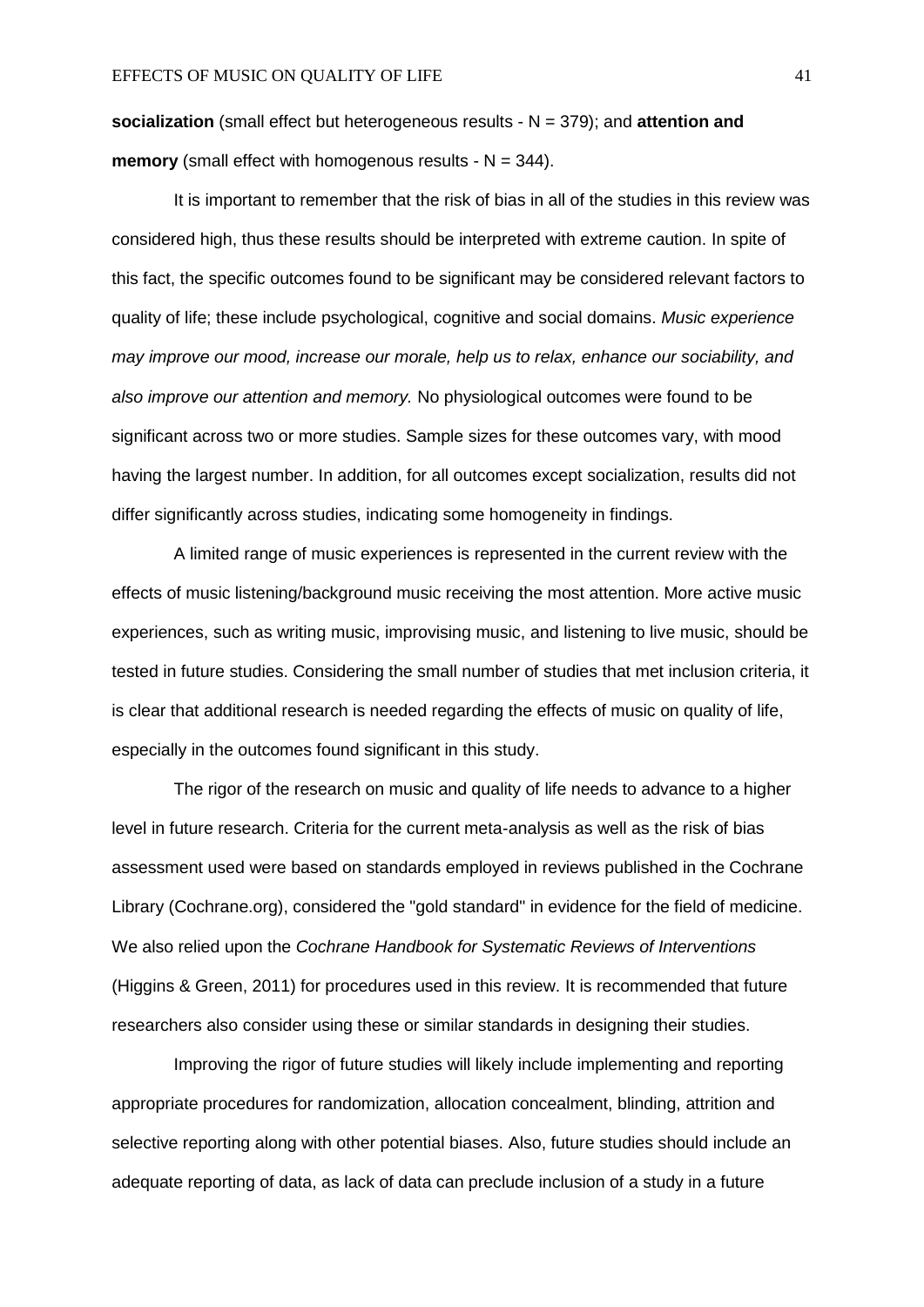**socialization** (small effect but heterogeneous results - N = 379); and **attention and memory** (small effect with homogenous results - N = 344).

It is important to remember that the risk of bias in all of the studies in this review was considered high, thus these results should be interpreted with extreme caution. In spite of this fact, the specific outcomes found to be significant may be considered relevant factors to quality of life; these include psychological, cognitive and social domains. *Music experience may improve our mood, increase our morale, help us to relax, enhance our sociability, and also improve our attention and memory.* No physiological outcomes were found to be significant across two or more studies. Sample sizes for these outcomes vary, with mood having the largest number. In addition, for all outcomes except socialization, results did not differ significantly across studies, indicating some homogeneity in findings.

A limited range of music experiences is represented in the current review with the effects of music listening/background music receiving the most attention. More active music experiences, such as writing music, improvising music, and listening to live music, should be tested in future studies. Considering the small number of studies that met inclusion criteria, it is clear that additional research is needed regarding the effects of music on quality of life, especially in the outcomes found significant in this study.

The rigor of the research on music and quality of life needs to advance to a higher level in future research. Criteria for the current meta-analysis as well as the risk of bias assessment used were based on standards employed in reviews published in the Cochrane Library (Cochrane.org), considered the "gold standard" in evidence for the field of medicine. We also relied upon the *Cochrane Handbook for Systematic Reviews of Interventions* (Higgins & Green, 2011) for procedures used in this review. It is recommended that future researchers also consider using these or similar standards in designing their studies.

Improving the rigor of future studies will likely include implementing and reporting appropriate procedures for randomization, allocation concealment, blinding, attrition and selective reporting along with other potential biases. Also, future studies should include an adequate reporting of data, as lack of data can preclude inclusion of a study in a future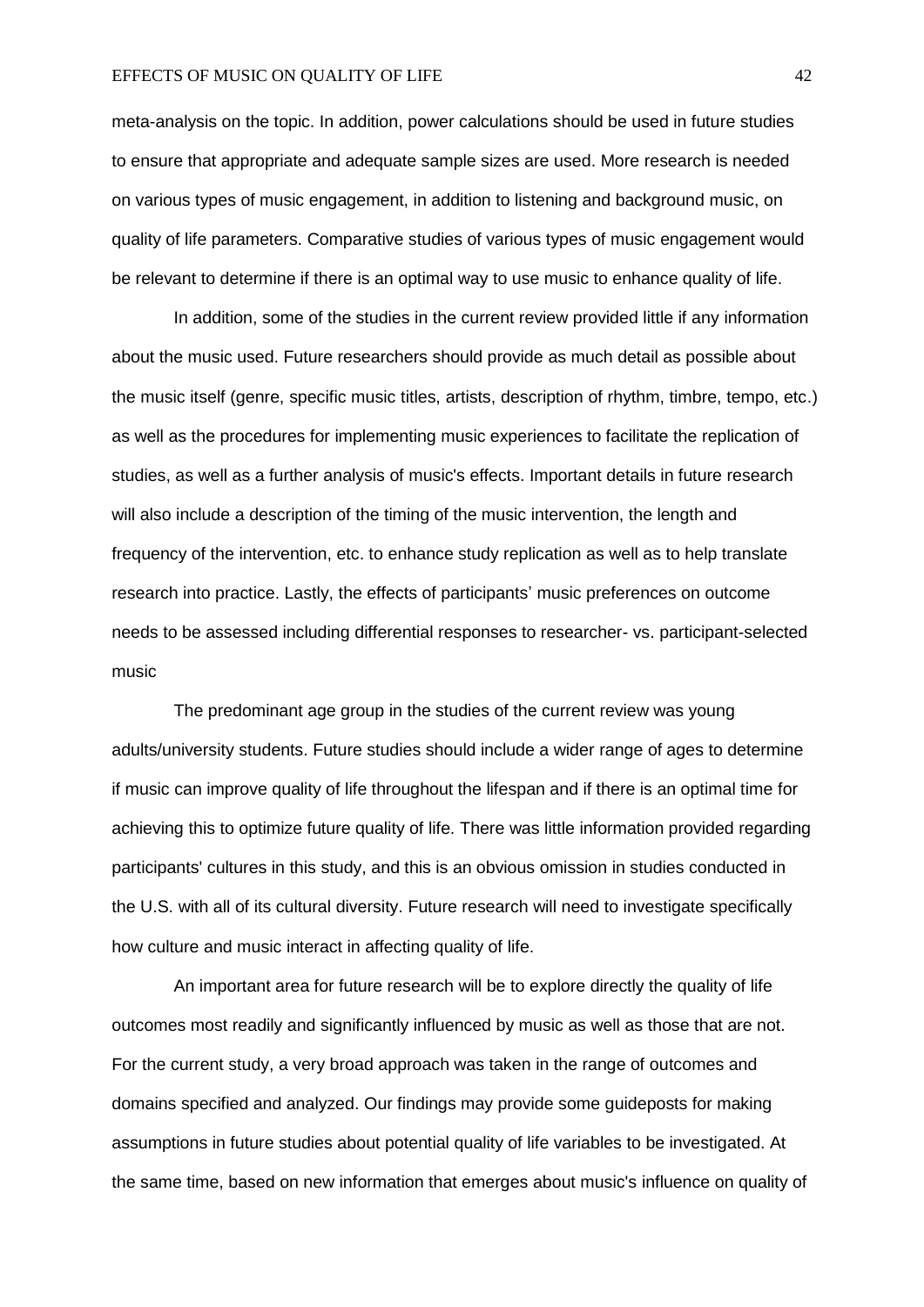meta-analysis on the topic. In addition, power calculations should be used in future studies to ensure that appropriate and adequate sample sizes are used. More research is needed on various types of music engagement, in addition to listening and background music, on quality of life parameters. Comparative studies of various types of music engagement would be relevant to determine if there is an optimal way to use music to enhance quality of life.

In addition, some of the studies in the current review provided little if any information about the music used. Future researchers should provide as much detail as possible about the music itself (genre, specific music titles, artists, description of rhythm, timbre, tempo, etc.) as well as the procedures for implementing music experiences to facilitate the replication of studies, as well as a further analysis of music's effects. Important details in future research will also include a description of the timing of the music intervention, the length and frequency of the intervention, etc. to enhance study replication as well as to help translate research into practice. Lastly, the effects of participants' music preferences on outcome needs to be assessed including differential responses to researcher- vs. participant-selected music

The predominant age group in the studies of the current review was young adults/university students. Future studies should include a wider range of ages to determine if music can improve quality of life throughout the lifespan and if there is an optimal time for achieving this to optimize future quality of life. There was little information provided regarding participants' cultures in this study, and this is an obvious omission in studies conducted in the U.S. with all of its cultural diversity. Future research will need to investigate specifically how culture and music interact in affecting quality of life.

An important area for future research will be to explore directly the quality of life outcomes most readily and significantly influenced by music as well as those that are not. For the current study, a very broad approach was taken in the range of outcomes and domains specified and analyzed. Our findings may provide some guideposts for making assumptions in future studies about potential quality of life variables to be investigated. At the same time, based on new information that emerges about music's influence on quality of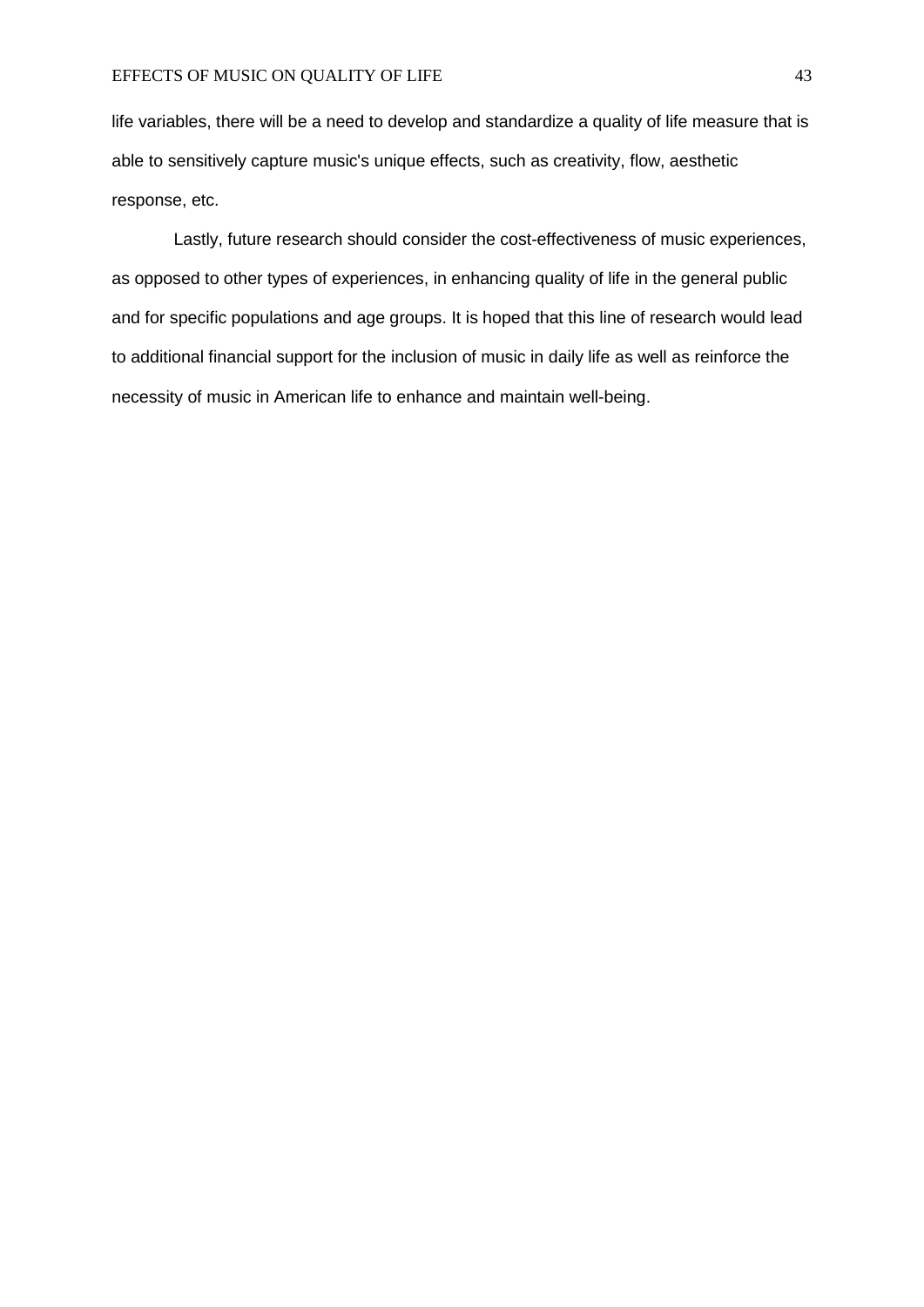life variables, there will be a need to develop and standardize a quality of life measure that is able to sensitively capture music's unique effects, such as creativity, flow, aesthetic response, etc.

Lastly, future research should consider the cost-effectiveness of music experiences, as opposed to other types of experiences, in enhancing quality of life in the general public and for specific populations and age groups. It is hoped that this line of research would lead to additional financial support for the inclusion of music in daily life as well as reinforce the necessity of music in American life to enhance and maintain well-being.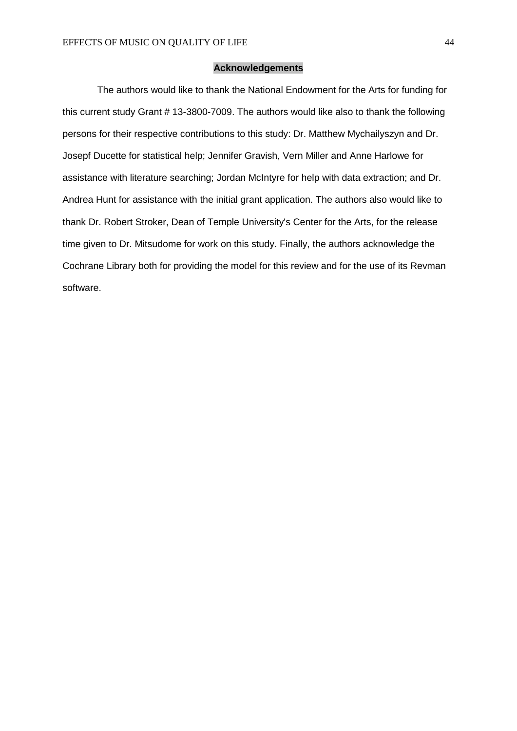## Acknowledgements

The authors would like to thank the National Endowment for the Arts for funding for this current study Grant # 13-3800-7009. The authors would like also to thank the following persons for their respective contributions to this study: Dr. Matthew Mychailyszyn and Dr. Josepf Ducette for statistical help; Jennifer Gravish, Vern Miller and Anne Harlowe for assistance with literature searching; Jordan McIntyre for help with data extraction; and Dr. Andrea Hunt for assistance with the initial grant application. The authors also would like to thank Dr. Robert Stroker, Dean of Temple University's Center for the Arts, for the release time given to Dr. Mitsudome for work on this study. Finally, the authors acknowledge the Cochrane Library both for providing the model for this review and for the use of its Revman software.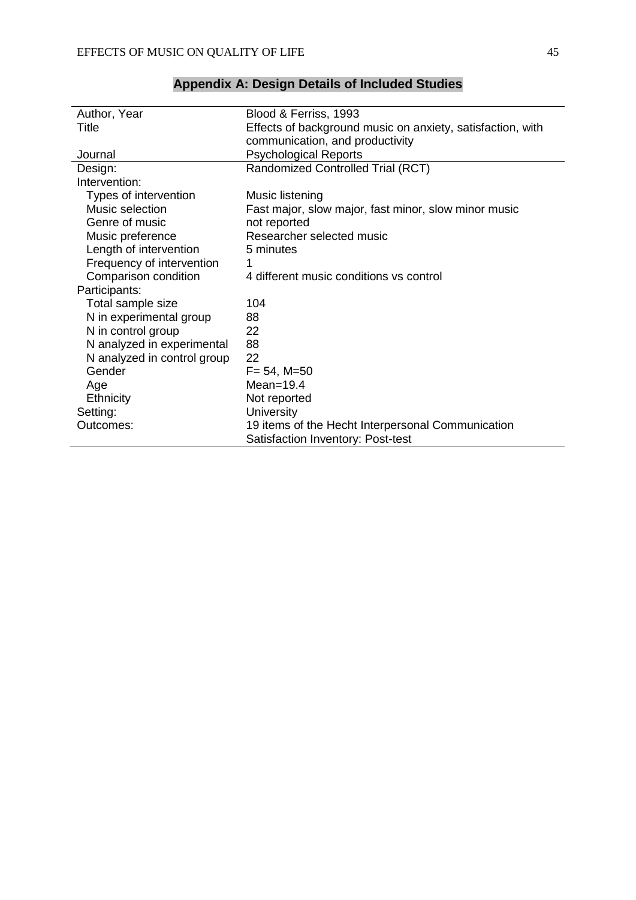## Appendix A: Design Details of Included Studies

| Author, Year | Blood & Ferriss, 1993 |
|---|---|
| Title | Effects of background music on anxiety, satisfaction, with communication, and productivity |
| Journal | Psychological Reports |
| Design: | Randomized Controlled Trial (RCT) |
| Intervention: | |
| Types of intervention | Music listening |
| Music selection | Fast major, slow major, fast minor, slow minor music |
| Genre of music | not reported |
| Music preference | Researcher selected music |
| Length of intervention | 5 minutes |
| Frequency of intervention | 1 |
| Comparison condition | 4 different music conditions vs control |
| Participants: | |
| Total sample size | 104 |
| N in experimental group | 88 |
| N in control group | 22 |
| N analyzed in experimental | 88 |
| N analyzed in control group | 22 |
| Gender | F= 54, M=50 |
| Age | Mean=19.4 |
| Ethnicity | Not reported |
| Setting: | University |
| Outcomes: | 19 items of the Hecht Interpersonal Communication Satisfaction Inventory: Post-test |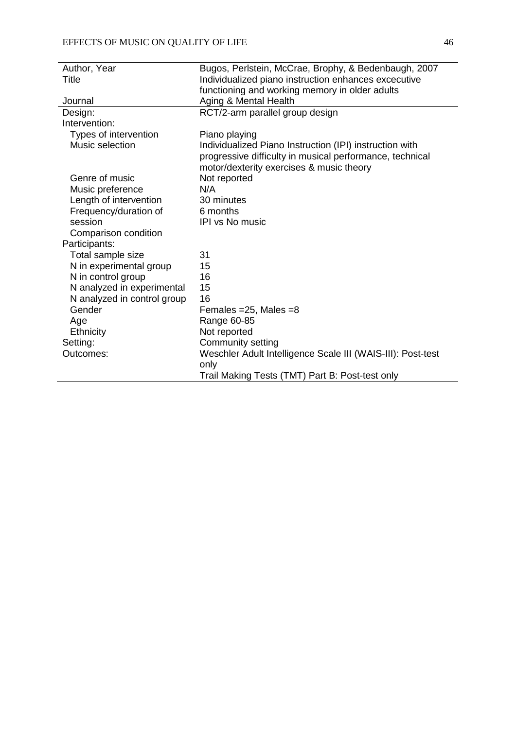| Author, Year | Bugos, Perlstein, McCrae, Brophy, & Bedenbaugh, 2007 |
|---|---|
| Title | Individualized piano instruction enhances excecutive functioning and working memory in older adults |
| Journal | Aging & Mental Health |
| Design: | RCT/2-arm parallel group design |
| Intervention: | |
| Types of intervention | Piano playing |
| Music selection | Individualized Piano Instruction (IPI) instruction with progressive difficulty in musical performance, technical motor/dexterity exercises & music theory |
| Genre of music | Not reported |
| Music preference | N/A |
| Length of intervention | 30 minutes |
| Frequency/duration of session | 6 months |
| Comparison condition | IPI vs No music |
| Participants: | |
| Total sample size | 31 |
| N in experimental group | 15 |
| N in control group | 16 |
| N analyzed in experimental | 15 |
| N analyzed in control group | 16 |
| Gender | Females =25, Males =8 |
| Age | Range 60-85 |
| Ethnicity | Not reported |
| Setting: | Community setting |
| Outcomes: | Weschler Adult Intelligence Scale III (WAIS-III): Post-test only<br>Trail Making Tests (TMT) Part B: Post-test only |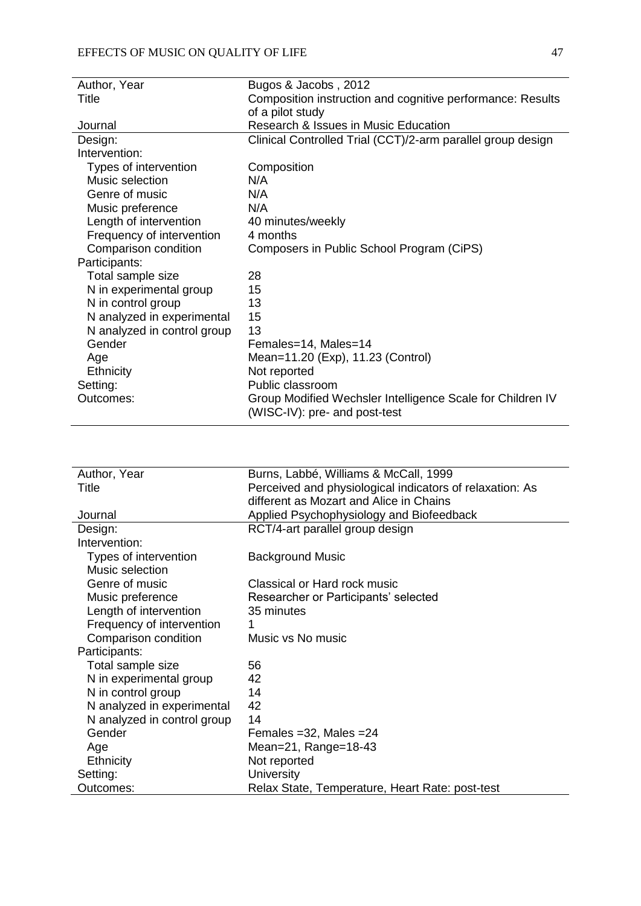| Author, Year | Bugos & Jacobs , 2012 |
|---|---|
| Title | Composition instruction and cognitive performance: Results of a pilot study |
| Journal | Research & Issues in Music Education |
| Design: | Clinical Controlled Trial (CCT)/2-arm parallel group design |
| Intervention: | |
| Types of intervention | Composition |
| Music selection | N/A |
| Genre of music | N/A |
| Music preference | N/A |
| Length of intervention | 40 minutes/weekly |
| Frequency of intervention | 4 months |
| Comparison condition | Composers in Public School Program (CiPS) |
| Participants: | |
| Total sample size | 28 |
| N in experimental group | 15 |
| N in control group | 13 |
| N analyzed in experimental | 15 |
| N analyzed in control group | 13 |
| Gender | Females=14, Males=14 |
| Age | Mean=11.20 (Exp), 11.23 (Control) |
| Ethnicity | Not reported |
| Setting: | Public classroom |
| Outcomes: | Group Modified Wechsler Intelligence Scale for Children IV (WISC-IV): pre- and post-test |

| Author, Year | Burns, Labbé, Williams & McCall, 1999 |
|---|---|
| Title | Perceived and physiological indicators of relaxation: As different as Mozart and Alice in Chains |
| Journal | Applied Psychophysiology and Biofeedback |
| Design: | RCT/4-art parallel group design |
| Intervention: | |
| Types of intervention | Background Music |
| Music selection | |
| Genre of music | Classical or Hard rock music |
| Music preference | Researcher or Participants' selected |
| Length of intervention | 35 minutes |
| Frequency of intervention | 1 |
| Comparison condition | Music vs No music |
| Participants: | |
| Total sample size | 56 |
| N in experimental group | 42 |
| N in control group | 14 |
| N analyzed in experimental | 42 |
| N analyzed in control group | 14 |
| Gender | Females =32, Males =24 |
| Age | Mean=21, Range=18-43 |
| Ethnicity | Not reported |
| Setting: | University |
| Outcomes: | Relax State, Temperature, Heart Rate: post-test |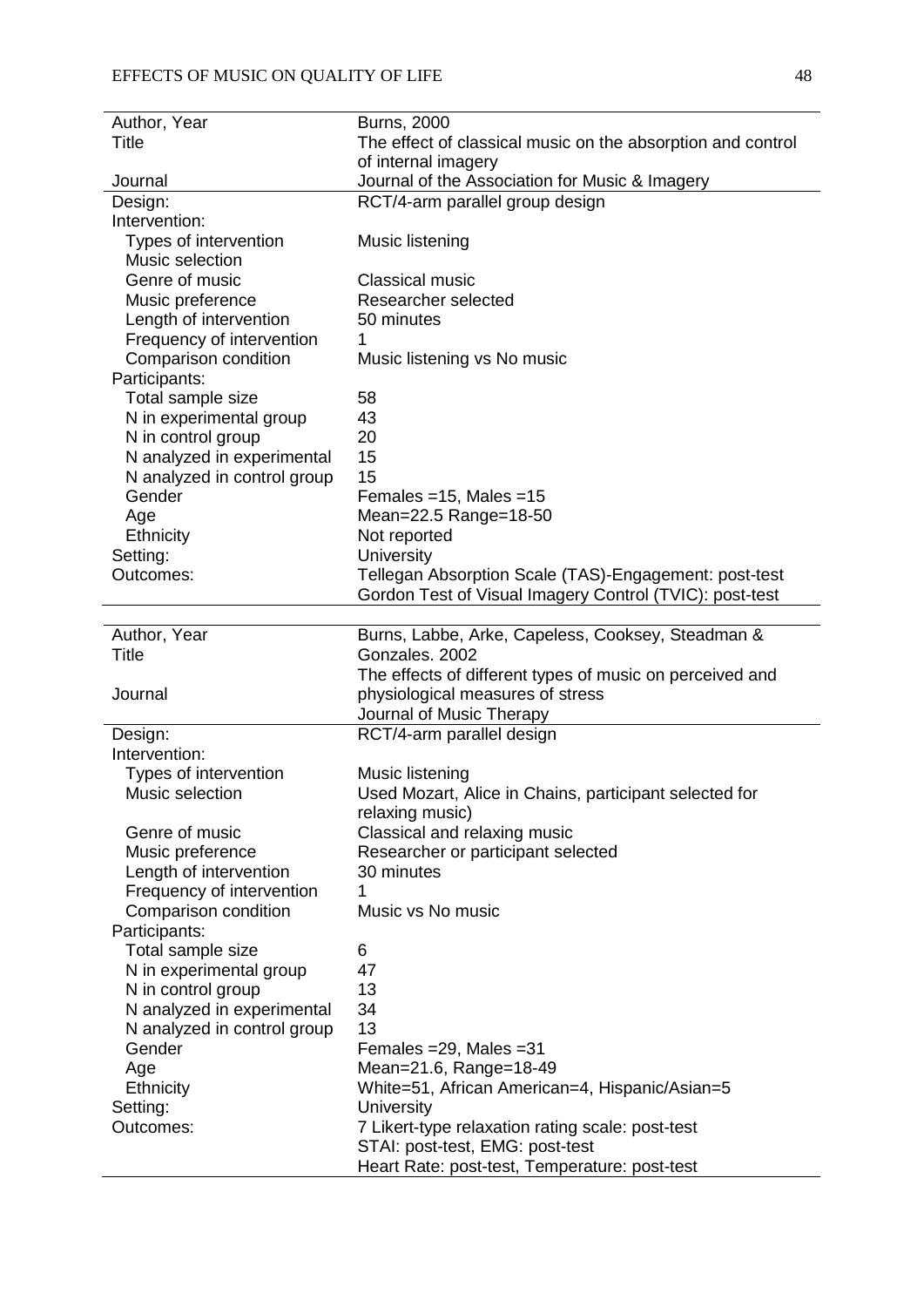| | |
|---|---|
| Author, Year | Burns, 2000 |
| Title | The effect of classical music on the absorption and control of internal imagery |
| Journal | Journal of the Association for Music & Imagery |
| Design: | RCT/4-arm parallel group design |
| Intervention: | |
| Types of intervention | Music listening |
| Music selection | |
| Genre of music | Classical music |
| Music preference | Researcher selected |
| Length of intervention | 50 minutes |
| Frequency of intervention | 1 |
| Comparison condition | Music listening vs No music |
| Participants: | |
| Total sample size | 58 |
| N in experimental group | 43 |
| N in control group | 20 |
| N analyzed in experimental | 15 |
| N analyzed in control group | 15 |
| Gender | Females =15, Males =15 |
| Age | Mean=22.5 Range=18-50 |
| Ethnicity | Not reported |
| Setting: | University |
| Outcomes: | Tellegan Absorption Scale (TAS)-Engagement: post-test<br>Gordon Test of Visual Imagery Control (TVIC): post-test |

| | |
|---|---|
| Author, Year | Burns, Labbe, Arke, Capeless, Cooksey, Steadman & Gonzales. 2002 |
| Title | The effects of different types of music on perceived and physiological measures of stress |
| Journal | Journal of Music Therapy |
| Design: | RCT/4-arm parallel design |
| Intervention: | |
| Types of intervention | Music listening |
| Music selection | Used Mozart, Alice in Chains, participant selected for relaxing music) |
| Genre of music | Classical and relaxing music |
| Music preference | Researcher or participant selected |
| Length of intervention | 30 minutes |
| Frequency of intervention | 1 |
| Comparison condition | Music vs No music |
| Participants: | |
| Total sample size | 6 |
| N in experimental group | 47 |
| N in control group | 13 |
| N analyzed in experimental | 34 |
| N analyzed in control group | 13 |
| Gender | Females =29, Males =31 |
| Age | Mean=21.6, Range=18-49 |
| Ethnicity | White=51, African American=4, Hispanic/Asian=5 |
| Setting: | University |
| Outcomes: | 7 Likert-type relaxation rating scale: post-test<br>STAI: post-test, EMG: post-test<br>Heart Rate: post-test, Temperature: post-test |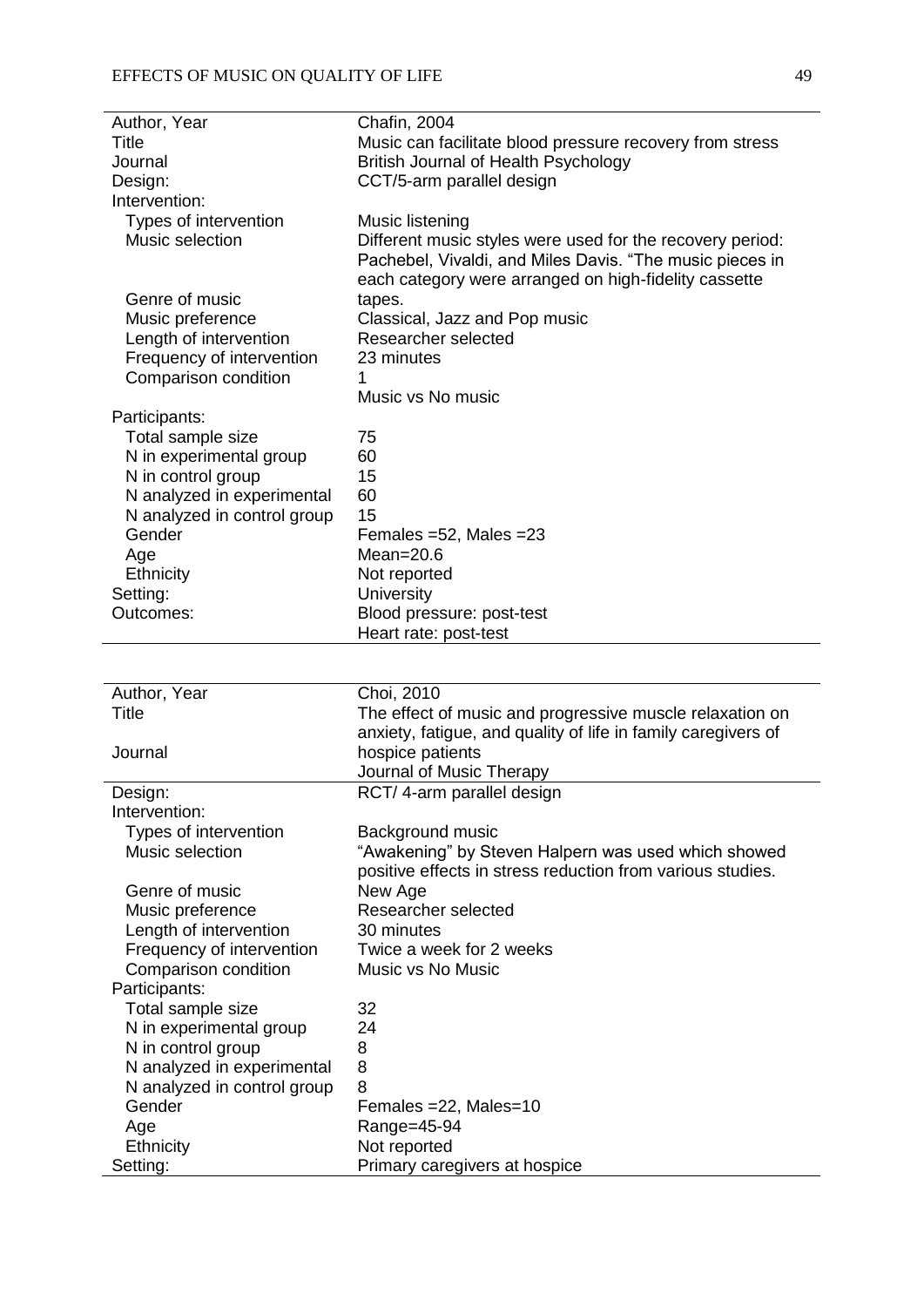| Author, Year | Chafin, 2004 |
|---|---|
| Title | Music can facilitate blood pressure recovery from stress |
| Journal | British Journal of Health Psychology |
| Design: | CCT/5-arm parallel design |
| Intervention: | |
| Types of intervention | Music listening |
| Music selection | Different music styles were used for the recovery period: Pachebel, Vivaldi, and Miles Davis. "The music pieces in each category were arranged on high-fidelity cassette tapes. |
| Genre of music | Classical, Jazz and Pop music |
| Music preference | Researcher selected |
| Length of intervention | 23 minutes |
| Frequency of intervention | 1 |
| Comparison condition | Music vs No music |
| Participants: | |
| Total sample size | 75 |
| N in experimental group | 60 |
| N in control group | 15 |
| N analyzed in experimental | 60 |
| N analyzed in control group | 15 |
| Gender | Females =52, Males =23 |
| Age | Mean=20.6 |
| Ethnicity | Not reported |
| Setting: | University |
| Outcomes: | Blood pressure: post-test<br>Heart rate: post-test |

| Author, Year | Choi, 2010 |
|---|---|
| Title | The effect of music and progressive muscle relaxation on anxiety, fatigue, and quality of life in family caregivers of hospice patients |
| Journal | Journal of Music Therapy |
| Design: | RCT/ 4-arm parallel design |
| Intervention: | |
| Types of intervention | Background music |
| Music selection | "Awakening" by Steven Halpern was used which showed positive effects in stress reduction from various studies. |
| Genre of music | New Age |
| Music preference | Researcher selected |
| Length of intervention | 30 minutes |
| Frequency of intervention | Twice a week for 2 weeks |
| Comparison condition | Music vs No Music |
| Participants: | |
| Total sample size | 32 |
| N in experimental group | 24 |
| N in control group | 8 |
| N analyzed in experimental | 8 |
| N analyzed in control group | 8 |
| Gender | Females =22, Males=10 |
| Age | Range=45-94 |
| Ethnicity | Not reported |
| Setting: | Primary caregivers at hospice |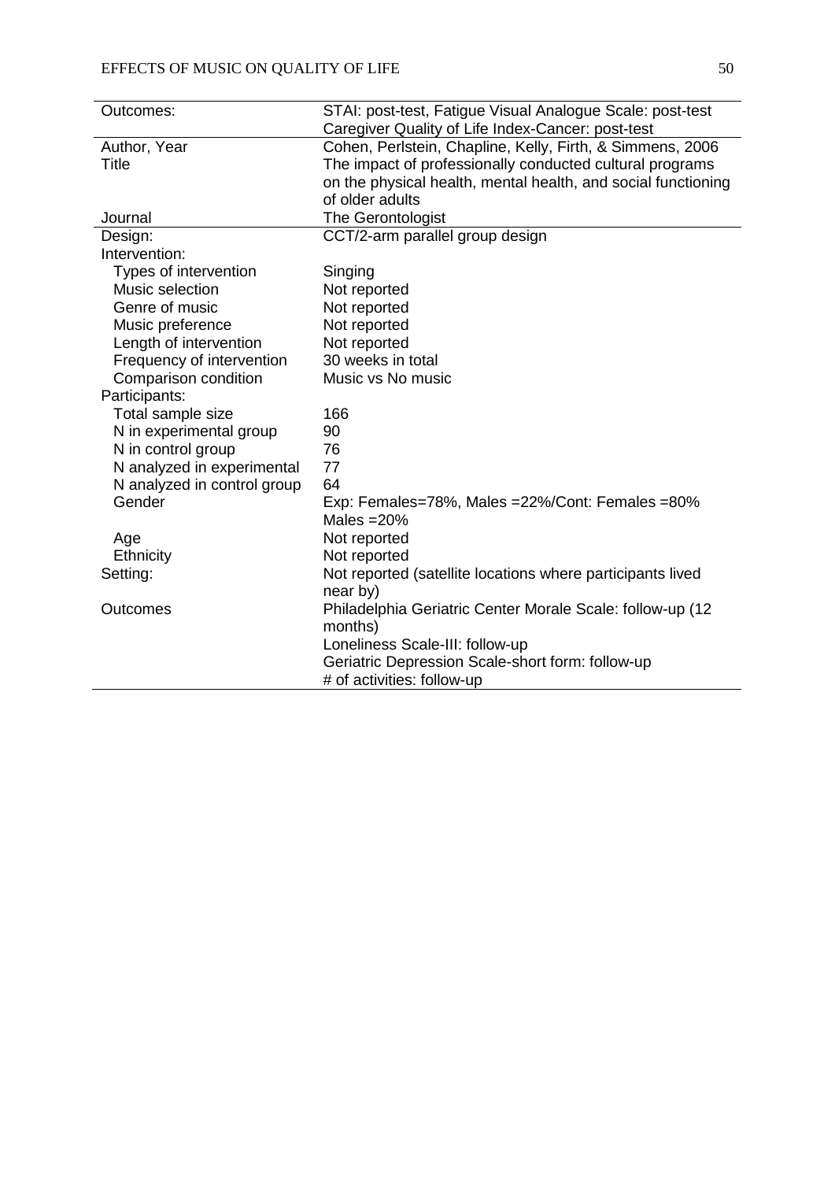| | |
|---|---|
| Outcomes: | STAI: post-test, Fatigue Visual Analogue Scale: post-test<br>Caregiver Quality of Life Index-Cancer: post-test |
| Author, Year | Cohen, Perlstein, Chapline, Kelly, Firth, & Simmens, 2006 |
| Title | The impact of professionally conducted cultural programs on the physical health, mental health, and social functioning of older adults |
| Journal | The Gerontologist |
| Design: | CCT/2-arm parallel group design |
| Intervention: | |
| Types of intervention | Singing |
| Music selection | Not reported |
| Genre of music | Not reported |
| Music preference | Not reported |
| Length of intervention | Not reported |
| Frequency of intervention | 30 weeks in total |
| Comparison condition | Music vs No music |
| Participants: | |
| Total sample size | 166 |
| N in experimental group | 90 |
| N in control group | 76 |
| N analyzed in experimental | 77 |
| N analyzed in control group | 64 |
| Gender | Exp: Females=78%, Males =22%/Cont: Females =80% Males =20% |
| Age | Not reported |
| Ethnicity | Not reported |
| Setting: | Not reported (satellite locations where participants lived near by) |
| Outcomes | Philadelphia Geriatric Center Morale Scale: follow-up (12 months)<br>Loneliness Scale-III: follow-up<br>Geriatric Depression Scale-short form: follow-up<br># of activities: follow-up |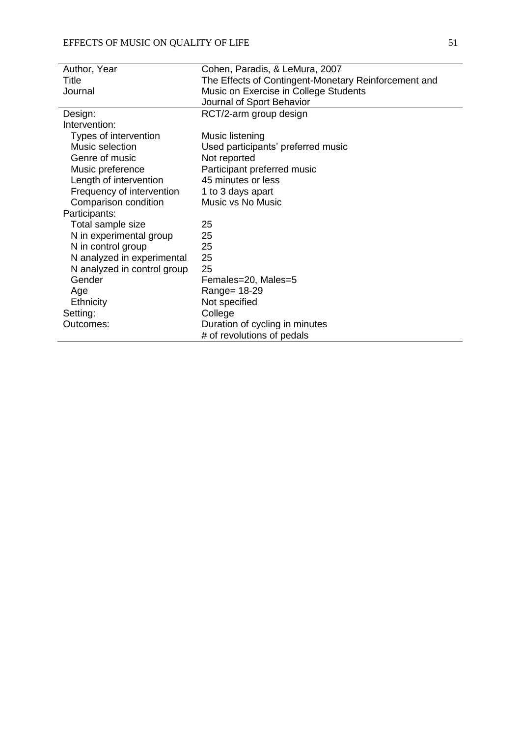| Author, Year | Cohen, Paradis, & LeMura, 2007 |
|---|---|
| Title | The Effects of Contingent-Monetary Reinforcement and |
| Journal | Music on Exercise in College Students |
| | Journal of Sport Behavior |
| Design: | RCT/2-arm group design |
| Intervention: | |
| Types of intervention | Music listening |
| Music selection | Used participants' preferred music |
| Genre of music | Not reported |
| Music preference | Participant preferred music |
| Length of intervention | 45 minutes or less |
| Frequency of intervention | 1 to 3 days apart |
| Comparison condition | Music vs No Music |
| Participants: | |
| Total sample size | 25 |
| N in experimental group | 25 |
| N in control group | 25 |
| N analyzed in experimental | 25 |
| N analyzed in control group | 25 |
| Gender | Females=20, Males=5 |
| Age | Range= 18-29 |
| Ethnicity | Not specified |
| Setting: | College |
| Outcomes: | Duration of cycling in minutes |
| | # of revolutions of pedals |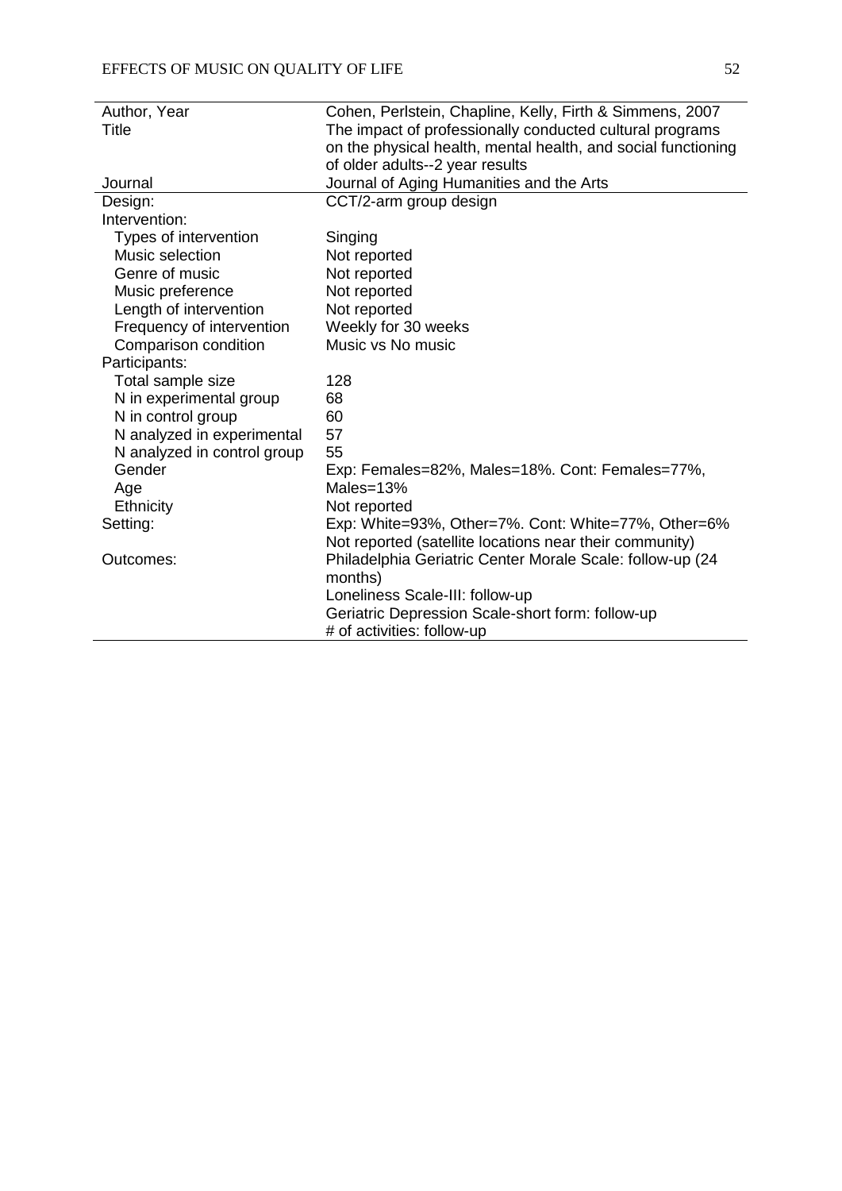| | |
|---|---|
| Author, Year | Cohen, Perlstein, Chapline, Kelly, Firth & Simmens, 2007 |
| Title | The impact of professionally conducted cultural programs on the physical health, mental health, and social functioning of older adults--2 year results |
| Journal | Journal of Aging Humanities and the Arts |
| Design: | CCT/2-arm group design |
| Intervention: | |
| Types of intervention | Singing |
| Music selection | Not reported |
| Genre of music | Not reported |
| Music preference | Not reported |
| Length of intervention | Not reported |
| Frequency of intervention | Weekly for 30 weeks |
| Comparison condition | Music vs No music |
| Participants: | |
| Total sample size | 128 |
| N in experimental group | 68 |
| N in control group | 60 |
| N analyzed in experimental | 57 |
| N analyzed in control group | 55 |
| Gender | Exp: Females=82%, Males=18%. Cont: Females=77%, |
| Age | Males=13% |
| Ethnicity | Not reported |
| Setting: | Exp: White=93%, Other=7%. Cont: White=77%, Other=6%<br>Not reported (satellite locations near their community) |
| Outcomes: | Philadelphia Geriatric Center Morale Scale: follow-up (24 months)<br>Loneliness Scale-III: follow-up<br>Geriatric Depression Scale-short form: follow-up<br># of activities: follow-up |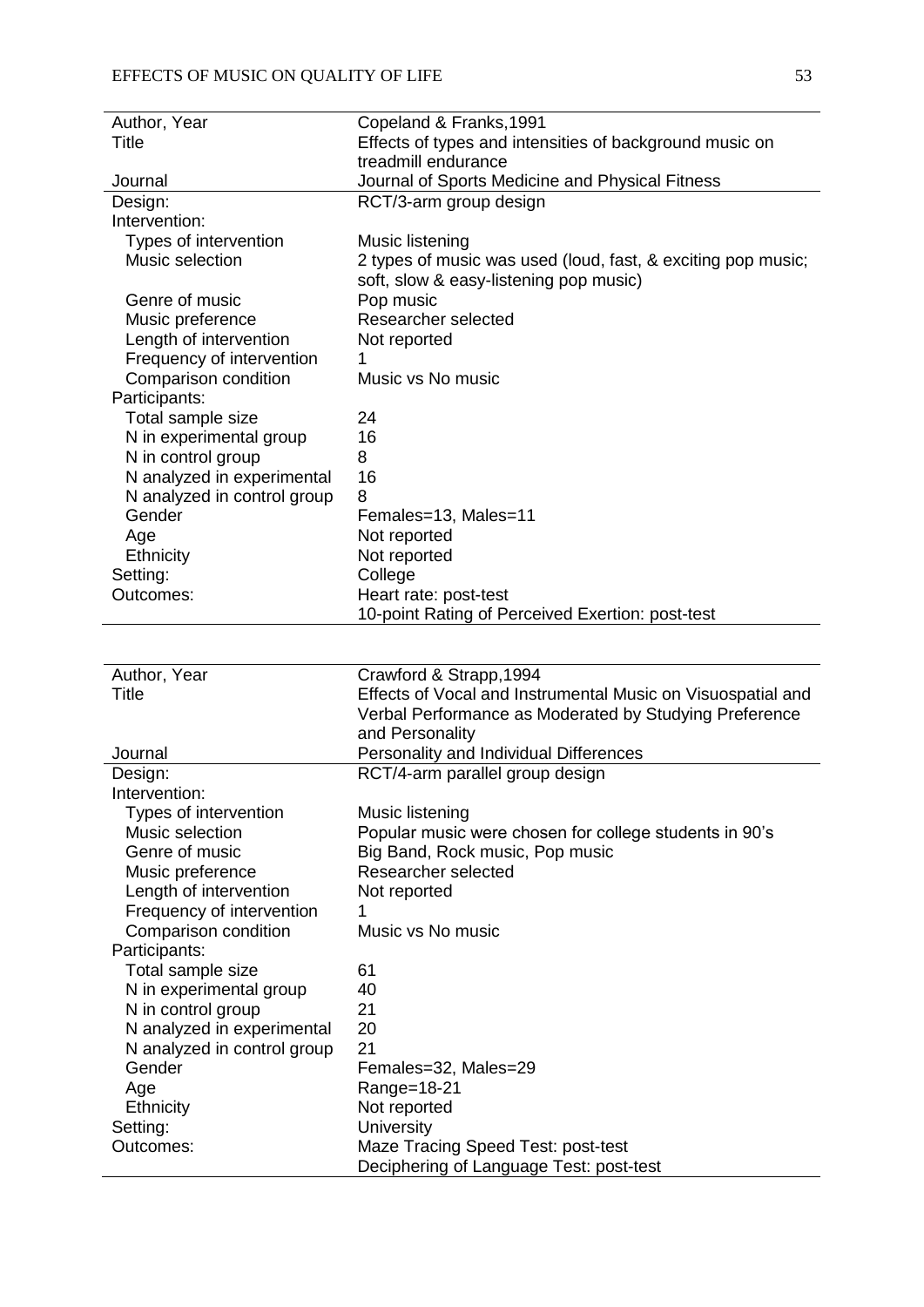| Author, Year | Copeland & Franks,1991 |
|---|---|
| Title | Effects of types and intensities of background music on treadmill endurance |
| Journal | Journal of Sports Medicine and Physical Fitness |
| Design: | RCT/3-arm group design |
| Intervention: | |
| Types of intervention | Music listening |
| Music selection | 2 types of music was used (loud, fast, & exciting pop music; soft, slow & easy-listening pop music) |
| Genre of music | Pop music |
| Music preference | Researcher selected |
| Length of intervention | Not reported |
| Frequency of intervention | 1 |
| Comparison condition | Music vs No music |
| Participants: | |
| Total sample size | 24 |
| N in experimental group | 16 |
| N in control group | 8 |
| N analyzed in experimental | 16 |
| N analyzed in control group | 8 |
| Gender | Females=13, Males=11 |
| Age | Not reported |
| Ethnicity | Not reported |
| Setting: | College |
| Outcomes: | Heart rate: post-test<br>10-point Rating of Perceived Exertion: post-test |

| Author, Year | Crawford & Strapp,1994 |
|---|---|
| Title | Effects of Vocal and Instrumental Music on Visuospatial and Verbal Performance as Moderated by Studying Preference and Personality |
| Journal | Personality and Individual Differences |
| Design: | RCT/4-arm parallel group design |
| Intervention: | |
| Types of intervention | Music listening |
| Music selection | Popular music were chosen for college students in 90's |
| Genre of music | Big Band, Rock music, Pop music |
| Music preference | Researcher selected |
| Length of intervention | Not reported |
| Frequency of intervention | 1 |
| Comparison condition | Music vs No music |
| Participants: | |
| Total sample size | 61 |
| N in experimental group | 40 |
| N in control group | 21 |
| N analyzed in experimental | 20 |
| N analyzed in control group | 21 |
| Gender | Females=32, Males=29 |
| Age | Range=18-21 |
| Ethnicity | Not reported |
| Setting: | University |
| Outcomes: | Maze Tracing Speed Test: post-test<br>Deciphering of Language Test: post-test |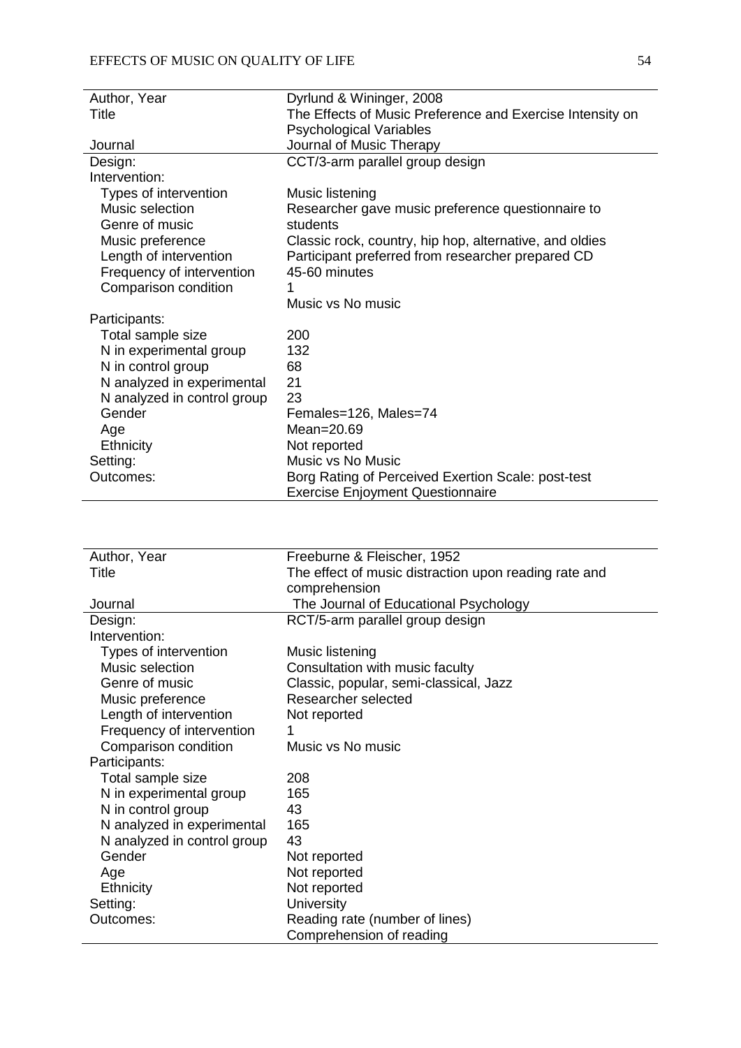| Author, Year | Dyrlund & Wininger, 2008 |
|---|---|
| Title | The Effects of Music Preference and Exercise Intensity on Psychological Variables |
| Journal | Journal of Music Therapy |
| Design: | CCT/3-arm parallel group design |
| Intervention: | |
| Types of intervention | Music listening |
| Music selection | Researcher gave music preference questionnaire to students |
| Genre of music | Classic rock, country, hip hop, alternative, and oldies |
| Music preference | Participant preferred from researcher prepared CD |
| Length of intervention | 45-60 minutes |
| Frequency of intervention | 1 |
| Comparison condition | Music vs No music |
| Participants: | |
| Total sample size | 200 |
| N in experimental group | 132 |
| N in control group | 68 |
| N analyzed in experimental | 21 |
| N analyzed in control group | 23 |
| Gender | Females=126, Males=74 |
| Age | Mean=20.69 |
| Ethnicity | Not reported |
| Setting: | Music vs No Music |
| Outcomes: | Borg Rating of Perceived Exertion Scale: post-test<br>Exercise Enjoyment Questionnaire |

| Author, Year | Freeburne & Fleischer, 1952 |
|---|---|
| Title | The effect of music distraction upon reading rate and comprehension |
| Journal | The Journal of Educational Psychology |
| Design: | RCT/5-arm parallel group design |
| Intervention: | |
| Types of intervention | Music listening |
| Music selection | Consultation with music faculty |
| Genre of music | Classic, popular, semi-classical, Jazz |
| Music preference | Researcher selected |
| Length of intervention | Not reported |
| Frequency of intervention | 1 |
| Comparison condition | Music vs No music |
| Participants: | |
| Total sample size | 208 |
| N in experimental group | 165 |
| N in control group | 43 |
| N analyzed in experimental | 165 |
| N analyzed in control group | 43 |
| Gender | Not reported |
| Age | Not reported |
| Ethnicity | Not reported |
| Setting: | University |
| Outcomes: | Reading rate (number of lines)<br>Comprehension of reading |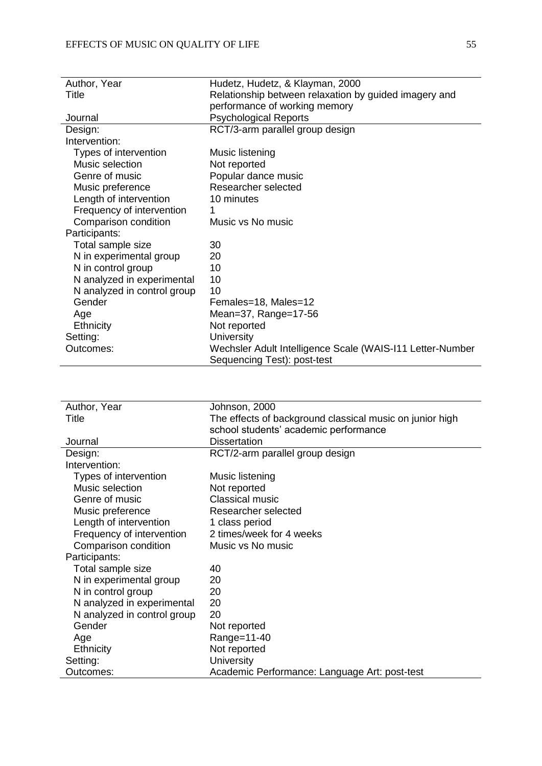| Author, Year | Hudetz, Hudetz, & Klayman, 2000 |
|---|---|
| Title | Relationship between relaxation by guided imagery and performance of working memory |
| Journal | Psychological Reports |
| Design: | RCT/3-arm parallel group design |
| Intervention: | |
| Types of intervention | Music listening |
| Music selection | Not reported |
| Genre of music | Popular dance music |
| Music preference | Researcher selected |
| Length of intervention | 10 minutes |
| Frequency of intervention | 1 |
| Comparison condition | Music vs No music |
| Participants: | |
| Total sample size | 30 |
| N in experimental group | 20 |
| N in control group | 10 |
| N analyzed in experimental | 10 |
| N analyzed in control group | 10 |
| Gender | Females=18, Males=12 |
| Age | Mean=37, Range=17-56 |
| Ethnicity | Not reported |
| Setting: | University |
| Outcomes: | Wechsler Adult Intelligence Scale (WAIS-I11 Letter-Number Sequencing Test): post-test |

| Author, Year | Johnson, 2000 |
|---|---|
| Title | The effects of background classical music on junior high school students' academic performance |
| Journal | Dissertation |
| Design: | RCT/2-arm parallel group design |
| Intervention: | |
| Types of intervention | Music listening |
| Music selection | Not reported |
| Genre of music | Classical music |
| Music preference | Researcher selected |
| Length of intervention | 1 class period |
| Frequency of intervention | 2 times/week for 4 weeks |
| Comparison condition | Music vs No music |
| Participants: | |
| Total sample size | 40 |
| N in experimental group | 20 |
| N in control group | 20 |
| N analyzed in experimental | 20 |
| N analyzed in control group | 20 |
| Gender | Not reported |
| Age | Range=11-40 |
| Ethnicity | Not reported |
| Setting: | University |
| Outcomes: | Academic Performance: Language Art: post-test |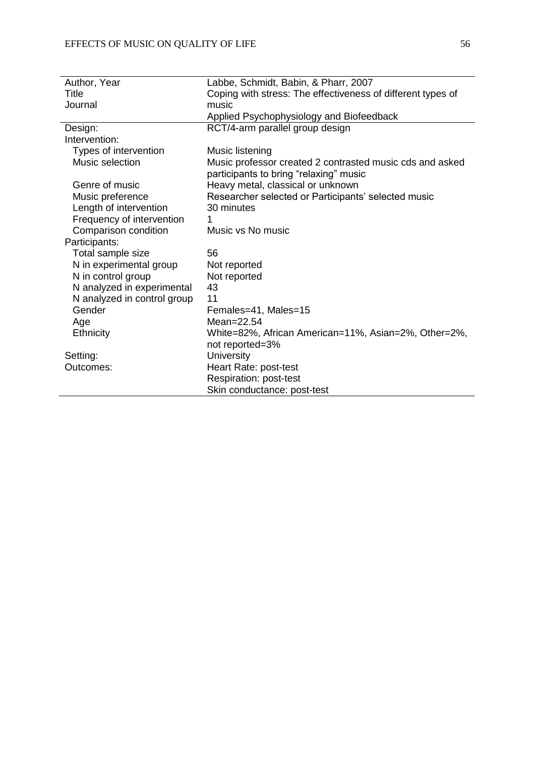| Author, Year | Labbe, Schmidt, Babin, & Pharr, 2007 |
|---|---|
| Title | Coping with stress: The effectiveness of different types of music |
| Journal | Applied Psychophysiology and Biofeedback |
| Design: | RCT/4-arm parallel group design |
| Intervention: | |
| Types of intervention | Music listening |
| Music selection | Music professor created 2 contrasted music cds and asked participants to bring "relaxing" music |
| Genre of music | Heavy metal, classical or unknown |
| Music preference | Researcher selected or Participants' selected music |
| Length of intervention | 30 minutes |
| Frequency of intervention | 1 |
| Comparison condition | Music vs No music |
| Participants: | |
| Total sample size | 56 |
| N in experimental group | Not reported |
| N in control group | Not reported |
| N analyzed in experimental | 43 |
| N analyzed in control group | 11 |
| Gender | Females=41, Males=15 |
| Age | Mean=22.54 |
| Ethnicity | White=82%, African American=11%, Asian=2%, Other=2%, not reported=3% |
| Setting: | University |
| Outcomes: | Heart Rate: post-test |
| | Respiration: post-test |
| | Skin conductance: post-test |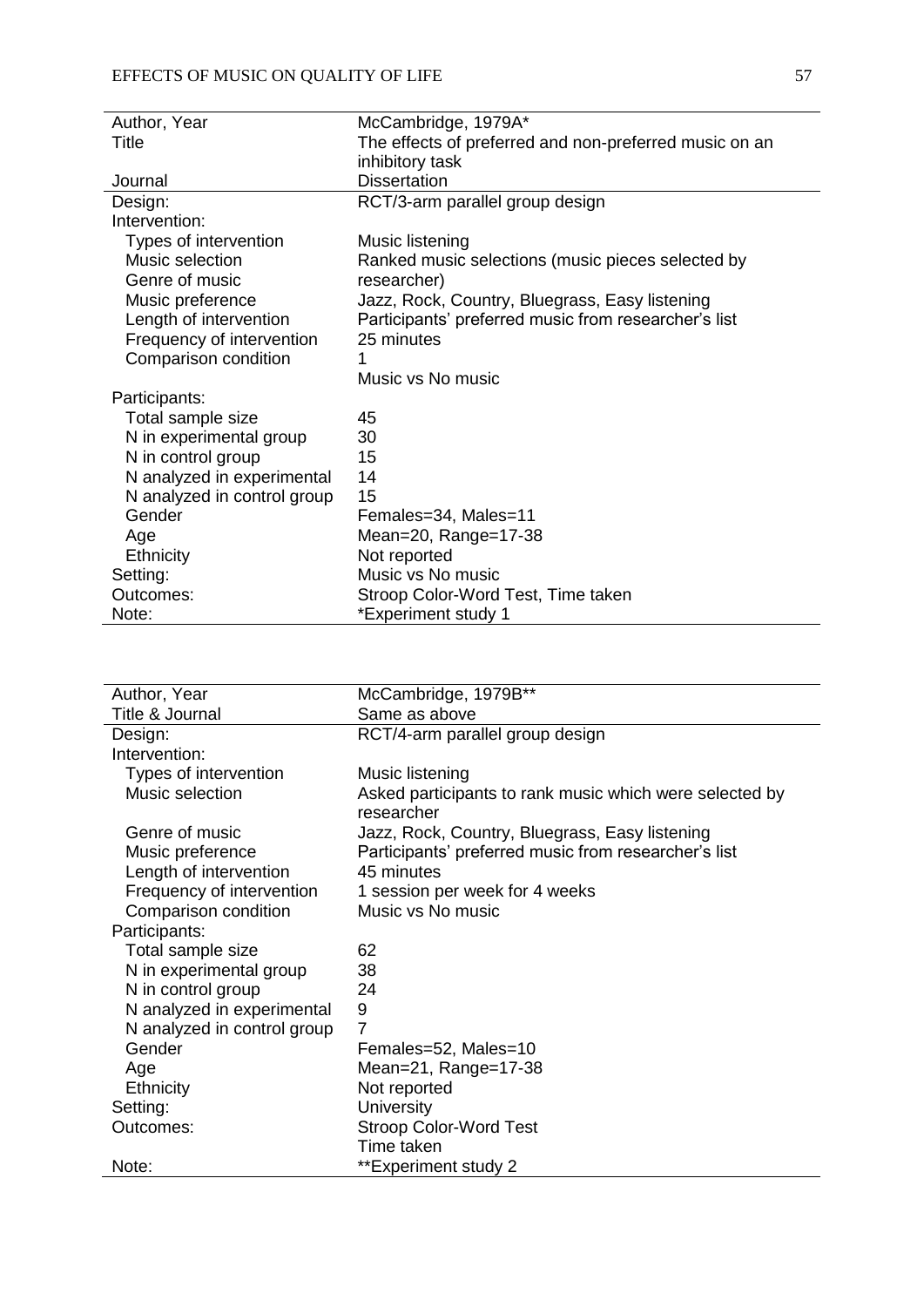| Author, Year | McCambridge, 1979A* |
|---|---|
| Title | The effects of preferred and non-preferred music on an inhibitory task |
| Journal | Dissertation |
| Design: | RCT/3-arm parallel group design |
| Intervention: | |
| Types of intervention | Music listening |
| Music selection | Ranked music selections (music pieces selected by researcher) |
| Genre of music | Jazz, Rock, Country, Bluegrass, Easy listening |
| Music preference | Participants' preferred music from researcher's list |
| Length of intervention | 25 minutes |
| Frequency of intervention | 1 |
| Comparison condition | Music vs No music |
| Participants: | |
| Total sample size | 45 |
| N in experimental group | 30 |
| N in control group | 15 |
| N analyzed in experimental | 14 |
| N analyzed in control group | 15 |
| Gender | Females=34, Males=11 |
| Age | Mean=20, Range=17-38 |
| Ethnicity | Not reported |
| Setting: | Music vs No music |
| Outcomes: | Stroop Color-Word Test, Time taken |
| Note: | *Experiment study 1 |

| Author, Year | McCambridge, 1979B** |
|---|---|
| Title & Journal | Same as above |
| Design: | RCT/4-arm parallel group design |
| Intervention: | |
| Types of intervention | Music listening |
| Music selection | Asked participants to rank music which were selected by researcher |
| Genre of music | Jazz, Rock, Country, Bluegrass, Easy listening |
| Music preference | Participants' preferred music from researcher's list |
| Length of intervention | 45 minutes |
| Frequency of intervention | 1 session per week for 4 weeks |
| Comparison condition | Music vs No music |
| Participants: | |
| Total sample size | 62 |
| N in experimental group | 38 |
| N in control group | 24 |
| N analyzed in experimental | 9 |
| N analyzed in control group | 7 |
| Gender | Females=52, Males=10 |
| Age | Mean=21, Range=17-38 |
| Ethnicity | Not reported |
| Setting: | University |
| Outcomes: | Stroop Color-Word Test<br>Time taken |
| Note: | **Experiment study 2 |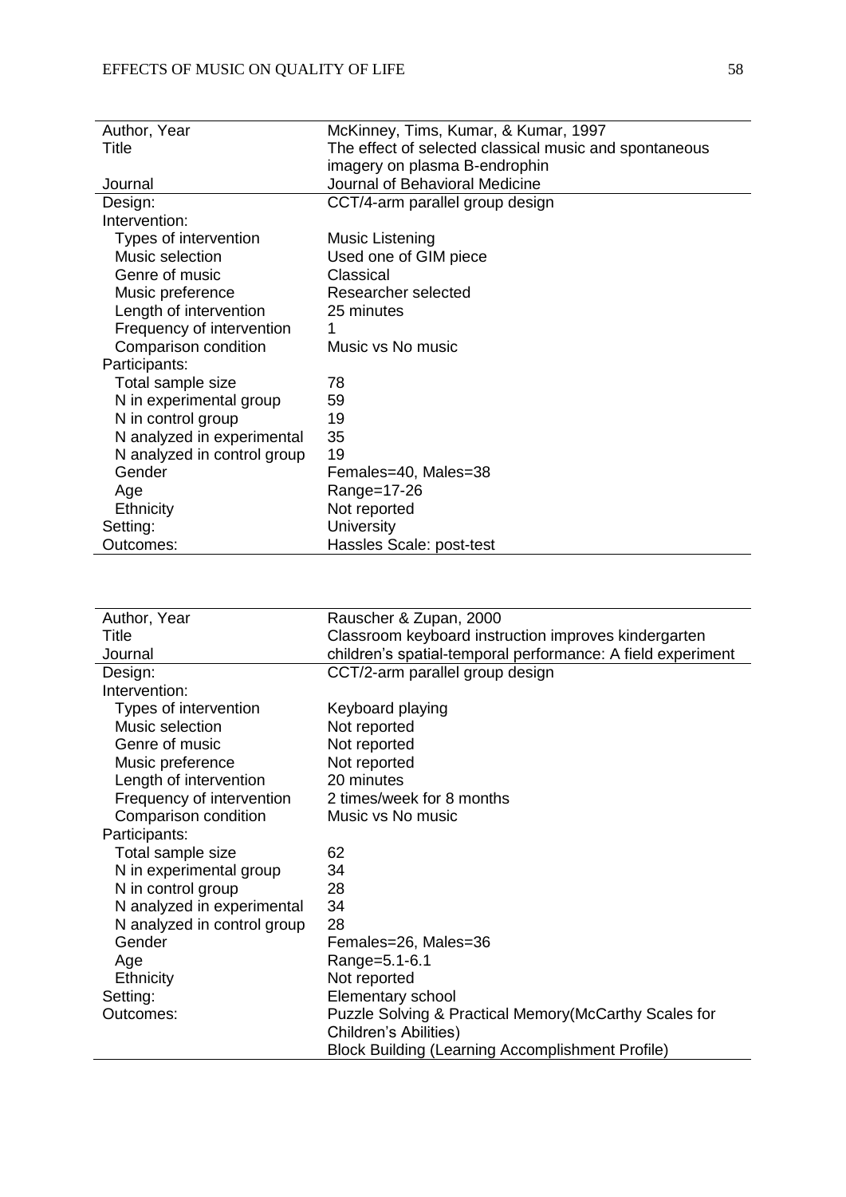| Author, Year | McKinney, Tims, Kumar, & Kumar, 1997 |
|---|---|
| Title | The effect of selected classical music and spontaneous imagery on plasma B-endrophin |
| Journal | Journal of Behavioral Medicine |
| Design: | CCT/4-arm parallel group design |
| Intervention: | |
| Types of intervention | Music Listening |
| Music selection | Used one of GIM piece |
| Genre of music | Classical |
| Music preference | Researcher selected |
| Length of intervention | 25 minutes |
| Frequency of intervention | 1 |
| Comparison condition | Music vs No music |
| Participants: | |
| Total sample size | 78 |
| N in experimental group | 59 |
| N in control group | 19 |
| N analyzed in experimental | 35 |
| N analyzed in control group | 19 |
| Gender | Females=40, Males=38 |
| Age | Range=17-26 |
| Ethnicity | Not reported |
| Setting: | University |
| Outcomes: | Hassles Scale: post-test |

| Author, Year | Rauscher & Zupan, 2000 |
|---|---|
| Title | Classroom keyboard instruction improves kindergarten children's spatial-temporal performance: A field experiment |
| Journal | |
| Design: | CCT/2-arm parallel group design |
| Intervention: | |
| Types of intervention | Keyboard playing |
| Music selection | Not reported |
| Genre of music | Not reported |
| Music preference | Not reported |
| Length of intervention | 20 minutes |
| Frequency of intervention | 2 times/week for 8 months |
| Comparison condition | Music vs No music |
| Participants: | |
| Total sample size | 62 |
| N in experimental group | 34 |
| N in control group | 28 |
| N analyzed in experimental | 34 |
| N analyzed in control group | 28 |
| Gender | Females=26, Males=36 |
| Age | Range=5.1-6.1 |
| Ethnicity | Not reported |
| Setting: | Elementary school |
| Outcomes: | Puzzle Solving & Practical Memory(McCarthy Scales for Children's Abilities)<br>Block Building (Learning Accomplishment Profile) |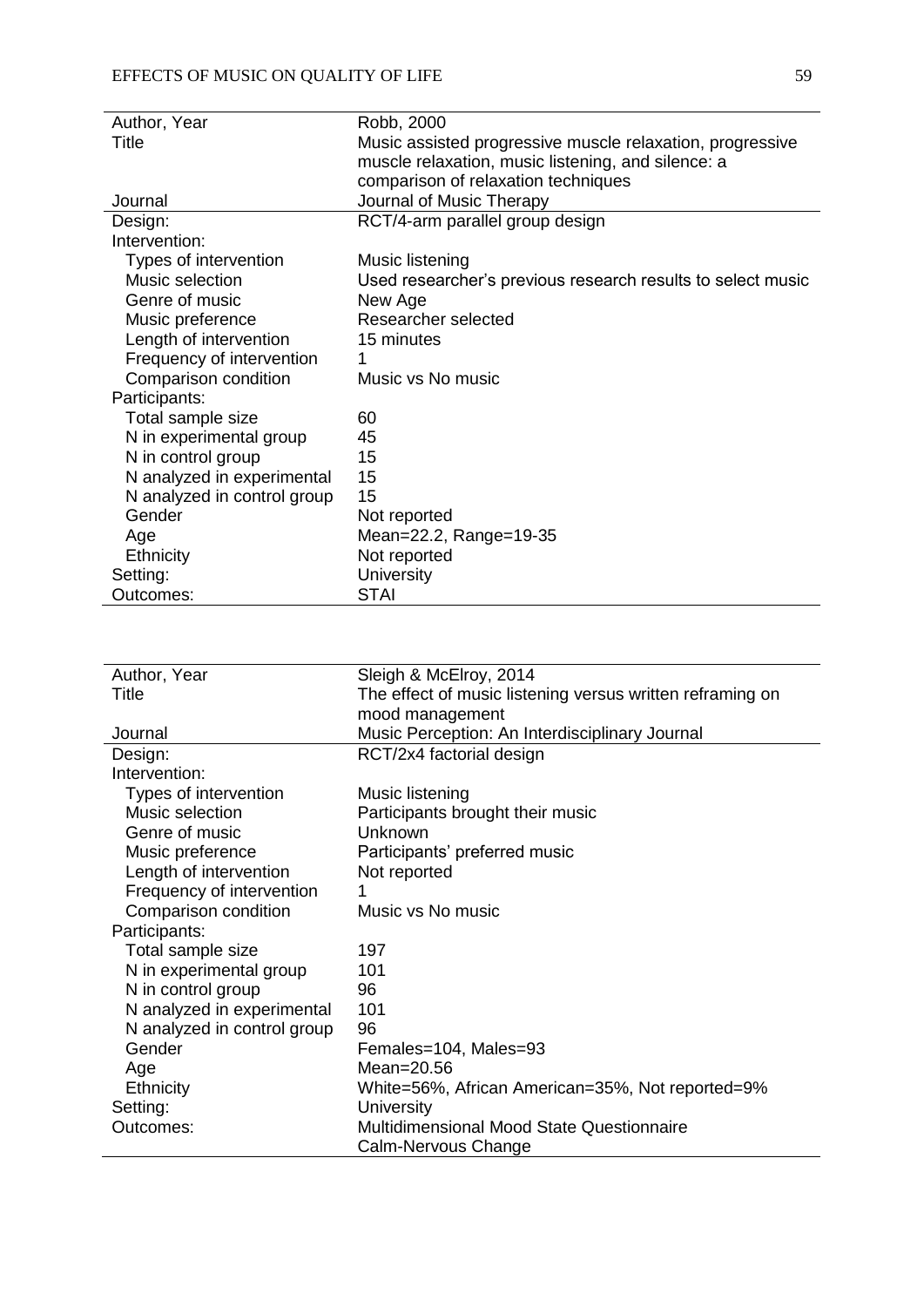| Author, Year | Robb, 2000 |
|---|---|
| Title | Music assisted progressive muscle relaxation, progressive muscle relaxation, music listening, and silence: a comparison of relaxation techniques |
| Journal | Journal of Music Therapy |
| Design: | RCT/4-arm parallel group design |
| Intervention: | |
| Types of intervention | Music listening |
| Music selection | Used researcher's previous research results to select music |
| Genre of music | New Age |
| Music preference | Researcher selected |
| Length of intervention | 15 minutes |
| Frequency of intervention | 1 |
| Comparison condition | Music vs No music |
| Participants: | |
| Total sample size | 60 |
| N in experimental group | 45 |
| N in control group | 15 |
| N analyzed in experimental | 15 |
| N analyzed in control group | 15 |
| Gender | Not reported |
| Age | Mean=22.2, Range=19-35 |
| Ethnicity | Not reported |
| Setting: | University |
| Outcomes: | STAI |

| Author, Year | Sleigh & McElroy, 2014 |
|---|---|
| Title | The effect of music listening versus written reframing on mood management |
| Journal | Music Perception: An Interdisciplinary Journal |
| Design: | RCT/2x4 factorial design |
| Intervention: | |
| Types of intervention | Music listening |
| Music selection | Participants brought their music |
| Genre of music | Unknown |
| Music preference | Participants' preferred music |
| Length of intervention | Not reported |
| Frequency of intervention | 1 |
| Comparison condition | Music vs No music |
| Participants: | |
| Total sample size | 197 |
| N in experimental group | 101 |
| N in control group | 96 |
| N analyzed in experimental | 101 |
| N analyzed in control group | 96 |
| Gender | Females=104, Males=93 |
| Age | Mean=20.56 |
| Ethnicity | White=56%, African American=35%, Not reported=9% |
| Setting: | University |
| Outcomes: | Multidimensional Mood State Questionnaire Calm-Nervous Change |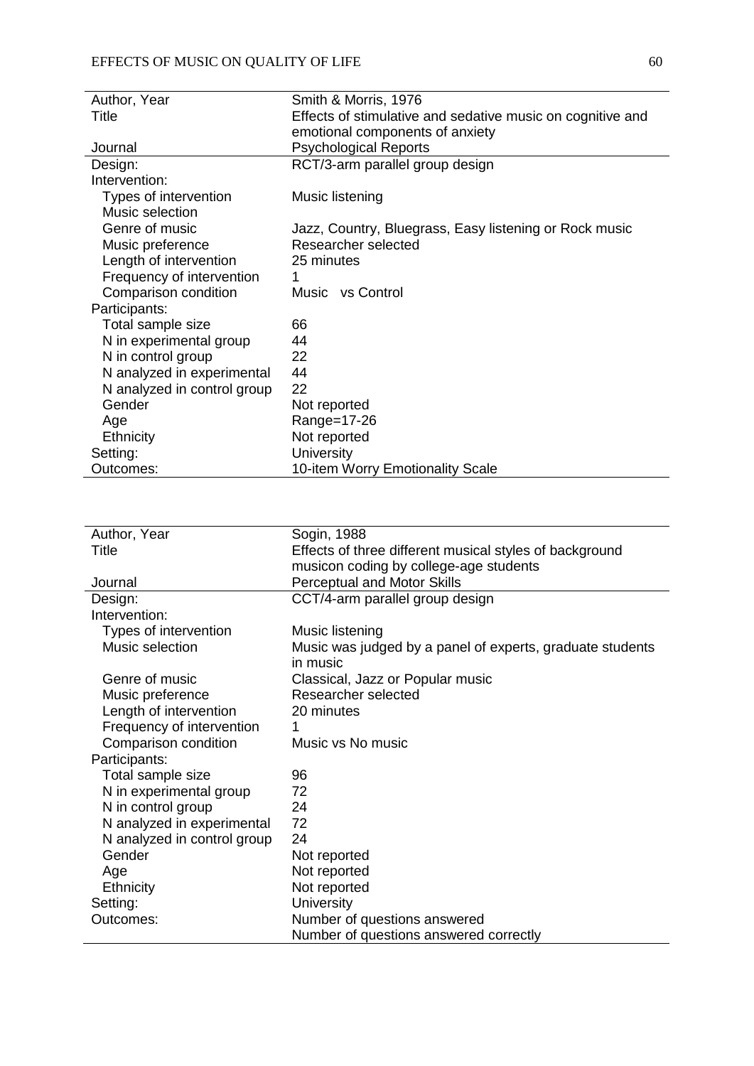| Author, Year | Smith & Morris, 1976 |
| --- | --- |
| Title | Effects of stimulative and sedative music on cognitive and emotional components of anxiety |
| Journal | Psychological Reports |
| Design: | RCT/3-arm parallel group design |
| Intervention: | |
| Types of intervention | Music listening |
| Music selection | |
| Genre of music | Jazz, Country, Bluegrass, Easy listening or Rock music |
| Music preference | Researcher selected |
| Length of intervention | 25 minutes |
| Frequency of intervention | 1 |
| Comparison condition | Music vs Control |
| Participants: | |
| Total sample size | 66 |
| N in experimental group | 44 |
| N in control group | 22 |
| N analyzed in experimental | 44 |
| N analyzed in control group | 22 |
| Gender | Not reported |
| Age | Range=17-26 |
| Ethnicity | Not reported |
| Setting: | University |
| Outcomes: | 10-item Worry Emotionality Scale |

| Author, Year | Sogin, 1988 |
| --- | --- |
| Title | Effects of three different musical styles of background musicon coding by college-age students |
| Journal | Perceptual and Motor Skills |
| Design: | CCT/4-arm parallel group design |
| Intervention: | |
| Types of intervention | Music listening |
| Music selection | Music was judged by a panel of experts, graduate students in music |
| Genre of music | Classical, Jazz or Popular music |
| Music preference | Researcher selected |
| Length of intervention | 20 minutes |
| Frequency of intervention | 1 |
| Comparison condition | Music vs No music |
| Participants: | |
| Total sample size | 96 |
| N in experimental group | 72 |
| N in control group | 24 |
| N analyzed in experimental | 72 |
| N analyzed in control group | 24 |
| Gender | Not reported |
| Age | Not reported |
| Ethnicity | Not reported |
| Setting: | University |
| Outcomes: | Number of questions answered<br>Number of questions answered correctly |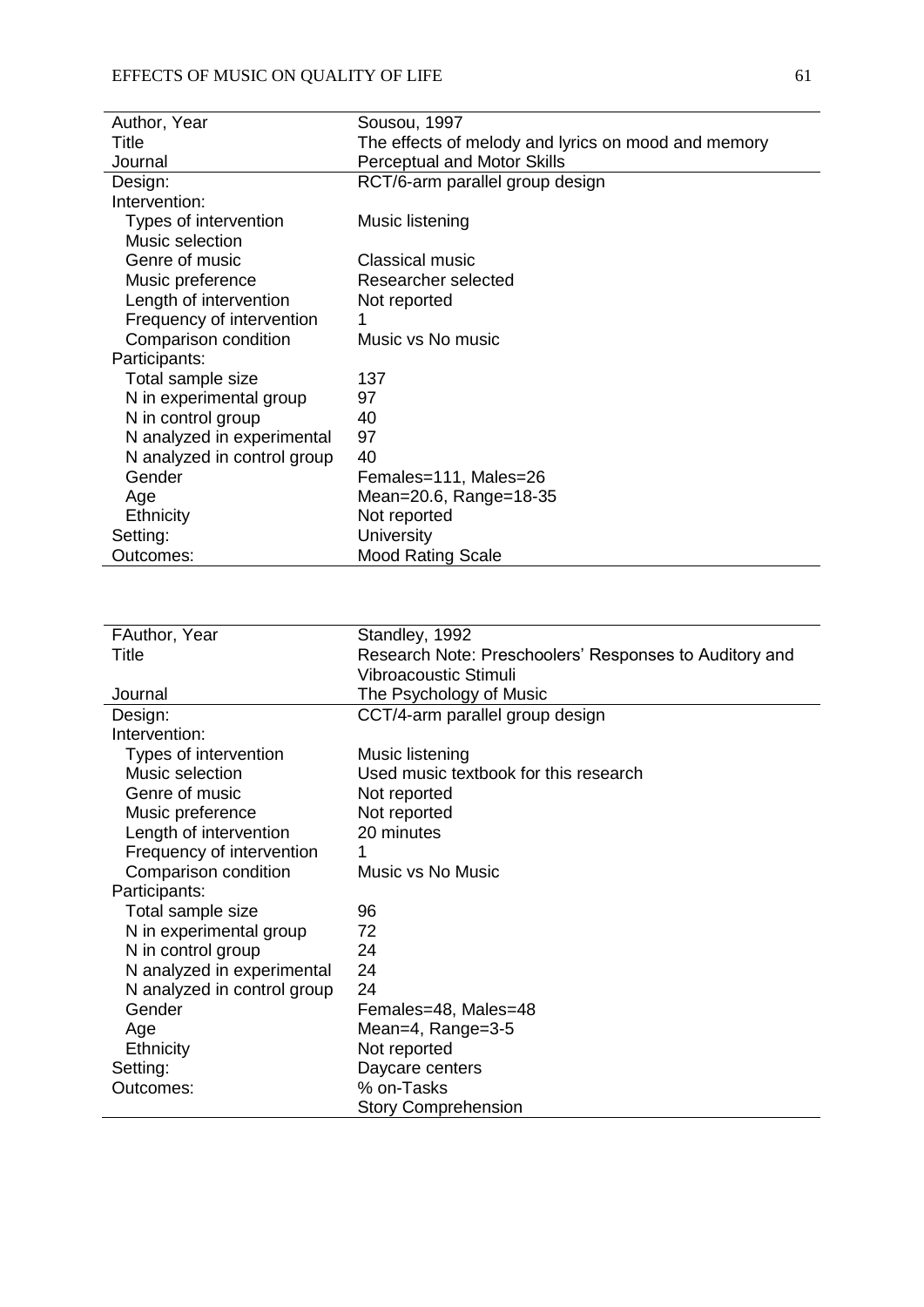| Author, Year | Sousou, 1997 |
|---|---|
| Title | The effects of melody and lyrics on mood and memory |
| Journal | Perceptual and Motor Skills |
| Design: | RCT/6-arm parallel group design |
| Intervention: | |
| Types of intervention | Music listening |
| Music selection | |
| Genre of music | Classical music |
| Music preference | Researcher selected |
| Length of intervention | Not reported |
| Frequency of intervention | 1 |
| Comparison condition | Music vs No music |
| Participants: | |
| Total sample size | 137 |
| N in experimental group | 97 |
| N in control group | 40 |
| N analyzed in experimental | 97 |
| N analyzed in control group | 40 |
| Gender | Females=111, Males=26 |
| Age | Mean=20.6, Range=18-35 |
| Ethnicity | Not reported |
| Setting: | University |
| Outcomes: | Mood Rating Scale |

| FAuthor, Year | Standley, 1992 |
|---|---|
| Title | Research Note: Preschoolers' Responses to Auditory and Vibroacoustic Stimuli |
| Journal | The Psychology of Music |
| Design: | CCT/4-arm parallel group design |
| Intervention: | |
| Types of intervention | Music listening |
| Music selection | Used music textbook for this research |
| Genre of music | Not reported |
| Music preference | Not reported |
| Length of intervention | 20 minutes |
| Frequency of intervention | 1 |
| Comparison condition | Music vs No Music |
| Participants: | |
| Total sample size | 96 |
| N in experimental group | 72 |
| N in control group | 24 |
| N analyzed in experimental | 24 |
| N analyzed in control group | 24 |
| Gender | Females=48, Males=48 |
| Age | Mean=4, Range=3-5 |
| Ethnicity | Not reported |
| Setting: | Daycare centers |
| Outcomes: | % on-Tasks<br>Story Comprehension |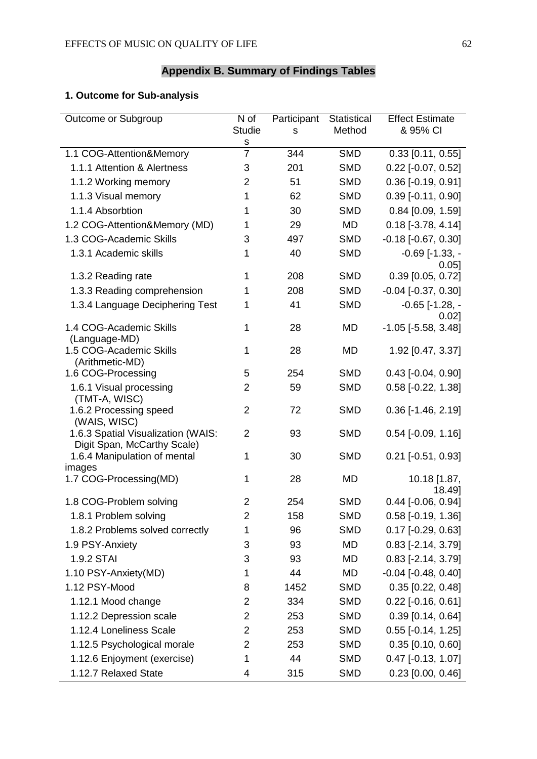## Appendix B. Summary of Findings Tables

### 1. Outcome for Sub-analysis

| Outcome or Subgroup | N of Studies | Participants | Statistical Method | Effect Estimate & 95% CI |
|---|---|---|---|---|
| 1.1 COG-Attention&Memory | 7 | 344 | SMD | 0.33 [0.11, 0.55] |
| 1.1.1 Attention & Alertness | 3 | 201 | SMD | 0.22 [-0.07, 0.52] |
| 1.1.2 Working memory | 2 | 51 | SMD | 0.36 [-0.19, 0.91] |
| 1.1.3 Visual memory | 1 | 62 | SMD | 0.39 [-0.11, 0.90] |
| 1.1.4 Absorbtion | 1 | 30 | SMD | 0.84 [0.09, 1.59] |
| 1.2 COG-Attention&Memory (MD) | 1 | 29 | MD | 0.18 [-3.78, 4.14] |
| 1.3 COG-Academic Skills | 3 | 497 | SMD | -0.18 [-0.67, 0.30] |
| 1.3.1 Academic skills | 1 | 40 | SMD | -0.69 [-1.33, -0.05] |
| 1.3.2 Reading rate | 1 | 208 | SMD | 0.39 [0.05, 0.72] |
| 1.3.3 Reading comprehension | 1 | 208 | SMD | -0.04 [-0.37, 0.30] |
| 1.3.4 Language Deciphering Test | 1 | 41 | SMD | -0.65 [-1.28, -0.02] |
| 1.4 COG-Academic Skills (Language-MD) | 1 | 28 | MD | -1.05 [-5.58, 3.48] |
| 1.5 COG-Academic Skills (Arithmetic-MD) | 1 | 28 | MD | 1.92 [0.47, 3.37] |
| 1.6 COG-Processing | 5 | 254 | SMD | 0.43 [-0.04, 0.90] |
| 1.6.1 Visual processing (TMT-A, WISC) | 2 | 59 | SMD | 0.58 [-0.22, 1.38] |
| 1.6.2 Processing speed (WAIS, WISC) | 2 | 72 | SMD | 0.36 [-1.46, 2.19] |
| 1.6.3 Spatial Visualization (WAIS: Digit Span, McCarthy Scale) | 2 | 93 | SMD | 0.54 [-0.09, 1.16] |
| 1.6.4 Manipulation of mental images | 1 | 30 | SMD | 0.21 [-0.51, 0.93] |
| 1.7 COG-Processing(MD) | 1 | 28 | MD | 10.18 [1.87, 18.49] |
| 1.8 COG-Problem solving | 2 | 254 | SMD | 0.44 [-0.06, 0.94] |
| 1.8.1 Problem solving | 2 | 158 | SMD | 0.58 [-0.19, 1.36] |
| 1.8.2 Problems solved correctly | 1 | 96 | SMD | 0.17 [-0.29, 0.63] |
| 1.9 PSY-Anxiety | 3 | 93 | MD | 0.83 [-2.14, 3.79] |
| 1.9.2 STAI | 3 | 93 | MD | 0.83 [-2.14, 3.79] |
| 1.10 PSY-Anxiety(MD) | 1 | 44 | MD | -0.04 [-0.48, 0.40] |
| 1.12 PSY-Mood | 8 | 1452 | SMD | 0.35 [0.22, 0.48] |
| 1.12.1 Mood change | 2 | 334 | SMD | 0.22 [-0.16, 0.61] |
| 1.12.2 Depression scale | 2 | 253 | SMD | 0.39 [0.14, 0.64] |
| 1.12.4 Loneliness Scale | 2 | 253 | SMD | 0.55 [-0.14, 1.25] |
| 1.12.5 Psychological morale | 2 | 253 | SMD | 0.35 [0.10, 0.60] |
| 1.12.6 Enjoyment (exercise) | 1 | 44 | SMD | 0.47 [-0.13, 1.07] |
| 1.12.7 Relaxed State | 4 | 315 | SMD | 0.23 [0.00, 0.46] |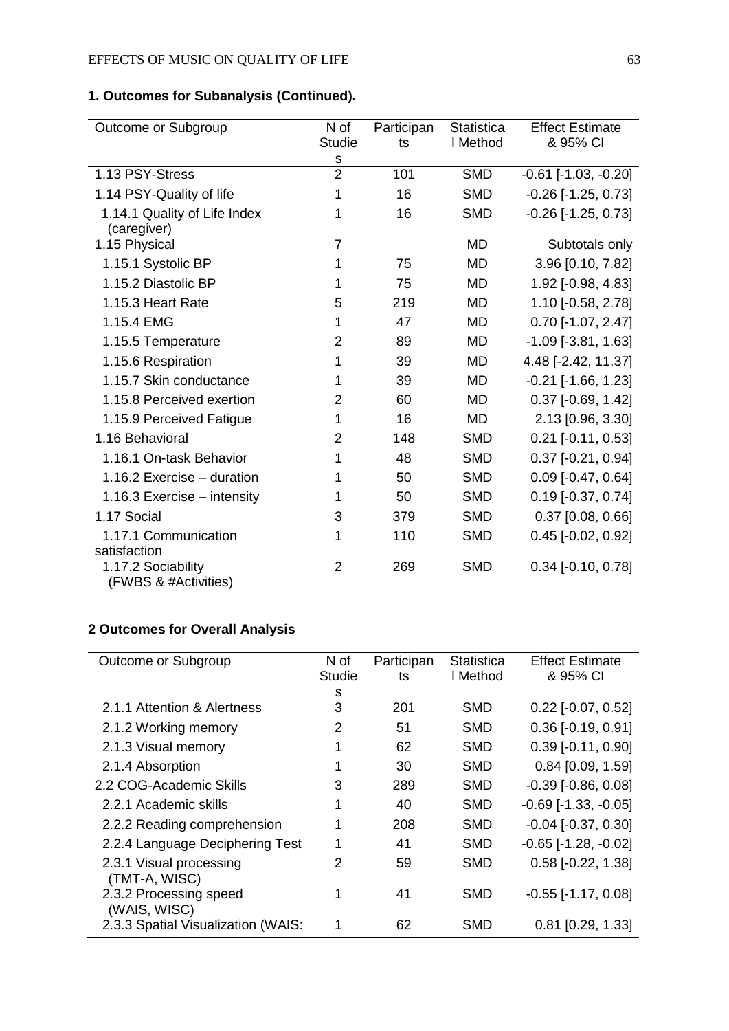**1. Outcomes for Subanalysis (Continued).**

| Outcome or Subgroup | N of Studies | Participants | Statistical Method | Effect Estimate & 95% CI |
|---|---|---|---|---|
| 1.13 PSY-Stress | 2 | 101 | SMD | -0.61 [-1.03, -0.20] |
| 1.14 PSY-Quality of life | 1 | 16 | SMD | -0.26 [-1.25, 0.73] |
| 1.14.1 Quality of Life Index (caregiver) | 1 | 16 | SMD | -0.26 [-1.25, 0.73] |
| 1.15 Physical | 7 | | MD | Subtotals only |
| 1.15.1 Systolic BP | 1 | 75 | MD | 3.96 [0.10, 7.82] |
| 1.15.2 Diastolic BP | 1 | 75 | MD | 1.92 [-0.98, 4.83] |
| 1.15.3 Heart Rate | 5 | 219 | MD | 1.10 [-0.58, 2.78] |
| 1.15.4 EMG | 1 | 47 | MD | 0.70 [-1.07, 2.47] |
| 1.15.5 Temperature | 2 | 89 | MD | -1.09 [-3.81, 1.63] |
| 1.15.6 Respiration | 1 | 39 | MD | 4.48 [-2.42, 11.37] |
| 1.15.7 Skin conductance | 1 | 39 | MD | -0.21 [-1.66, 1.23] |
| 1.15.8 Perceived exertion | 2 | 60 | MD | 0.37 [-0.69, 1.42] |
| 1.15.9 Perceived Fatigue | 1 | 16 | MD | 2.13 [0.96, 3.30] |
| 1.16 Behavioral | 2 | 148 | SMD | 0.21 [-0.11, 0.53] |
| 1.16.1 On-task Behavior | 1 | 48 | SMD | 0.37 [-0.21, 0.94] |
| 1.16.2 Exercise – duration | 1 | 50 | SMD | 0.09 [-0.47, 0.64] |
| 1.16.3 Exercise – intensity | 1 | 50 | SMD | 0.19 [-0.37, 0.74] |
| 1.17 Social | 3 | 379 | SMD | 0.37 [0.08, 0.66] |
| 1.17.1 Communication satisfaction | 1 | 110 | SMD | 0.45 [-0.02, 0.92] |
| 1.17.2 Sociability (FWBS & #Activities) | 2 | 269 | SMD | 0.34 [-0.10, 0.78] |

**2 Outcomes for Overall Analysis**

| Outcome or Subgroup | N of Studies | Participants | Statistical Method | Effect Estimate & 95% CI |
|---|---|---|---|---|
| 2.1.1 Attention & Alertness | 3 | 201 | SMD | 0.22 [-0.07, 0.52] |
| 2.1.2 Working memory | 2 | 51 | SMD | 0.36 [-0.19, 0.91] |
| 2.1.3 Visual memory | 1 | 62 | SMD | 0.39 [-0.11, 0.90] |
| 2.1.4 Absorption | 1 | 30 | SMD | 0.84 [0.09, 1.59] |
| 2.2 COG-Academic Skills | 3 | 289 | SMD | -0.39 [-0.86, 0.08] |
| 2.2.1 Academic skills | 1 | 40 | SMD | -0.69 [-1.33, -0.05] |
| 2.2.2 Reading comprehension | 1 | 208 | SMD | -0.04 [-0.37, 0.30] |
| 2.2.4 Language Deciphering Test | 1 | 41 | SMD | -0.65 [-1.28, -0.02] |
| 2.3.1 Visual processing (TMT-A, WISC) | 2 | 59 | SMD | 0.58 [-0.22, 1.38] |
| 2.3.2 Processing speed (WAIS, WISC) | 1 | 41 | SMD | -0.55 [-1.17, 0.08] |
| 2.3.3 Spatial Visualization (WAIS: | 1 | 62 | SMD | 0.81 [0.29, 1.33] |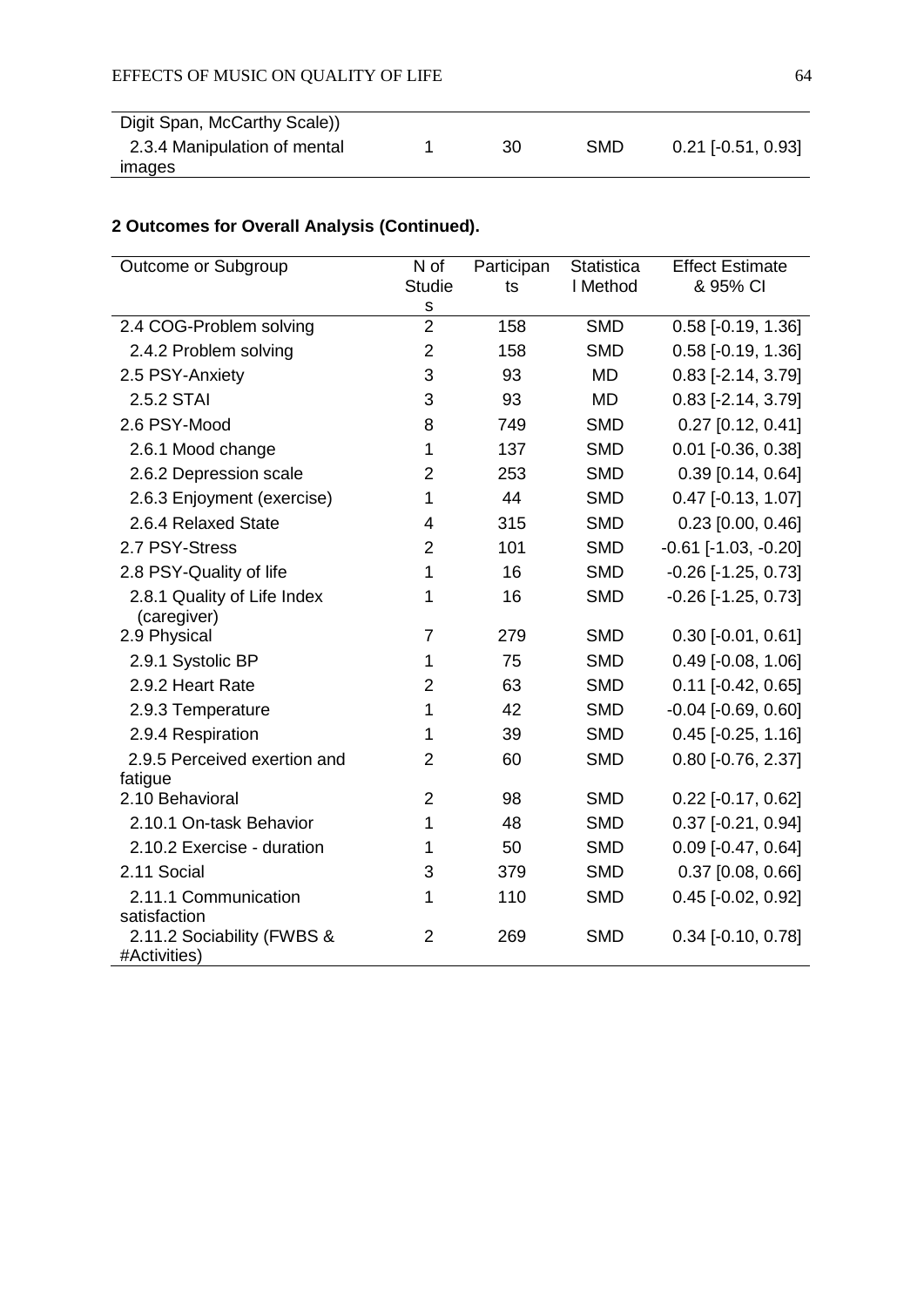| | | | | |
|---|---|---|---|---|
| Digit Span, McCarthy Scale)) | | | | |
| 2.3.4 Manipulation of mental images | 1 | 30 | SMD | 0.21 [-0.51, 0.93] |

**2 Outcomes for Overall Analysis (Continued).**

| Outcome or Subgroup | N of Studies | Participants | Statistical Method | Effect Estimate & 95% CI |
|---|---|---|---|---|
| 2.4 COG-Problem solving | 2 | 158 | SMD | 0.58 [-0.19, 1.36] |
| 2.4.2 Problem solving | 2 | 158 | SMD | 0.58 [-0.19, 1.36] |
| 2.5 PSY-Anxiety | 3 | 93 | MD | 0.83 [-2.14, 3.79] |
| 2.5.2 STAI | 3 | 93 | MD | 0.83 [-2.14, 3.79] |
| 2.6 PSY-Mood | 8 | 749 | SMD | 0.27 [0.12, 0.41] |
| 2.6.1 Mood change | 1 | 137 | SMD | 0.01 [-0.36, 0.38] |
| 2.6.2 Depression scale | 2 | 253 | SMD | 0.39 [0.14, 0.64] |
| 2.6.3 Enjoyment (exercise) | 1 | 44 | SMD | 0.47 [-0.13, 1.07] |
| 2.6.4 Relaxed State | 4 | 315 | SMD | 0.23 [0.00, 0.46] |
| 2.7 PSY-Stress | 2 | 101 | SMD | -0.61 [-1.03, -0.20] |
| 2.8 PSY-Quality of life | 1 | 16 | SMD | -0.26 [-1.25, 0.73] |
| 2.8.1 Quality of Life Index (caregiver) | 1 | 16 | SMD | -0.26 [-1.25, 0.73] |
| 2.9 Physical | 7 | 279 | SMD | 0.30 [-0.01, 0.61] |
| 2.9.1 Systolic BP | 1 | 75 | SMD | 0.49 [-0.08, 1.06] |
| 2.9.2 Heart Rate | 2 | 63 | SMD | 0.11 [-0.42, 0.65] |
| 2.9.3 Temperature | 1 | 42 | SMD | -0.04 [-0.69, 0.60] |
| 2.9.4 Respiration | 1 | 39 | SMD | 0.45 [-0.25, 1.16] |
| 2.9.5 Perceived exertion and fatigue | 2 | 60 | SMD | 0.80 [-0.76, 2.37] |
| 2.10 Behavioral | 2 | 98 | SMD | 0.22 [-0.17, 0.62] |
| 2.10.1 On-task Behavior | 1 | 48 | SMD | 0.37 [-0.21, 0.94] |
| 2.10.2 Exercise - duration | 1 | 50 | SMD | 0.09 [-0.47, 0.64] |
| 2.11 Social | 3 | 379 | SMD | 0.37 [0.08, 0.66] |
| 2.11.1 Communication satisfaction | 1 | 110 | SMD | 0.45 [-0.02, 0.92] |
| 2.11.2 Sociability (FWBS & #Activities) | 2 | 269 | SMD | 0.34 [-0.10, 0.78] |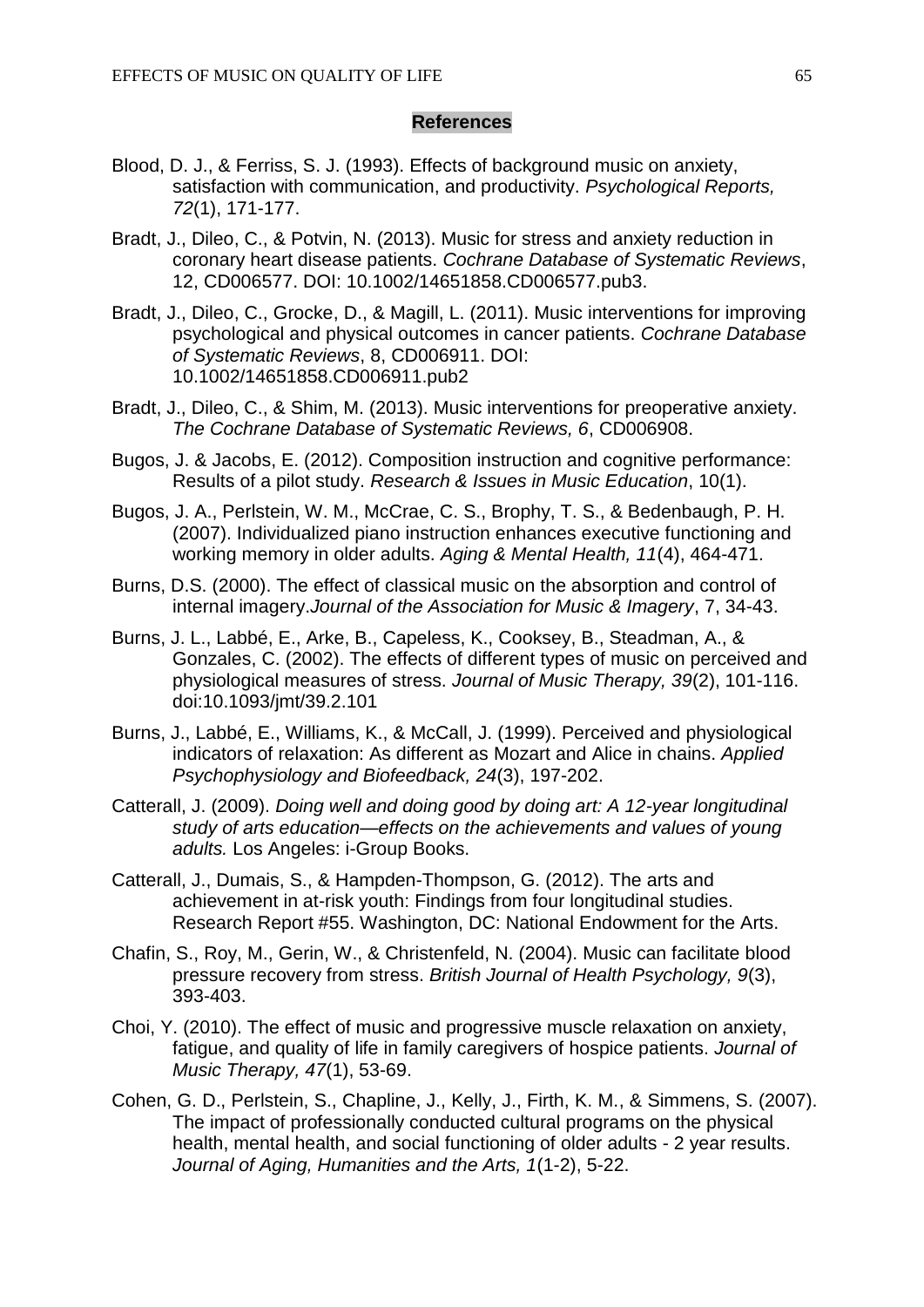# References

Blood, D. J., & Ferriss, S. J. (1993). Effects of background music on anxiety, satisfaction with communication, and productivity. *Psychological Reports, 72*(1), 171-177.

Bradt, J., Dileo, C., & Potvin, N. (2013). Music for stress and anxiety reduction in coronary heart disease patients. *Cochrane Database of Systematic Reviews*, 12, CD006577. DOI: 10.1002/14651858.CD006577.pub3.

Bradt, J., Dileo, C., Grocke, D., & Magill, L. (2011). Music interventions for improving psychological and physical outcomes in cancer patients. *Cochrane Database of Systematic Reviews*, 8, CD006911. DOI: 10.1002/14651858.CD006911.pub2

Bradt, J., Dileo, C., & Shim, M. (2013). Music interventions for preoperative anxiety. *The Cochrane Database of Systematic Reviews, 6*, CD006908.

Bugos, J. & Jacobs, E. (2012). Composition instruction and cognitive performance: Results of a pilot study. *Research & Issues in Music Education*, 10(1).

Bugos, J. A., Perlstein, W. M., McCrae, C. S., Brophy, T. S., & Bedenbaugh, P. H. (2007). Individualized piano instruction enhances executive functioning and working memory in older adults. *Aging & Mental Health, 11*(4), 464-471.

Burns, D.S. (2000). The effect of classical music on the absorption and control of internal imagery.*Journal of the Association for Music & Imagery*, 7, 34-43.

Burns, J. L., Labbé, E., Arke, B., Capeless, K., Cooksey, B., Steadman, A., & Gonzales, C. (2002). The effects of different types of music on perceived and physiological measures of stress. *Journal of Music Therapy, 39*(2), 101-116. doi:10.1093/jmt/39.2.101

Burns, J., Labbé, E., Williams, K., & McCall, J. (1999). Perceived and physiological indicators of relaxation: As different as Mozart and Alice in chains. *Applied Psychophysiology and Biofeedback, 24*(3), 197-202.

Catterall, J. (2009). *Doing well and doing good by doing art: A 12-year longitudinal study of arts education—effects on the achievements and values of young adults.* Los Angeles: i-Group Books.

Catterall, J., Dumais, S., & Hampden-Thompson, G. (2012). The arts and achievement in at-risk youth: Findings from four longitudinal studies. Research Report #55. Washington, DC: National Endowment for the Arts.

Chafin, S., Roy, M., Gerin, W., & Christenfeld, N. (2004). Music can facilitate blood pressure recovery from stress. *British Journal of Health Psychology, 9*(3), 393-403.

Choi, Y. (2010). The effect of music and progressive muscle relaxation on anxiety, fatigue, and quality of life in family caregivers of hospice patients. *Journal of Music Therapy, 47*(1), 53-69.

Cohen, G. D., Perlstein, S., Chapline, J., Kelly, J., Firth, K. M., & Simmens, S. (2007). The impact of professionally conducted cultural programs on the physical health, mental health, and social functioning of older adults - 2 year results. *Journal of Aging, Humanities and the Arts, 1*(1-2), 5-22.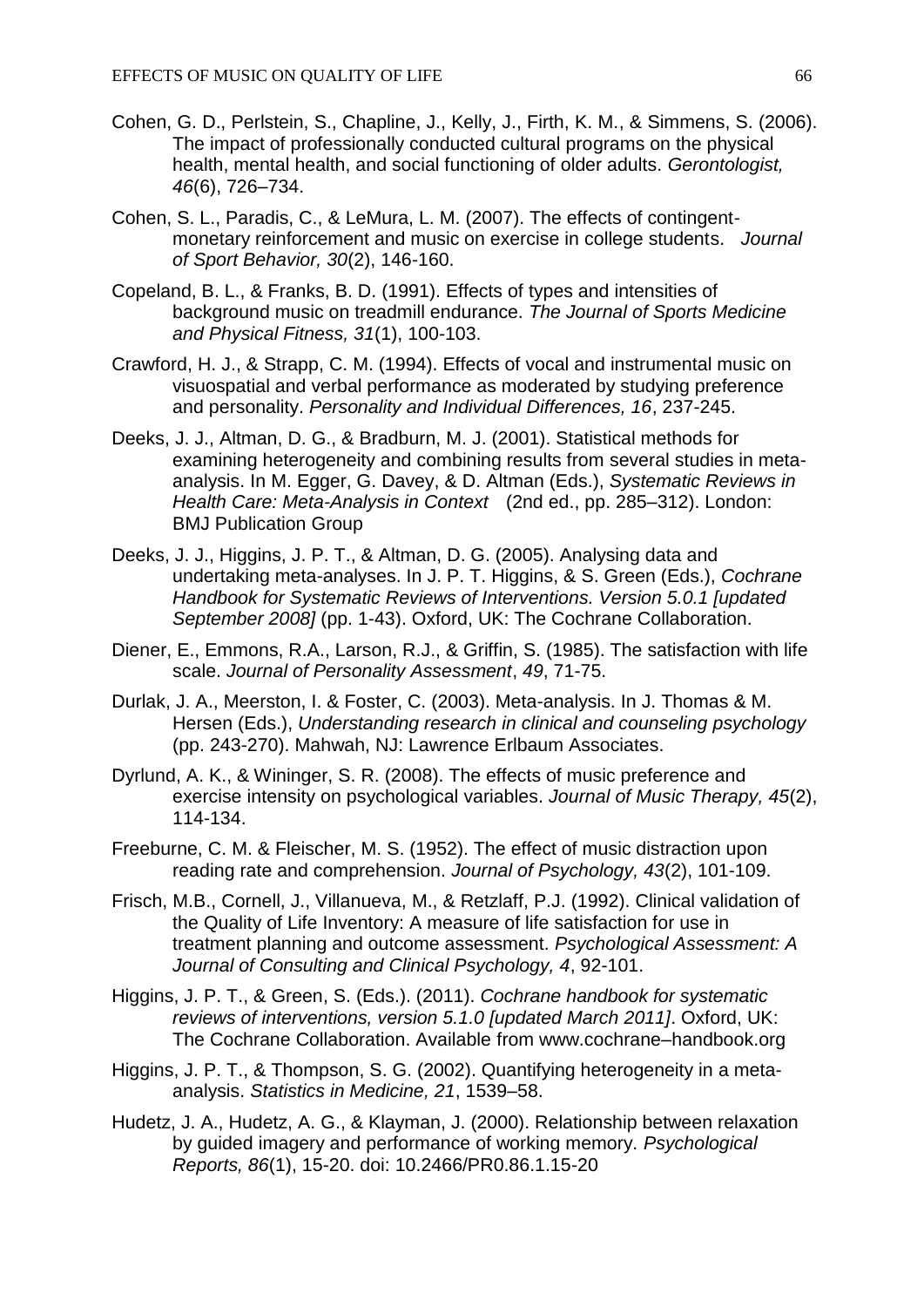Cohen, G. D., Perlstein, S., Chapline, J., Kelly, J., Firth, K. M., & Simmens, S. (2006). The impact of professionally conducted cultural programs on the physical health, mental health, and social functioning of older adults. *Gerontologist, 46*(6), 726–734.

Cohen, S. L., Paradis, C., & LeMura, L. M. (2007). The effects of contingent-monetary reinforcement and music on exercise in college students. *Journal of Sport Behavior, 30*(2), 146-160.

Copeland, B. L., & Franks, B. D. (1991). Effects of types and intensities of background music on treadmill endurance. *The Journal of Sports Medicine and Physical Fitness, 31*(1), 100-103.

Crawford, H. J., & Strapp, C. M. (1994). Effects of vocal and instrumental music on visuospatial and verbal performance as moderated by studying preference and personality. *Personality and Individual Differences, 16*, 237-245.

Deeks, J. J., Altman, D. G., & Bradburn, M. J. (2001). Statistical methods for examining heterogeneity and combining results from several studies in meta-analysis. In M. Egger, G. Davey, & D. Altman (Eds.), *Systematic Reviews in Health Care: Meta-Analysis in Context* (2nd ed., pp. 285–312). London: BMJ Publication Group

Deeks, J. J., Higgins, J. P. T., & Altman, D. G. (2005). Analysing data and undertaking meta-analyses. In J. P. T. Higgins, & S. Green (Eds.), *Cochrane Handbook for Systematic Reviews of Interventions. Version 5.0.1 [updated September 2008]* (pp. 1-43). Oxford, UK: The Cochrane Collaboration.

Diener, E., Emmons, R.A., Larson, R.J., & Griffin, S. (1985). The satisfaction with life scale. *Journal of Personality Assessment*, *49*, 71-75.

Durlak, J. A., Meerston, I. & Foster, C. (2003). Meta-analysis. In J. Thomas & M. Hersen (Eds.), *Understanding research in clinical and counseling psychology* (pp. 243-270). Mahwah, NJ: Lawrence Erlbaum Associates.

Dyrlund, A. K., & Wininger, S. R. (2008). The effects of music preference and exercise intensity on psychological variables. *Journal of Music Therapy, 45*(2), 114-134.

Freeburne, C. M. & Fleischer, M. S. (1952). The effect of music distraction upon reading rate and comprehension. *Journal of Psychology, 43*(2), 101-109.

Frisch, M.B., Cornell, J., Villanueva, M., & Retzlaff, P.J. (1992). Clinical validation of the Quality of Life Inventory: A measure of life satisfaction for use in treatment planning and outcome assessment. *Psychological Assessment: A Journal of Consulting and Clinical Psychology, 4*, 92-101.

Higgins, J. P. T., & Green, S. (Eds.). (2011). *Cochrane handbook for systematic reviews of interventions, version 5.1.0 [updated March 2011]*. Oxford, UK: The Cochrane Collaboration. Available from www.cochrane–handbook.org

Higgins, J. P. T., & Thompson, S. G. (2002). Quantifying heterogeneity in a meta-analysis. *Statistics in Medicine, 21*, 1539–58.

Hudetz, J. A., Hudetz, A. G., & Klayman, J. (2000). Relationship between relaxation by guided imagery and performance of working memory. *Psychological Reports, 86*(1), 15-20. doi: 10.2466/PR0.86.1.15-20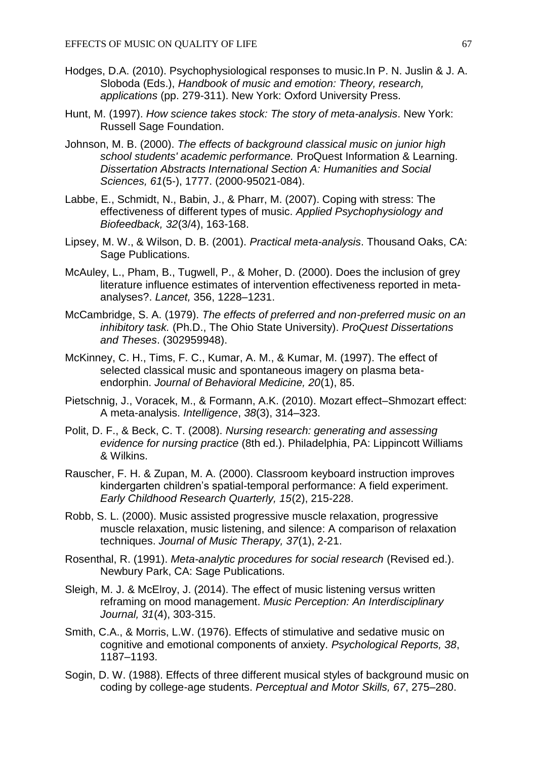Hodges, D.A. (2010). Psychophysiological responses to music.In P. N. Juslin & J. A. Sloboda (Eds.), *Handbook of music and emotion: Theory, research, applications* (pp. 279-311). New York: Oxford University Press.

Hunt, M. (1997). *How science takes stock: The story of meta-analysis*. New York: Russell Sage Foundation.

Johnson, M. B. (2000). *The effects of background classical music on junior high school students' academic performance.* ProQuest Information & Learning. *Dissertation Abstracts International Section A: Humanities and Social Sciences, 61*(5-), 1777. (2000-95021-084).

Labbe, E., Schmidt, N., Babin, J., & Pharr, M. (2007). Coping with stress: The effectiveness of different types of music. *Applied Psychophysiology and Biofeedback, 32*(3/4), 163-168.

Lipsey, M. W., & Wilson, D. B. (2001). *Practical meta-analysis*. Thousand Oaks, CA: Sage Publications.

McAuley, L., Pham, B., Tugwell, P., & Moher, D. (2000). Does the inclusion of grey literature influence estimates of intervention effectiveness reported in meta-analyses?. *Lancet,* 356, 1228–1231.

McCambridge, S. A. (1979). *The effects of preferred and non-preferred music on an inhibitory task.* (Ph.D., The Ohio State University). *ProQuest Dissertations and Theses*. (302959948).

McKinney, C. H., Tims, F. C., Kumar, A. M., & Kumar, M. (1997). The effect of selected classical music and spontaneous imagery on plasma beta-endorphin. *Journal of Behavioral Medicine, 20*(1), 85.

Pietschnig, J., Voracek, M., & Formann, A.K. (2010). Mozart effect–Shmozart effect: A meta-analysis. *Intelligence*, *38*(3), 314–323.

Polit, D. F., & Beck, C. T. (2008). *Nursing research: generating and assessing evidence for nursing practice* (8th ed.). Philadelphia, PA: Lippincott Williams & Wilkins.

Rauscher, F. H. & Zupan, M. A. (2000). Classroom keyboard instruction improves kindergarten children's spatial-temporal performance: A field experiment. *Early Childhood Research Quarterly, 15*(2), 215-228.

Robb, S. L. (2000). Music assisted progressive muscle relaxation, progressive muscle relaxation, music listening, and silence: A comparison of relaxation techniques. *Journal of Music Therapy, 37*(1), 2-21.

Rosenthal, R. (1991). *Meta-analytic procedures for social research* (Revised ed.). Newbury Park, CA: Sage Publications.

Sleigh, M. J. & McElroy, J. (2014). The effect of music listening versus written reframing on mood management. *Music Perception: An Interdisciplinary Journal, 31*(4), 303-315.

Smith, C.A., & Morris, L.W. (1976). Effects of stimulative and sedative music on cognitive and emotional components of anxiety. *Psychological Reports, 38*, 1187–1193.

Sogin, D. W. (1988). Effects of three different musical styles of background music on coding by college-age students. *Perceptual and Motor Skills, 67*, 275–280.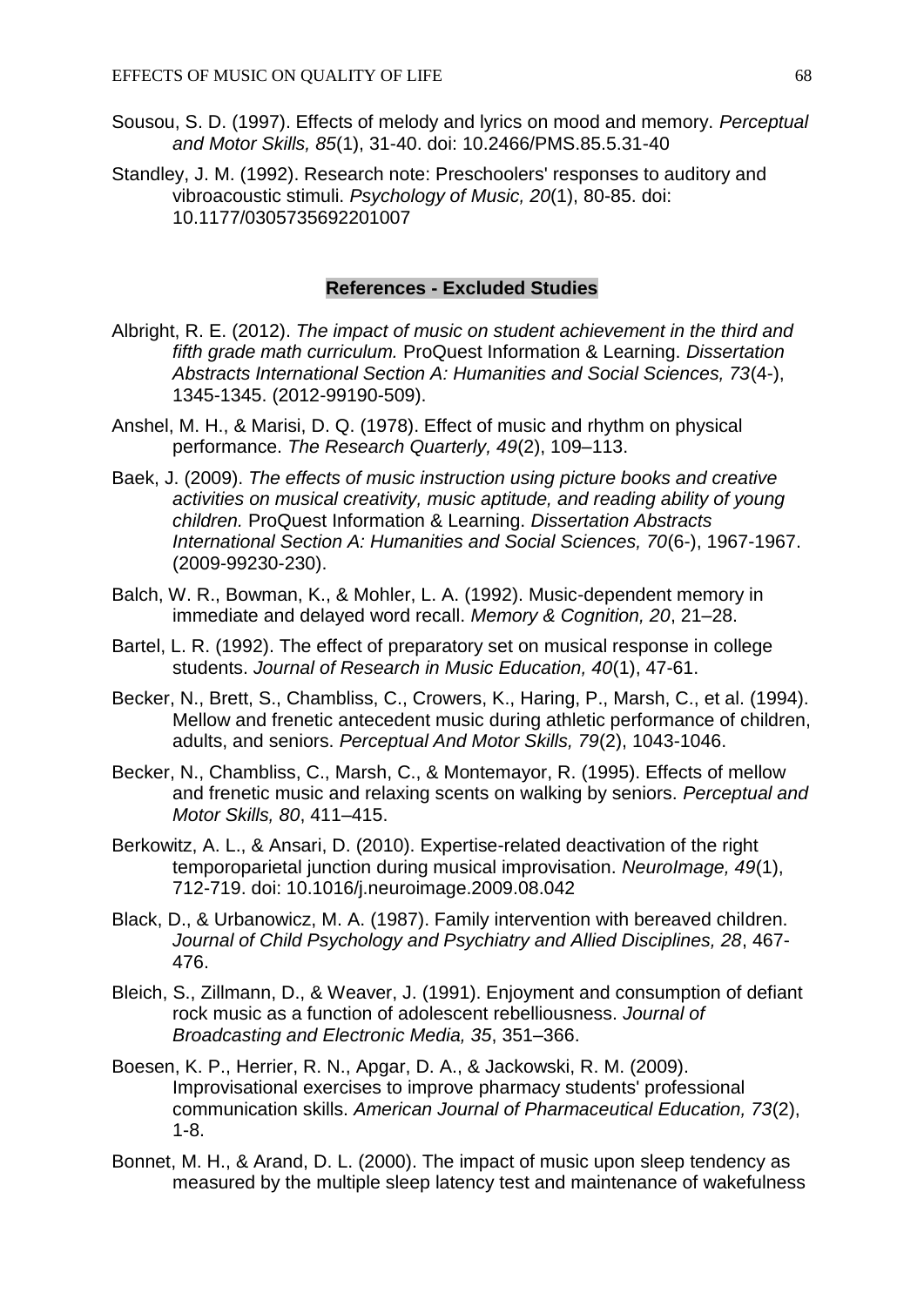Sousou, S. D. (1997). Effects of melody and lyrics on mood and memory. *Perceptual and Motor Skills, 85*(1), 31-40. doi: 10.2466/PMS.85.5.31-40

Standley, J. M. (1992). Research note: Preschoolers' responses to auditory and vibroacoustic stimuli. *Psychology of Music, 20*(1), 80-85. doi: 10.1177/0305735692201007

## References - Excluded Studies

Albright, R. E. (2012). *The impact of music on student achievement in the third and fifth grade math curriculum.* ProQuest Information & Learning. *Dissertation Abstracts International Section A: Humanities and Social Sciences, 73*(4-), 1345-1345. (2012-99190-509).

Anshel, M. H., & Marisi, D. Q. (1978). Effect of music and rhythm on physical performance. *The Research Quarterly, 49*(2), 109–113.

Baek, J. (2009). *The effects of music instruction using picture books and creative activities on musical creativity, music aptitude, and reading ability of young children.* ProQuest Information & Learning. *Dissertation Abstracts International Section A: Humanities and Social Sciences, 70*(6-), 1967-1967. (2009-99230-230).

Balch, W. R., Bowman, K., & Mohler, L. A. (1992). Music-dependent memory in immediate and delayed word recall. *Memory & Cognition, 20*, 21–28.

Bartel, L. R. (1992). The effect of preparatory set on musical response in college students. *Journal of Research in Music Education, 40*(1), 47-61.

Becker, N., Brett, S., Chambliss, C., Crowers, K., Haring, P., Marsh, C., et al. (1994). Mellow and frenetic antecedent music during athletic performance of children, adults, and seniors. *Perceptual And Motor Skills, 79*(2), 1043-1046.

Becker, N., Chambliss, C., Marsh, C., & Montemayor, R. (1995). Effects of mellow and frenetic music and relaxing scents on walking by seniors. *Perceptual and Motor Skills, 80*, 411–415.

Berkowitz, A. L., & Ansari, D. (2010). Expertise-related deactivation of the right temporoparietal junction during musical improvisation. *NeuroImage, 49*(1), 712-719. doi: 10.1016/j.neuroimage.2009.08.042

Black, D., & Urbanowicz, M. A. (1987). Family intervention with bereaved children. *Journal of Child Psychology and Psychiatry and Allied Disciplines, 28*, 467-476.

Bleich, S., Zillmann, D., & Weaver, J. (1991). Enjoyment and consumption of defiant rock music as a function of adolescent rebelliousness. *Journal of Broadcasting and Electronic Media, 35*, 351–366.

Boesen, K. P., Herrier, R. N., Apgar, D. A., & Jackowski, R. M. (2009). Improvisational exercises to improve pharmacy students' professional communication skills. *American Journal of Pharmaceutical Education, 73*(2), 1-8.

Bonnet, M. H., & Arand, D. L. (2000). The impact of music upon sleep tendency as measured by the multiple sleep latency test and maintenance of wakefulness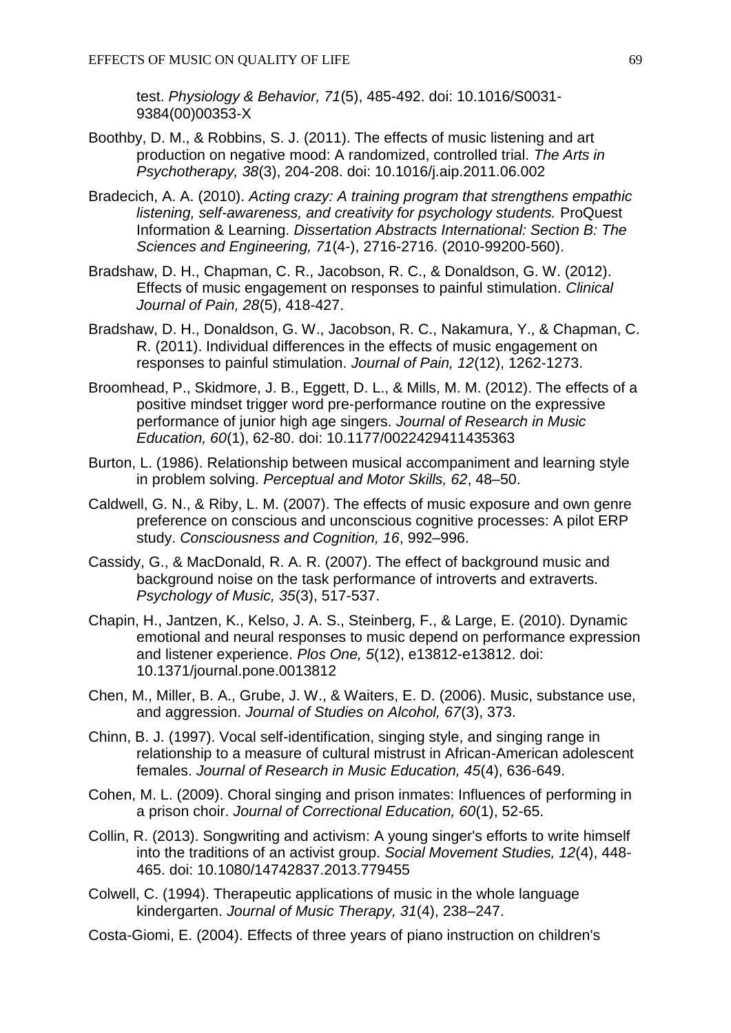test. *Physiology & Behavior, 71*(5), 485-492. doi: 10.1016/S0031-9384(00)00353-X

Boothby, D. M., & Robbins, S. J. (2011). The effects of music listening and art production on negative mood: A randomized, controlled trial. *The Arts in Psychotherapy, 38*(3), 204-208. doi: 10.1016/j.aip.2011.06.002

Bradecich, A. A. (2010). *Acting crazy: A training program that strengthens empathic listening, self-awareness, and creativity for psychology students.* ProQuest Information & Learning. *Dissertation Abstracts International: Section B: The Sciences and Engineering, 71*(4-), 2716-2716. (2010-99200-560).

Bradshaw, D. H., Chapman, C. R., Jacobson, R. C., & Donaldson, G. W. (2012). Effects of music engagement on responses to painful stimulation. *Clinical Journal of Pain, 28*(5), 418-427.

Bradshaw, D. H., Donaldson, G. W., Jacobson, R. C., Nakamura, Y., & Chapman, C. R. (2011). Individual differences in the effects of music engagement on responses to painful stimulation. *Journal of Pain, 12*(12), 1262-1273.

Broomhead, P., Skidmore, J. B., Eggett, D. L., & Mills, M. M. (2012). The effects of a positive mindset trigger word pre-performance routine on the expressive performance of junior high age singers. *Journal of Research in Music Education, 60*(1), 62-80. doi: 10.1177/0022429411435363

Burton, L. (1986). Relationship between musical accompaniment and learning style in problem solving. *Perceptual and Motor Skills, 62*, 48–50.

Caldwell, G. N., & Riby, L. M. (2007). The effects of music exposure and own genre preference on conscious and unconscious cognitive processes: A pilot ERP study. *Consciousness and Cognition, 16*, 992–996.

Cassidy, G., & MacDonald, R. A. R. (2007). The effect of background music and background noise on the task performance of introverts and extraverts. *Psychology of Music, 35*(3), 517-537.

Chapin, H., Jantzen, K., Kelso, J. A. S., Steinberg, F., & Large, E. (2010). Dynamic emotional and neural responses to music depend on performance expression and listener experience. *Plos One, 5*(12), e13812-e13812. doi: 10.1371/journal.pone.0013812

Chen, M., Miller, B. A., Grube, J. W., & Waiters, E. D. (2006). Music, substance use, and aggression. *Journal of Studies on Alcohol, 67*(3), 373.

Chinn, B. J. (1997). Vocal self-identification, singing style, and singing range in relationship to a measure of cultural mistrust in African-American adolescent females. *Journal of Research in Music Education, 45*(4), 636-649.

Cohen, M. L. (2009). Choral singing and prison inmates: Influences of performing in a prison choir. *Journal of Correctional Education, 60*(1), 52-65.

Collin, R. (2013). Songwriting and activism: A young singer's efforts to write himself into the traditions of an activist group. *Social Movement Studies, 12*(4), 448-465. doi: 10.1080/14742837.2013.779455

Colwell, C. (1994). Therapeutic applications of music in the whole language kindergarten. *Journal of Music Therapy, 31*(4), 238–247.

Costa-Giomi, E. (2004). Effects of three years of piano instruction on children's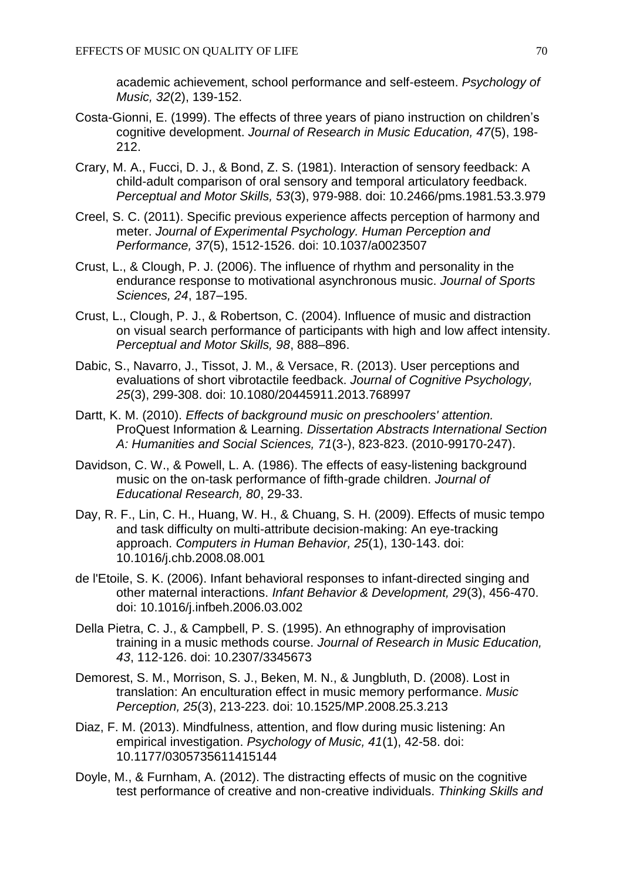academic achievement, school performance and self-esteem. *Psychology of Music, 32*(2), 139-152.

Costa-Gionni, E. (1999). The effects of three years of piano instruction on children's cognitive development. *Journal of Research in Music Education, 47*(5), 198-212.

Crary, M. A., Fucci, D. J., & Bond, Z. S. (1981). Interaction of sensory feedback: A child-adult comparison of oral sensory and temporal articulatory feedback. *Perceptual and Motor Skills, 53*(3), 979-988. doi: 10.2466/pms.1981.53.3.979

Creel, S. C. (2011). Specific previous experience affects perception of harmony and meter. *Journal of Experimental Psychology. Human Perception and Performance, 37*(5), 1512-1526. doi: 10.1037/a0023507

Crust, L., & Clough, P. J. (2006). The influence of rhythm and personality in the endurance response to motivational asynchronous music. *Journal of Sports Sciences, 24*, 187–195.

Crust, L., Clough, P. J., & Robertson, C. (2004). Influence of music and distraction on visual search performance of participants with high and low affect intensity. *Perceptual and Motor Skills, 98*, 888–896.

Dabic, S., Navarro, J., Tissot, J. M., & Versace, R. (2013). User perceptions and evaluations of short vibrotactile feedback. *Journal of Cognitive Psychology, 25*(3), 299-308. doi: 10.1080/20445911.2013.768997

Dartt, K. M. (2010). *Effects of background music on preschoolers' attention.* ProQuest Information & Learning. *Dissertation Abstracts International Section A: Humanities and Social Sciences, 71*(3-), 823-823. (2010-99170-247).

Davidson, C. W., & Powell, L. A. (1986). The effects of easy-listening background music on the on-task performance of fifth-grade children. *Journal of Educational Research, 80*, 29-33.

Day, R. F., Lin, C. H., Huang, W. H., & Chuang, S. H. (2009). Effects of music tempo and task difficulty on multi-attribute decision-making: An eye-tracking approach. *Computers in Human Behavior, 25*(1), 130-143. doi: 10.1016/j.chb.2008.08.001

de l'Etoile, S. K. (2006). Infant behavioral responses to infant-directed singing and other maternal interactions. *Infant Behavior & Development, 29*(3), 456-470. doi: 10.1016/j.infbeh.2006.03.002

Della Pietra, C. J., & Campbell, P. S. (1995). An ethnography of improvisation training in a music methods course. *Journal of Research in Music Education, 43*, 112-126. doi: 10.2307/3345673

Demorest, S. M., Morrison, S. J., Beken, M. N., & Jungbluth, D. (2008). Lost in translation: An enculturation effect in music memory performance. *Music Perception, 25*(3), 213-223. doi: 10.1525/MP.2008.25.3.213

Diaz, F. M. (2013). Mindfulness, attention, and flow during music listening: An empirical investigation. *Psychology of Music, 41*(1), 42-58. doi: 10.1177/0305735611415144

Doyle, M., & Furnham, A. (2012). The distracting effects of music on the cognitive test performance of creative and non-creative individuals. *Thinking Skills and*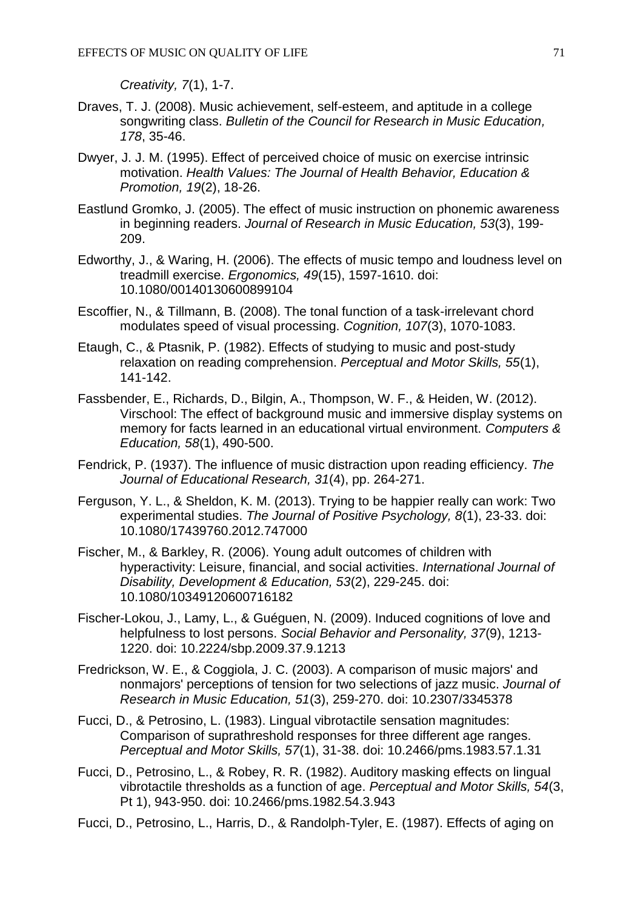*Creativity, 7*(1), 1-7.

Draves, T. J. (2008). Music achievement, self-esteem, and aptitude in a college songwriting class. *Bulletin of the Council for Research in Music Education, 178*, 35-46.

Dwyer, J. J. M. (1995). Effect of perceived choice of music on exercise intrinsic motivation. *Health Values: The Journal of Health Behavior, Education & Promotion, 19*(2), 18-26.

Eastlund Gromko, J. (2005). The effect of music instruction on phonemic awareness in beginning readers. *Journal of Research in Music Education, 53*(3), 199-209.

Edworthy, J., & Waring, H. (2006). The effects of music tempo and loudness level on treadmill exercise. *Ergonomics, 49*(15), 1597-1610. doi: 10.1080/00140130600899104

Escoffier, N., & Tillmann, B. (2008). The tonal function of a task-irrelevant chord modulates speed of visual processing. *Cognition, 107*(3), 1070-1083.

Etaugh, C., & Ptasnik, P. (1982). Effects of studying to music and post-study relaxation on reading comprehension. *Perceptual and Motor Skills, 55*(1), 141-142.

Fassbender, E., Richards, D., Bilgin, A., Thompson, W. F., & Heiden, W. (2012). Virschool: The effect of background music and immersive display systems on memory for facts learned in an educational virtual environment. *Computers & Education, 58*(1), 490-500.

Fendrick, P. (1937). The influence of music distraction upon reading efficiency. *The Journal of Educational Research, 31*(4), pp. 264-271.

Ferguson, Y. L., & Sheldon, K. M. (2013). Trying to be happier really can work: Two experimental studies. *The Journal of Positive Psychology, 8*(1), 23-33. doi: 10.1080/17439760.2012.747000

Fischer, M., & Barkley, R. (2006). Young adult outcomes of children with hyperactivity: Leisure, financial, and social activities. *International Journal of Disability, Development & Education, 53*(2), 229-245. doi: 10.1080/10349120600716182

Fischer-Lokou, J., Lamy, L., & Guéguen, N. (2009). Induced cognitions of love and helpfulness to lost persons. *Social Behavior and Personality, 37*(9), 1213-1220. doi: 10.2224/sbp.2009.37.9.1213

Fredrickson, W. E., & Coggiola, J. C. (2003). A comparison of music majors' and nonmajors' perceptions of tension for two selections of jazz music. *Journal of Research in Music Education, 51*(3), 259-270. doi: 10.2307/3345378

Fucci, D., & Petrosino, L. (1983). Lingual vibrotactile sensation magnitudes: Comparison of suprathreshold responses for three different age ranges. *Perceptual and Motor Skills, 57*(1), 31-38. doi: 10.2466/pms.1983.57.1.31

Fucci, D., Petrosino, L., & Robey, R. R. (1982). Auditory masking effects on lingual vibrotactile thresholds as a function of age. *Perceptual and Motor Skills, 54*(3, Pt 1), 943-950. doi: 10.2466/pms.1982.54.3.943

Fucci, D., Petrosino, L., Harris, D., & Randolph-Tyler, E. (1987). Effects of aging on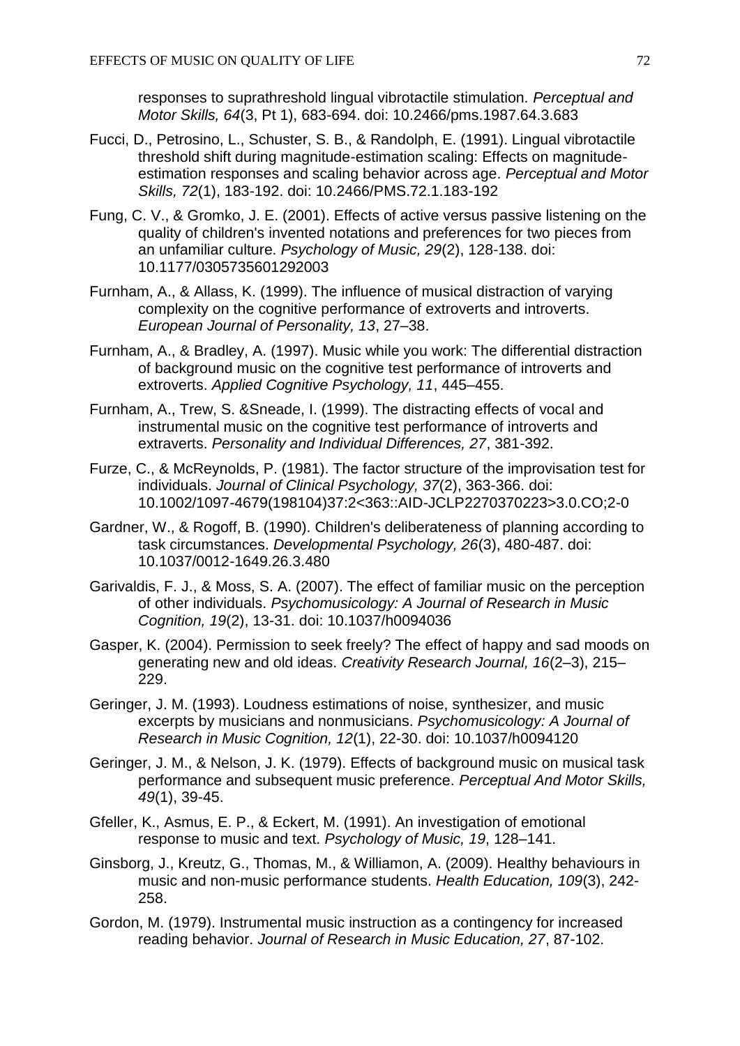responses to suprathreshold lingual vibrotactile stimulation. *Perceptual and Motor Skills, 64*(3, Pt 1), 683-694. doi: 10.2466/pms.1987.64.3.683

Fucci, D., Petrosino, L., Schuster, S. B., & Randolph, E. (1991). Lingual vibrotactile threshold shift during magnitude-estimation scaling: Effects on magnitude-estimation responses and scaling behavior across age. *Perceptual and Motor Skills, 72*(1), 183-192. doi: 10.2466/PMS.72.1.183-192

Fung, C. V., & Gromko, J. E. (2001). Effects of active versus passive listening on the quality of children's invented notations and preferences for two pieces from an unfamiliar culture. *Psychology of Music, 29*(2), 128-138. doi: 10.1177/0305735601292003

Furnham, A., & Allass, K. (1999). The influence of musical distraction of varying complexity on the cognitive performance of extroverts and introverts. *European Journal of Personality, 13*, 27–38.

Furnham, A., & Bradley, A. (1997). Music while you work: The differential distraction of background music on the cognitive test performance of introverts and extroverts. *Applied Cognitive Psychology, 11*, 445–455.

Furnham, A., Trew, S. &Sneade, I. (1999). The distracting effects of vocal and instrumental music on the cognitive test performance of introverts and extraverts. *Personality and Individual Differences, 27*, 381-392.

Furze, C., & McReynolds, P. (1981). The factor structure of the improvisation test for individuals. *Journal of Clinical Psychology, 37*(2), 363-366. doi: 10.1002/1097-4679(198104)37:2<363::AID-JCLP2270370223>3.0.CO;2-0

Gardner, W., & Rogoff, B. (1990). Children's deliberateness of planning according to task circumstances. *Developmental Psychology, 26*(3), 480-487. doi: 10.1037/0012-1649.26.3.480

Garivaldis, F. J., & Moss, S. A. (2007). The effect of familiar music on the perception of other individuals. *Psychomusicology: A Journal of Research in Music Cognition, 19*(2), 13-31. doi: 10.1037/h0094036

Gasper, K. (2004). Permission to seek freely? The effect of happy and sad moods on generating new and old ideas. *Creativity Research Journal, 16*(2–3), 215–229.

Geringer, J. M. (1993). Loudness estimations of noise, synthesizer, and music excerpts by musicians and nonmusicians. *Psychomusicology: A Journal of Research in Music Cognition, 12*(1), 22-30. doi: 10.1037/h0094120

Geringer, J. M., & Nelson, J. K. (1979). Effects of background music on musical task performance and subsequent music preference. *Perceptual And Motor Skills, 49*(1), 39-45.

Gfeller, K., Asmus, E. P., & Eckert, M. (1991). An investigation of emotional response to music and text. *Psychology of Music, 19*, 128–141.

Ginsborg, J., Kreutz, G., Thomas, M., & Williamon, A. (2009). Healthy behaviours in music and non-music performance students. *Health Education, 109*(3), 242-258.

Gordon, M. (1979). Instrumental music instruction as a contingency for increased reading behavior. *Journal of Research in Music Education, 27*, 87-102.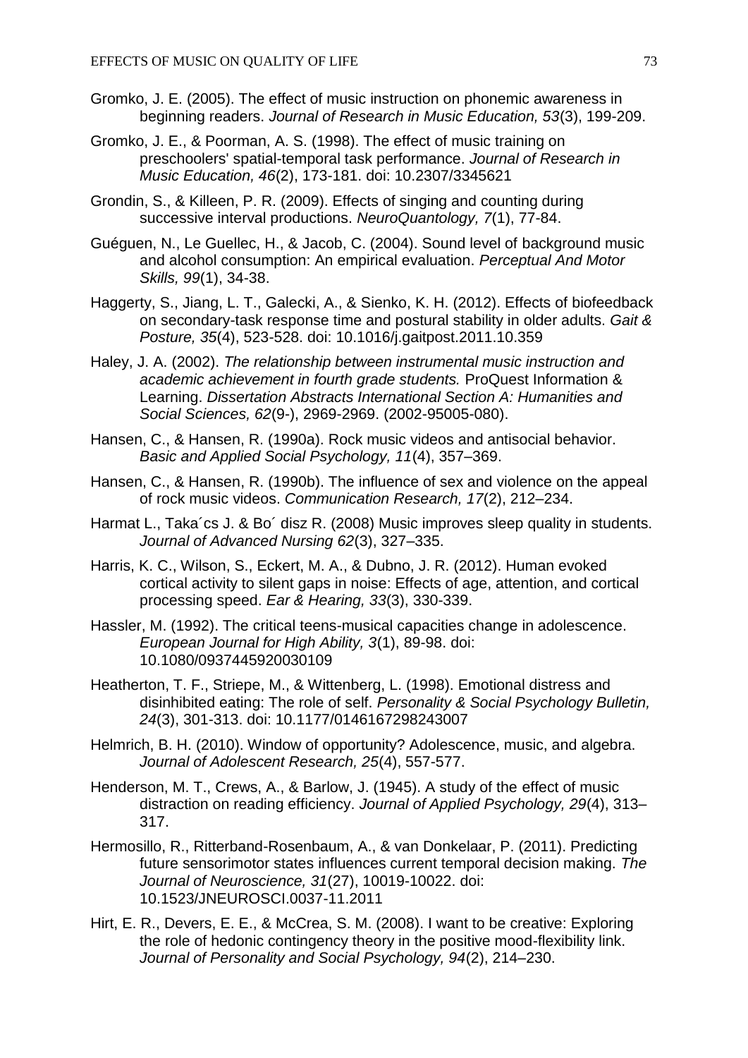Gromko, J. E. (2005). The effect of music instruction on phonemic awareness in beginning readers. *Journal of Research in Music Education, 53*(3), 199-209.

Gromko, J. E., & Poorman, A. S. (1998). The effect of music training on preschoolers' spatial-temporal task performance. *Journal of Research in Music Education, 46*(2), 173-181. doi: 10.2307/3345621

Grondin, S., & Killeen, P. R. (2009). Effects of singing and counting during successive interval productions. *NeuroQuantology, 7*(1), 77-84.

Guéguen, N., Le Guellec, H., & Jacob, C. (2004). Sound level of background music and alcohol consumption: An empirical evaluation. *Perceptual And Motor Skills, 99*(1), 34-38.

Haggerty, S., Jiang, L. T., Galecki, A., & Sienko, K. H. (2012). Effects of biofeedback on secondary-task response time and postural stability in older adults. *Gait & Posture, 35*(4), 523-528. doi: 10.1016/j.gaitpost.2011.10.359

Haley, J. A. (2002). *The relationship between instrumental music instruction and academic achievement in fourth grade students.* ProQuest Information & Learning. *Dissertation Abstracts International Section A: Humanities and Social Sciences, 62*(9-), 2969-2969. (2002-95005-080).

Hansen, C., & Hansen, R. (1990a). Rock music videos and antisocial behavior. *Basic and Applied Social Psychology, 11*(4), 357–369.

Hansen, C., & Hansen, R. (1990b). The influence of sex and violence on the appeal of rock music videos. *Communication Research, 17*(2), 212–234.

Harmat L., Taka´cs J. & Bo´ disz R. (2008) Music improves sleep quality in students. *Journal of Advanced Nursing 62*(3), 327–335.

Harris, K. C., Wilson, S., Eckert, M. A., & Dubno, J. R. (2012). Human evoked cortical activity to silent gaps in noise: Effects of age, attention, and cortical processing speed. *Ear & Hearing, 33*(3), 330-339.

Hassler, M. (1992). The critical teens-musical capacities change in adolescence. *European Journal for High Ability, 3*(1), 89-98. doi: 10.1080/0937445920030109

Heatherton, T. F., Striepe, M., & Wittenberg, L. (1998). Emotional distress and disinhibited eating: The role of self. *Personality & Social Psychology Bulletin, 24*(3), 301-313. doi: 10.1177/0146167298243007

Helmrich, B. H. (2010). Window of opportunity? Adolescence, music, and algebra. *Journal of Adolescent Research, 25*(4), 557-577.

Henderson, M. T., Crews, A., & Barlow, J. (1945). A study of the effect of music distraction on reading efficiency. *Journal of Applied Psychology, 29*(4), 313–317.

Hermosillo, R., Ritterband-Rosenbaum, A., & van Donkelaar, P. (2011). Predicting future sensorimotor states influences current temporal decision making. *The Journal of Neuroscience, 31*(27), 10019-10022. doi: 10.1523/JNEUROSCI.0037-11.2011

Hirt, E. R., Devers, E. E., & McCrea, S. M. (2008). I want to be creative: Exploring the role of hedonic contingency theory in the positive mood-flexibility link. *Journal of Personality and Social Psychology, 94*(2), 214–230.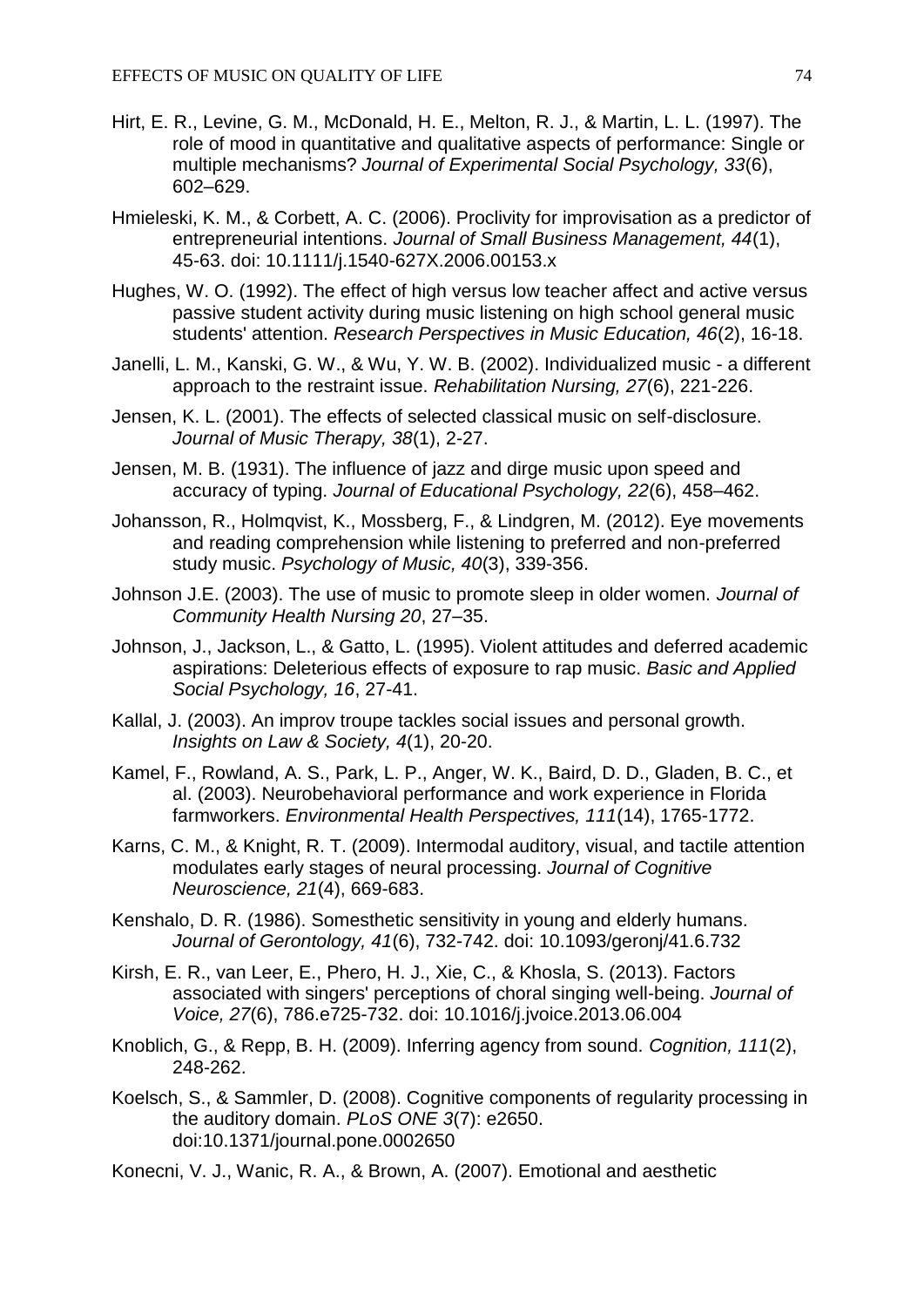Hirt, E. R., Levine, G. M., McDonald, H. E., Melton, R. J., & Martin, L. L. (1997). The role of mood in quantitative and qualitative aspects of performance: Single or multiple mechanisms? *Journal of Experimental Social Psychology, 33*(6), 602–629.

Hmieleski, K. M., & Corbett, A. C. (2006). Proclivity for improvisation as a predictor of entrepreneurial intentions. *Journal of Small Business Management, 44*(1), 45-63. doi: 10.1111/j.1540-627X.2006.00153.x

Hughes, W. O. (1992). The effect of high versus low teacher affect and active versus passive student activity during music listening on high school general music students' attention. *Research Perspectives in Music Education, 46*(2), 16-18.

Janelli, L. M., Kanski, G. W., & Wu, Y. W. B. (2002). Individualized music - a different approach to the restraint issue. *Rehabilitation Nursing, 27*(6), 221-226.

Jensen, K. L. (2001). The effects of selected classical music on self-disclosure. *Journal of Music Therapy, 38*(1), 2-27.

Jensen, M. B. (1931). The influence of jazz and dirge music upon speed and accuracy of typing. *Journal of Educational Psychology, 22*(6), 458–462.

Johansson, R., Holmqvist, K., Mossberg, F., & Lindgren, M. (2012). Eye movements and reading comprehension while listening to preferred and non-preferred study music. *Psychology of Music, 40*(3), 339-356.

Johnson J.E. (2003). The use of music to promote sleep in older women. *Journal of Community Health Nursing 20*, 27–35.

Johnson, J., Jackson, L., & Gatto, L. (1995). Violent attitudes and deferred academic aspirations: Deleterious effects of exposure to rap music. *Basic and Applied Social Psychology, 16*, 27-41.

Kallal, J. (2003). An improv troupe tackles social issues and personal growth. *Insights on Law & Society, 4*(1), 20-20.

Kamel, F., Rowland, A. S., Park, L. P., Anger, W. K., Baird, D. D., Gladen, B. C., et al. (2003). Neurobehavioral performance and work experience in Florida farmworkers. *Environmental Health Perspectives, 111*(14), 1765-1772.

Karns, C. M., & Knight, R. T. (2009). Intermodal auditory, visual, and tactile attention modulates early stages of neural processing. *Journal of Cognitive Neuroscience, 21*(4), 669-683.

Kenshalo, D. R. (1986). Somesthetic sensitivity in young and elderly humans. *Journal of Gerontology, 41*(6), 732-742. doi: 10.1093/geronj/41.6.732

Kirsh, E. R., van Leer, E., Phero, H. J., Xie, C., & Khosla, S. (2013). Factors associated with singers' perceptions of choral singing well-being. *Journal of Voice, 27*(6), 786.e725-732. doi: 10.1016/j.jvoice.2013.06.004

Knoblich, G., & Repp, B. H. (2009). Inferring agency from sound. *Cognition, 111*(2), 248-262.

Koelsch, S., & Sammler, D. (2008). Cognitive components of regularity processing in the auditory domain. *PLoS ONE 3*(7): e2650. doi:10.1371/journal.pone.0002650

Konecni, V. J., Wanic, R. A., & Brown, A. (2007). Emotional and aesthetic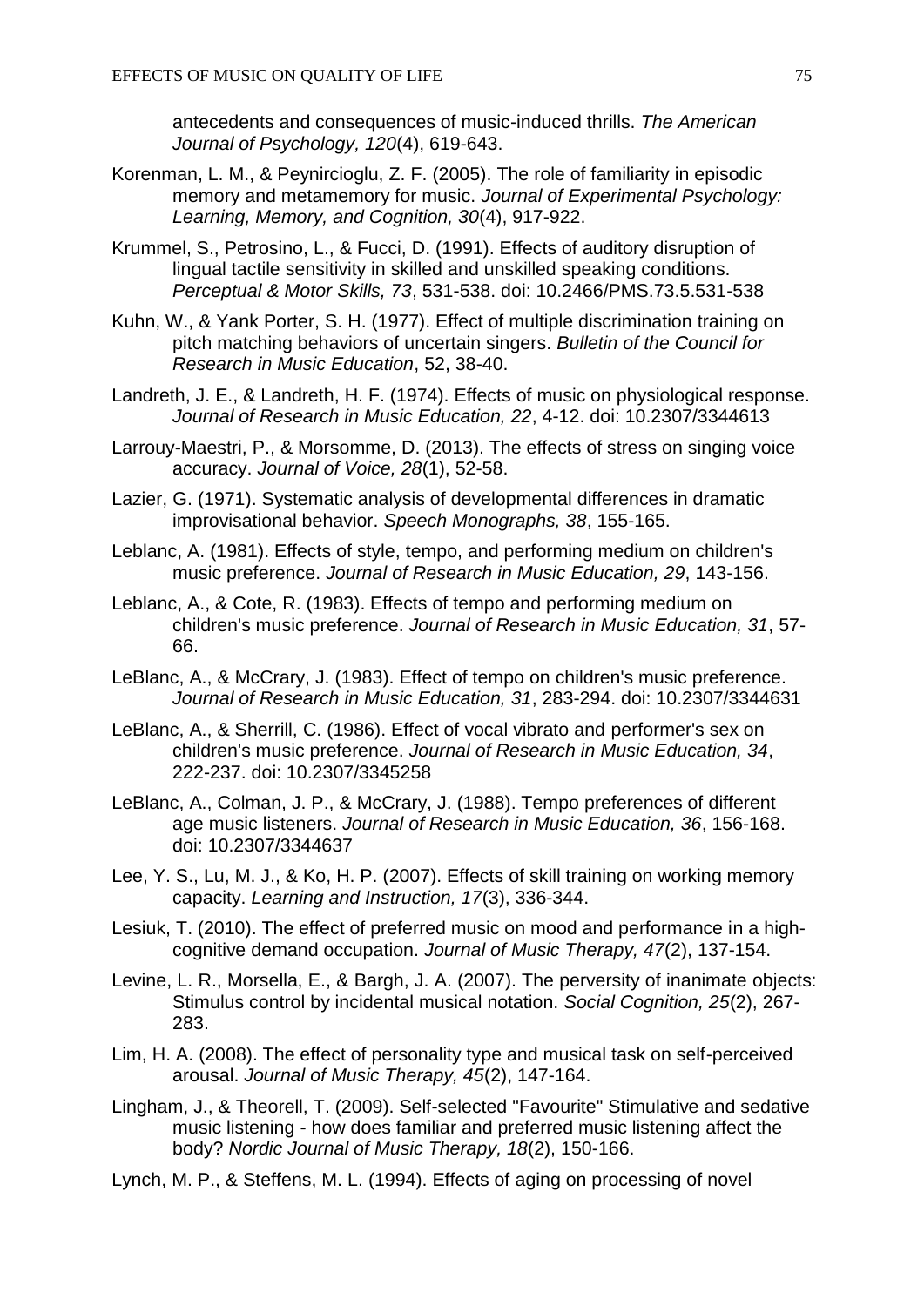antecedents and consequences of music-induced thrills. *The American Journal of Psychology, 120*(4), 619-643.

Korenman, L. M., & Peynircioglu, Z. F. (2005). The role of familiarity in episodic memory and metamemory for music. *Journal of Experimental Psychology: Learning, Memory, and Cognition, 30*(4), 917-922.

Krummel, S., Petrosino, L., & Fucci, D. (1991). Effects of auditory disruption of lingual tactile sensitivity in skilled and unskilled speaking conditions. *Perceptual & Motor Skills, 73*, 531-538. doi: 10.2466/PMS.73.5.531-538

Kuhn, W., & Yank Porter, S. H. (1977). Effect of multiple discrimination training on pitch matching behaviors of uncertain singers. *Bulletin of the Council for Research in Music Education*, 52, 38-40.

Landreth, J. E., & Landreth, H. F. (1974). Effects of music on physiological response. *Journal of Research in Music Education, 22*, 4-12. doi: 10.2307/3344613

Larrouy-Maestri, P., & Morsomme, D. (2013). The effects of stress on singing voice accuracy. *Journal of Voice, 28*(1), 52-58.

Lazier, G. (1971). Systematic analysis of developmental differences in dramatic improvisational behavior. *Speech Monographs, 38*, 155-165.

Leblanc, A. (1981). Effects of style, tempo, and performing medium on children's music preference. *Journal of Research in Music Education, 29*, 143-156.

Leblanc, A., & Cote, R. (1983). Effects of tempo and performing medium on children's music preference. *Journal of Research in Music Education, 31*, 57-66.

LeBlanc, A., & McCrary, J. (1983). Effect of tempo on children's music preference. *Journal of Research in Music Education, 31*, 283-294. doi: 10.2307/3344631

LeBlanc, A., & Sherrill, C. (1986). Effect of vocal vibrato and performer's sex on children's music preference. *Journal of Research in Music Education, 34*, 222-237. doi: 10.2307/3345258

LeBlanc, A., Colman, J. P., & McCrary, J. (1988). Tempo preferences of different age music listeners. *Journal of Research in Music Education, 36*, 156-168. doi: 10.2307/3344637

Lee, Y. S., Lu, M. J., & Ko, H. P. (2007). Effects of skill training on working memory capacity. *Learning and Instruction, 17*(3), 336-344.

Lesiuk, T. (2010). The effect of preferred music on mood and performance in a high-cognitive demand occupation. *Journal of Music Therapy, 47*(2), 137-154.

Levine, L. R., Morsella, E., & Bargh, J. A. (2007). The perversity of inanimate objects: Stimulus control by incidental musical notation. *Social Cognition, 25*(2), 267-283.

Lim, H. A. (2008). The effect of personality type and musical task on self-perceived arousal. *Journal of Music Therapy, 45*(2), 147-164.

Lingham, J., & Theorell, T. (2009). Self-selected "Favourite" Stimulative and sedative music listening - how does familiar and preferred music listening affect the body? *Nordic Journal of Music Therapy, 18*(2), 150-166.

Lynch, M. P., & Steffens, M. L. (1994). Effects of aging on processing of novel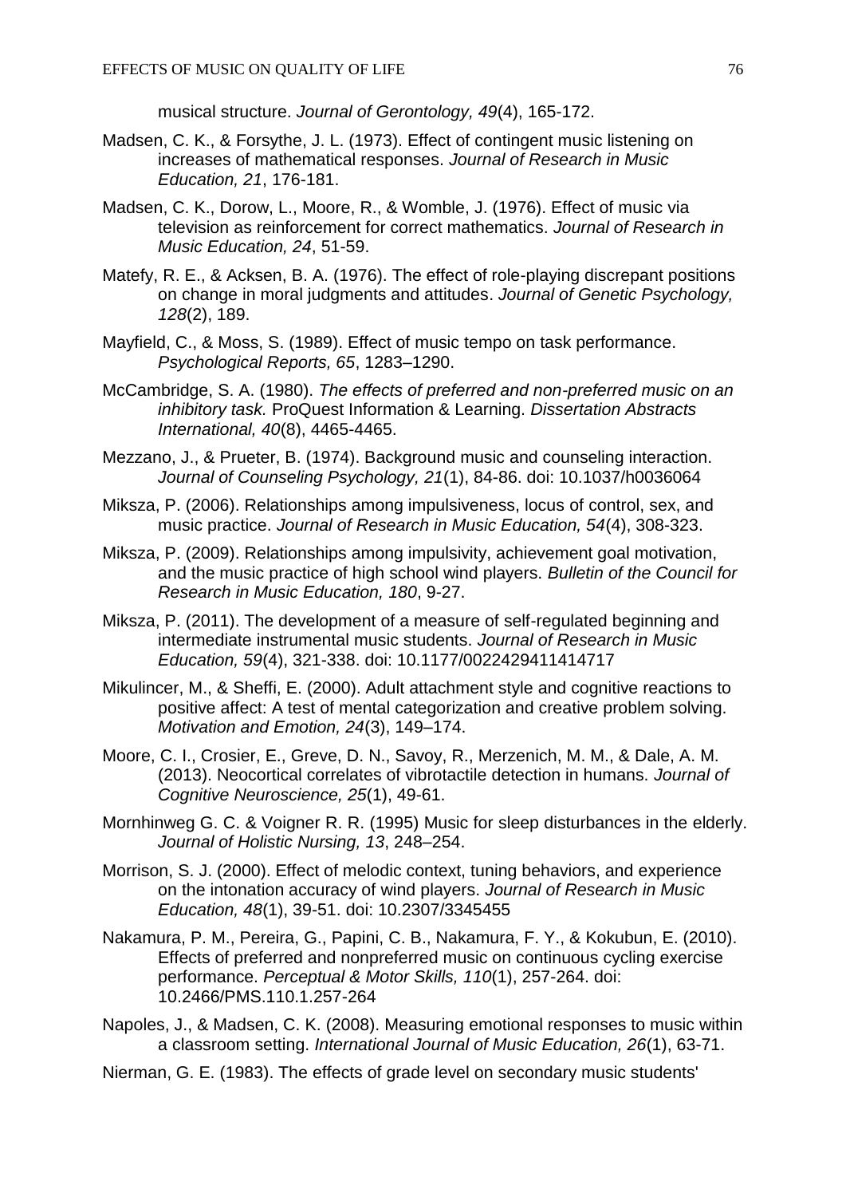musical structure. *Journal of Gerontology, 49*(4), 165-172.

Madsen, C. K., & Forsythe, J. L. (1973). Effect of contingent music listening on increases of mathematical responses. *Journal of Research in Music Education, 21*, 176-181.

Madsen, C. K., Dorow, L., Moore, R., & Womble, J. (1976). Effect of music via television as reinforcement for correct mathematics. *Journal of Research in Music Education, 24*, 51-59.

Matefy, R. E., & Acksen, B. A. (1976). The effect of role-playing discrepant positions on change in moral judgments and attitudes. *Journal of Genetic Psychology, 128*(2), 189.

Mayfield, C., & Moss, S. (1989). Effect of music tempo on task performance. *Psychological Reports, 65*, 1283–1290.

McCambridge, S. A. (1980). *The effects of preferred and non-preferred music on an inhibitory task.* ProQuest Information & Learning. *Dissertation Abstracts International, 40*(8), 4465-4465.

Mezzano, J., & Prueter, B. (1974). Background music and counseling interaction. *Journal of Counseling Psychology, 21*(1), 84-86. doi: 10.1037/h0036064

Miksza, P. (2006). Relationships among impulsiveness, locus of control, sex, and music practice. *Journal of Research in Music Education, 54*(4), 308-323.

Miksza, P. (2009). Relationships among impulsivity, achievement goal motivation, and the music practice of high school wind players. *Bulletin of the Council for Research in Music Education, 180*, 9-27.

Miksza, P. (2011). The development of a measure of self-regulated beginning and intermediate instrumental music students. *Journal of Research in Music Education, 59*(4), 321-338. doi: 10.1177/0022429411414717

Mikulincer, M., & Sheffi, E. (2000). Adult attachment style and cognitive reactions to positive affect: A test of mental categorization and creative problem solving. *Motivation and Emotion, 24*(3), 149–174.

Moore, C. I., Crosier, E., Greve, D. N., Savoy, R., Merzenich, M. M., & Dale, A. M. (2013). Neocortical correlates of vibrotactile detection in humans. *Journal of Cognitive Neuroscience, 25*(1), 49-61.

Mornhinweg G. C. & Voigner R. R. (1995) Music for sleep disturbances in the elderly. *Journal of Holistic Nursing, 13*, 248–254.

Morrison, S. J. (2000). Effect of melodic context, tuning behaviors, and experience on the intonation accuracy of wind players. *Journal of Research in Music Education, 48*(1), 39-51. doi: 10.2307/3345455

Nakamura, P. M., Pereira, G., Papini, C. B., Nakamura, F. Y., & Kokubun, E. (2010). Effects of preferred and nonpreferred music on continuous cycling exercise performance. *Perceptual & Motor Skills, 110*(1), 257-264. doi: 10.2466/PMS.110.1.257-264

Napoles, J., & Madsen, C. K. (2008). Measuring emotional responses to music within a classroom setting. *International Journal of Music Education, 26*(1), 63-71.

Nierman, G. E. (1983). The effects of grade level on secondary music students'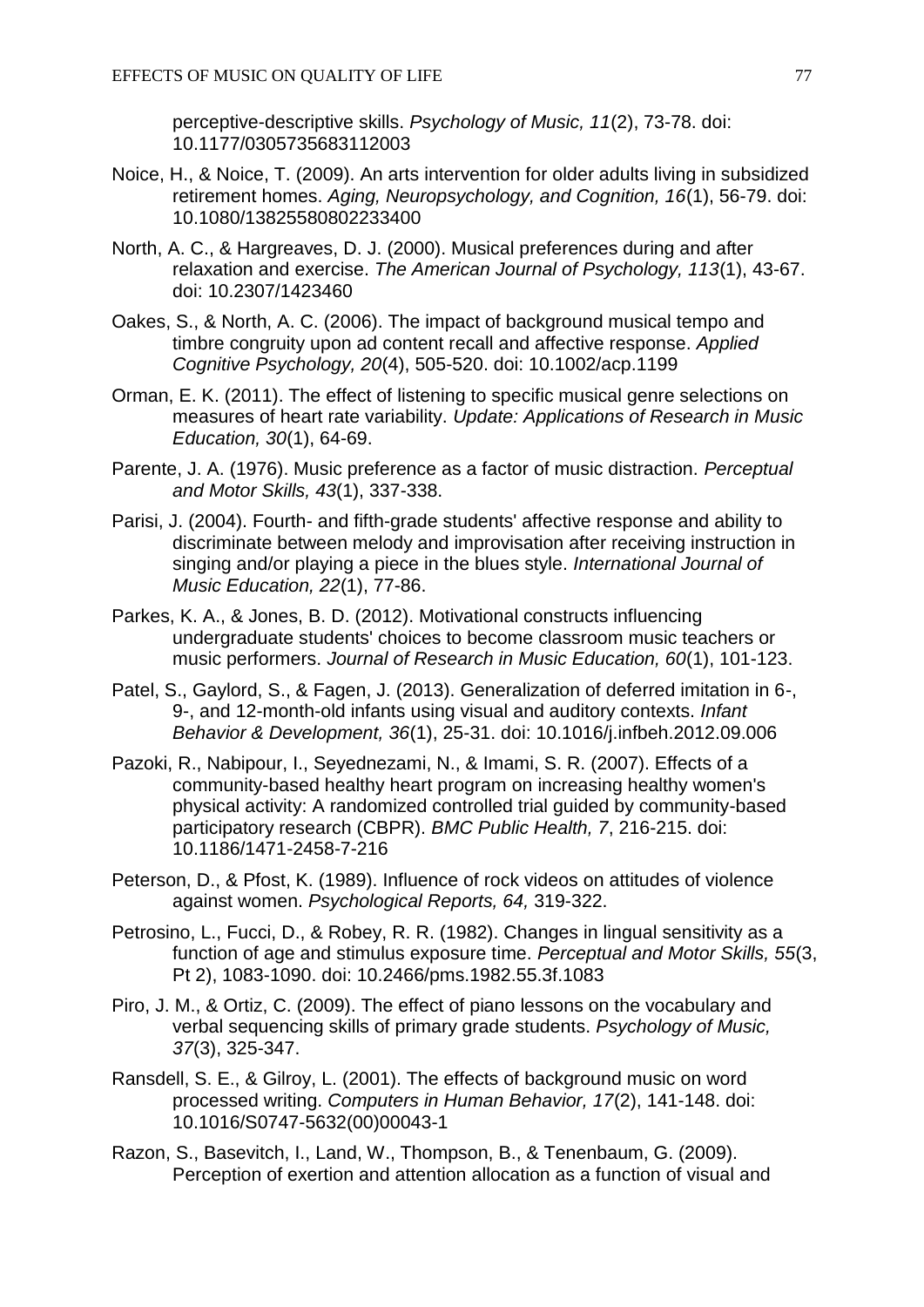perceptive-descriptive skills. *Psychology of Music, 11*(2), 73-78. doi: 10.1177/0305735683112003

Noice, H., & Noice, T. (2009). An arts intervention for older adults living in subsidized retirement homes. *Aging, Neuropsychology, and Cognition, 16*(1), 56-79. doi: 10.1080/13825580802233400

North, A. C., & Hargreaves, D. J. (2000). Musical preferences during and after relaxation and exercise. *The American Journal of Psychology, 113*(1), 43-67. doi: 10.2307/1423460

Oakes, S., & North, A. C. (2006). The impact of background musical tempo and timbre congruity upon ad content recall and affective response. *Applied Cognitive Psychology, 20*(4), 505-520. doi: 10.1002/acp.1199

Orman, E. K. (2011). The effect of listening to specific musical genre selections on measures of heart rate variability. *Update: Applications of Research in Music Education, 30*(1), 64-69.

Parente, J. A. (1976). Music preference as a factor of music distraction. *Perceptual and Motor Skills, 43*(1), 337-338.

Parisi, J. (2004). Fourth- and fifth-grade students' affective response and ability to discriminate between melody and improvisation after receiving instruction in singing and/or playing a piece in the blues style. *International Journal of Music Education, 22*(1), 77-86.

Parkes, K. A., & Jones, B. D. (2012). Motivational constructs influencing undergraduate students' choices to become classroom music teachers or music performers. *Journal of Research in Music Education, 60*(1), 101-123.

Patel, S., Gaylord, S., & Fagen, J. (2013). Generalization of deferred imitation in 6-, 9-, and 12-month-old infants using visual and auditory contexts. *Infant Behavior & Development, 36*(1), 25-31. doi: 10.1016/j.infbeh.2012.09.006

Pazoki, R., Nabipour, I., Seyednezami, N., & Imami, S. R. (2007). Effects of a community-based healthy heart program on increasing healthy women's physical activity: A randomized controlled trial guided by community-based participatory research (CBPR). *BMC Public Health, 7*, 216-215. doi: 10.1186/1471-2458-7-216

Peterson, D., & Pfost, K. (1989). Influence of rock videos on attitudes of violence against women. *Psychological Reports, 64,* 319-322.

Petrosino, L., Fucci, D., & Robey, R. R. (1982). Changes in lingual sensitivity as a function of age and stimulus exposure time. *Perceptual and Motor Skills, 55*(3, Pt 2), 1083-1090. doi: 10.2466/pms.1982.55.3f.1083

Piro, J. M., & Ortiz, C. (2009). The effect of piano lessons on the vocabulary and verbal sequencing skills of primary grade students. *Psychology of Music, 37*(3), 325-347.

Ransdell, S. E., & Gilroy, L. (2001). The effects of background music on word processed writing. *Computers in Human Behavior, 17*(2), 141-148. doi: 10.1016/S0747-5632(00)00043-1

Razon, S., Basevitch, I., Land, W., Thompson, B., & Tenenbaum, G. (2009). Perception of exertion and attention allocation as a function of visual and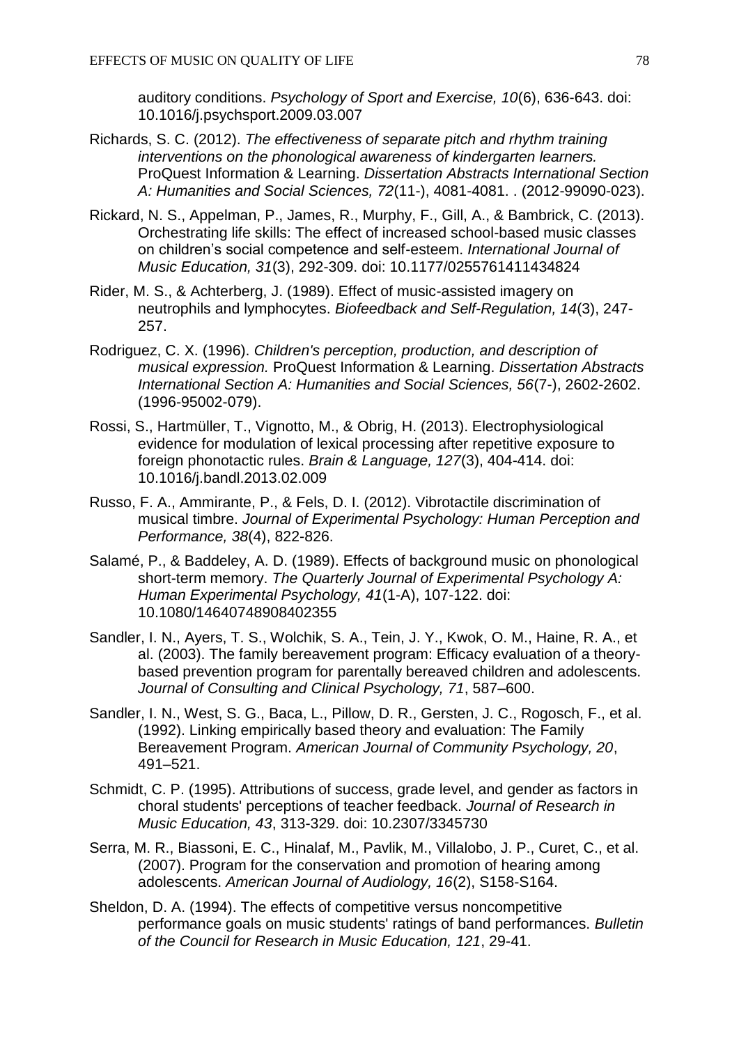auditory conditions. *Psychology of Sport and Exercise, 10*(6), 636-643. doi: 10.1016/j.psychsport.2009.03.007

Richards, S. C. (2012). *The effectiveness of separate pitch and rhythm training interventions on the phonological awareness of kindergarten learners.* ProQuest Information & Learning. *Dissertation Abstracts International Section A: Humanities and Social Sciences, 72*(11-), 4081-4081. . (2012-99090-023).

Rickard, N. S., Appelman, P., James, R., Murphy, F., Gill, A., & Bambrick, C. (2013). Orchestrating life skills: The effect of increased school-based music classes on children's social competence and self-esteem. *International Journal of Music Education, 31*(3), 292-309. doi: 10.1177/0255761411434824

Rider, M. S., & Achterberg, J. (1989). Effect of music-assisted imagery on neutrophils and lymphocytes. *Biofeedback and Self-Regulation, 14*(3), 247-257.

Rodriguez, C. X. (1996). *Children's perception, production, and description of musical expression.* ProQuest Information & Learning. *Dissertation Abstracts International Section A: Humanities and Social Sciences, 56*(7-), 2602-2602. (1996-95002-079).

Rossi, S., Hartmüller, T., Vignotto, M., & Obrig, H. (2013). Electrophysiological evidence for modulation of lexical processing after repetitive exposure to foreign phonotactic rules. *Brain & Language, 127*(3), 404-414. doi: 10.1016/j.bandl.2013.02.009

Russo, F. A., Ammirante, P., & Fels, D. I. (2012). Vibrotactile discrimination of musical timbre. *Journal of Experimental Psychology: Human Perception and Performance, 38*(4), 822-826.

Salamé, P., & Baddeley, A. D. (1989). Effects of background music on phonological short-term memory. *The Quarterly Journal of Experimental Psychology A: Human Experimental Psychology, 41*(1-A), 107-122. doi: 10.1080/14640748908402355

Sandler, I. N., Ayers, T. S., Wolchik, S. A., Tein, J. Y., Kwok, O. M., Haine, R. A., et al. (2003). The family bereavement program: Efficacy evaluation of a theory-based prevention program for parentally bereaved children and adolescents. *Journal of Consulting and Clinical Psychology, 71*, 587–600.

Sandler, I. N., West, S. G., Baca, L., Pillow, D. R., Gersten, J. C., Rogosch, F., et al. (1992). Linking empirically based theory and evaluation: The Family Bereavement Program. *American Journal of Community Psychology, 20*, 491–521.

Schmidt, C. P. (1995). Attributions of success, grade level, and gender as factors in choral students' perceptions of teacher feedback. *Journal of Research in Music Education, 43*, 313-329. doi: 10.2307/3345730

Serra, M. R., Biassoni, E. C., Hinalaf, M., Pavlik, M., Villalobo, J. P., Curet, C., et al. (2007). Program for the conservation and promotion of hearing among adolescents. *American Journal of Audiology, 16*(2), S158-S164.

Sheldon, D. A. (1994). The effects of competitive versus noncompetitive performance goals on music students' ratings of band performances. *Bulletin of the Council for Research in Music Education, 121*, 29-41.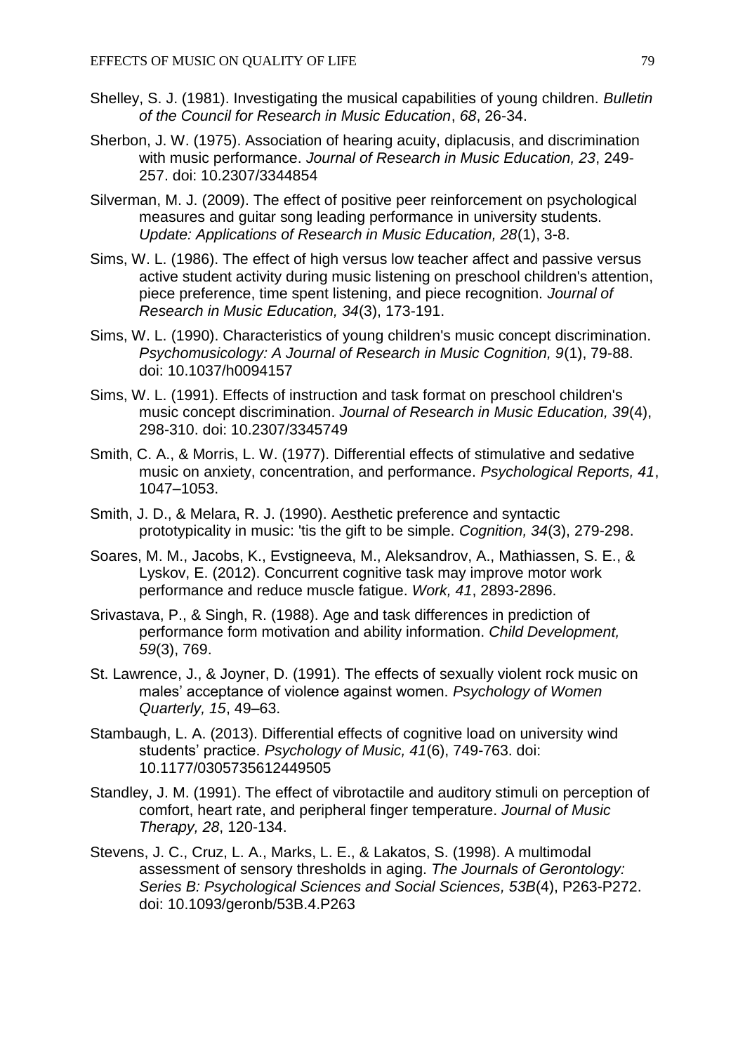Shelley, S. J. (1981). Investigating the musical capabilities of young children. *Bulletin of the Council for Research in Music Education*, *68*, 26-34.

Sherbon, J. W. (1975). Association of hearing acuity, diplacusis, and discrimination with music performance. *Journal of Research in Music Education, 23*, 249-257. doi: 10.2307/3344854

Silverman, M. J. (2009). The effect of positive peer reinforcement on psychological measures and guitar song leading performance in university students. *Update: Applications of Research in Music Education, 28*(1), 3-8.

Sims, W. L. (1986). The effect of high versus low teacher affect and passive versus active student activity during music listening on preschool children's attention, piece preference, time spent listening, and piece recognition. *Journal of Research in Music Education, 34*(3), 173-191.

Sims, W. L. (1990). Characteristics of young children's music concept discrimination. *Psychomusicology: A Journal of Research in Music Cognition, 9*(1), 79-88. doi: 10.1037/h0094157

Sims, W. L. (1991). Effects of instruction and task format on preschool children's music concept discrimination. *Journal of Research in Music Education, 39*(4), 298-310. doi: 10.2307/3345749

Smith, C. A., & Morris, L. W. (1977). Differential effects of stimulative and sedative music on anxiety, concentration, and performance. *Psychological Reports, 41*, 1047–1053.

Smith, J. D., & Melara, R. J. (1990). Aesthetic preference and syntactic prototypicality in music: 'tis the gift to be simple. *Cognition, 34*(3), 279-298.

Soares, M. M., Jacobs, K., Evstigneeva, M., Aleksandrov, A., Mathiassen, S. E., & Lyskov, E. (2012). Concurrent cognitive task may improve motor work performance and reduce muscle fatigue. *Work, 41*, 2893-2896.

Srivastava, P., & Singh, R. (1988). Age and task differences in prediction of performance form motivation and ability information. *Child Development, 59*(3), 769.

St. Lawrence, J., & Joyner, D. (1991). The effects of sexually violent rock music on males' acceptance of violence against women. *Psychology of Women Quarterly, 15*, 49–63.

Stambaugh, L. A. (2013). Differential effects of cognitive load on university wind students' practice. *Psychology of Music, 41*(6), 749-763. doi: 10.1177/0305735612449505

Standley, J. M. (1991). The effect of vibrotactile and auditory stimuli on perception of comfort, heart rate, and peripheral finger temperature. *Journal of Music Therapy, 28*, 120-134.

Stevens, J. C., Cruz, L. A., Marks, L. E., & Lakatos, S. (1998). A multimodal assessment of sensory thresholds in aging. *The Journals of Gerontology: Series B: Psychological Sciences and Social Sciences, 53B*(4), P263-P272. doi: 10.1093/geronb/53B.4.P263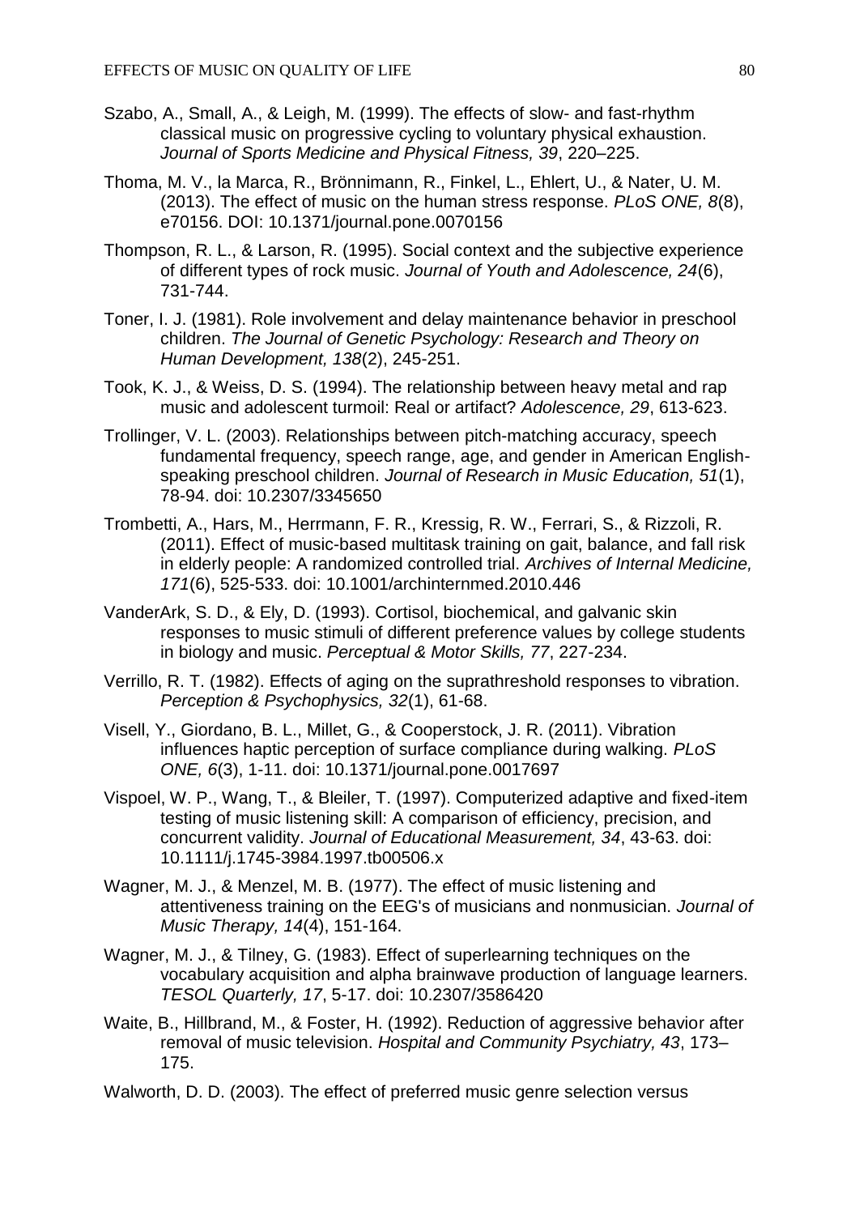Szabo, A., Small, A., & Leigh, M. (1999). The effects of slow- and fast-rhythm classical music on progressive cycling to voluntary physical exhaustion. *Journal of Sports Medicine and Physical Fitness, 39*, 220–225.

Thoma, M. V., la Marca, R., Brönnimann, R., Finkel, L., Ehlert, U., & Nater, U. M. (2013). The effect of music on the human stress response. *PLoS ONE, 8*(8), e70156. DOI: 10.1371/journal.pone.0070156

Thompson, R. L., & Larson, R. (1995). Social context and the subjective experience of different types of rock music. *Journal of Youth and Adolescence, 24*(6), 731-744.

Toner, I. J. (1981). Role involvement and delay maintenance behavior in preschool children. *The Journal of Genetic Psychology: Research and Theory on Human Development, 138*(2), 245-251.

Took, K. J., & Weiss, D. S. (1994). The relationship between heavy metal and rap music and adolescent turmoil: Real or artifact? *Adolescence, 29*, 613-623.

Trollinger, V. L. (2003). Relationships between pitch-matching accuracy, speech fundamental frequency, speech range, age, and gender in American English-speaking preschool children. *Journal of Research in Music Education, 51*(1), 78-94. doi: 10.2307/3345650

Trombetti, A., Hars, M., Herrmann, F. R., Kressig, R. W., Ferrari, S., & Rizzoli, R. (2011). Effect of music-based multitask training on gait, balance, and fall risk in elderly people: A randomized controlled trial. *Archives of Internal Medicine, 171*(6), 525-533. doi: 10.1001/archinternmed.2010.446

VanderArk, S. D., & Ely, D. (1993). Cortisol, biochemical, and galvanic skin responses to music stimuli of different preference values by college students in biology and music. *Perceptual & Motor Skills, 77*, 227-234.

Verrillo, R. T. (1982). Effects of aging on the suprathreshold responses to vibration. *Perception & Psychophysics, 32*(1), 61-68.

Visell, Y., Giordano, B. L., Millet, G., & Cooperstock, J. R. (2011). Vibration influences haptic perception of surface compliance during walking. *PLoS ONE, 6*(3), 1-11. doi: 10.1371/journal.pone.0017697

Vispoel, W. P., Wang, T., & Bleiler, T. (1997). Computerized adaptive and fixed-item testing of music listening skill: A comparison of efficiency, precision, and concurrent validity. *Journal of Educational Measurement, 34*, 43-63. doi: 10.1111/j.1745-3984.1997.tb00506.x

Wagner, M. J., & Menzel, M. B. (1977). The effect of music listening and attentiveness training on the EEG's of musicians and nonmusician. *Journal of Music Therapy, 14*(4), 151-164.

Wagner, M. J., & Tilney, G. (1983). Effect of superlearning techniques on the vocabulary acquisition and alpha brainwave production of language learners. *TESOL Quarterly, 17*, 5-17. doi: 10.2307/3586420

Waite, B., Hillbrand, M., & Foster, H. (1992). Reduction of aggressive behavior after removal of music television. *Hospital and Community Psychiatry, 43*, 173–175.

Walworth, D. D. (2003). The effect of preferred music genre selection versus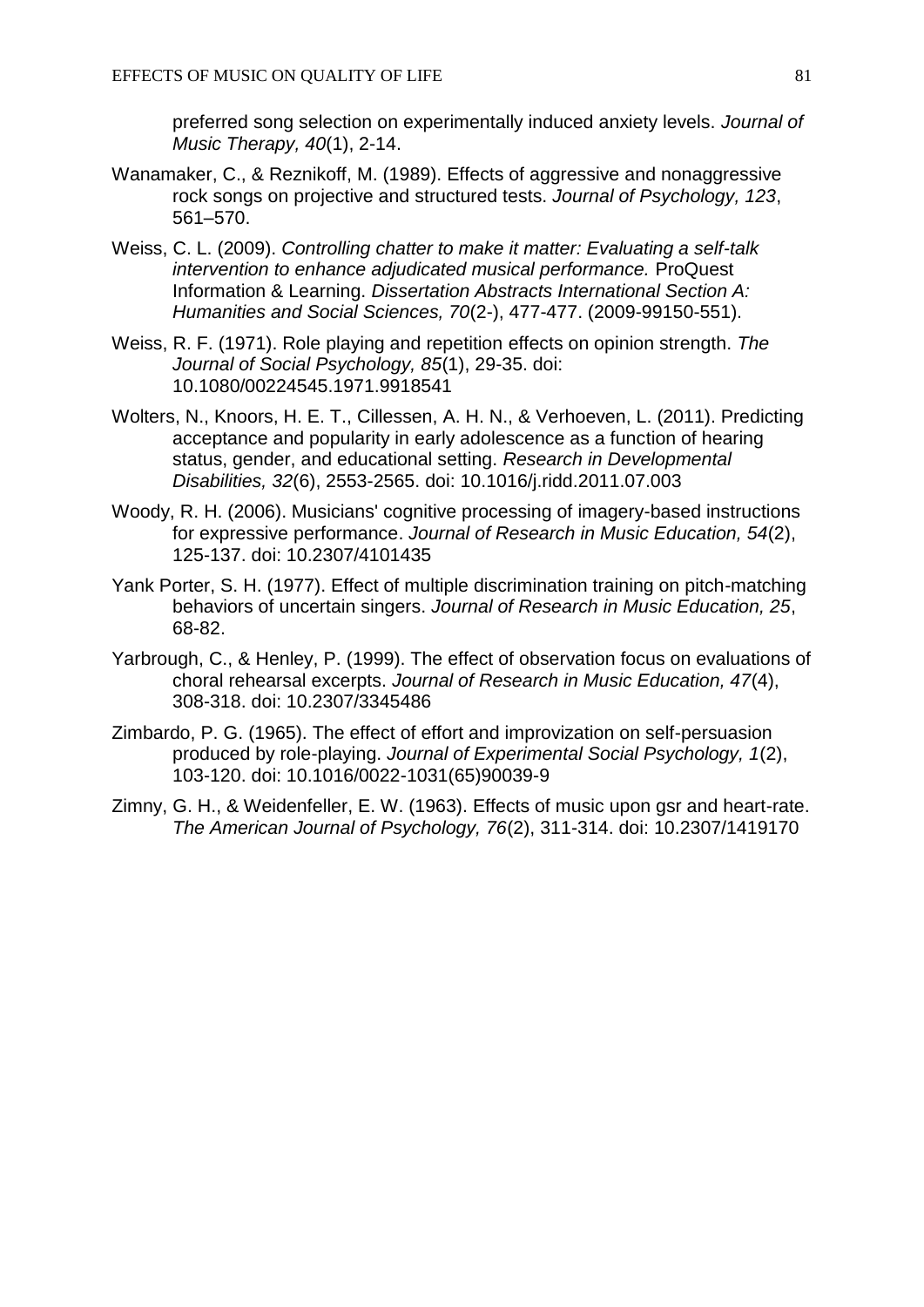preferred song selection on experimentally induced anxiety levels. *Journal of Music Therapy, 40*(1), 2-14.

Wanamaker, C., & Reznikoff, M. (1989). Effects of aggressive and nonaggressive rock songs on projective and structured tests. *Journal of Psychology, 123*, 561–570.

Weiss, C. L. (2009). *Controlling chatter to make it matter: Evaluating a self-talk intervention to enhance adjudicated musical performance.* ProQuest Information & Learning. *Dissertation Abstracts International Section A: Humanities and Social Sciences, 70*(2-), 477-477. (2009-99150-551).

Weiss, R. F. (1971). Role playing and repetition effects on opinion strength. *The Journal of Social Psychology, 85*(1), 29-35. doi: 10.1080/00224545.1971.9918541

Wolters, N., Knoors, H. E. T., Cillessen, A. H. N., & Verhoeven, L. (2011). Predicting acceptance and popularity in early adolescence as a function of hearing status, gender, and educational setting. *Research in Developmental Disabilities, 32*(6), 2553-2565. doi: 10.1016/j.ridd.2011.07.003

Woody, R. H. (2006). Musicians' cognitive processing of imagery-based instructions for expressive performance. *Journal of Research in Music Education, 54*(2), 125-137. doi: 10.2307/4101435

Yank Porter, S. H. (1977). Effect of multiple discrimination training on pitch-matching behaviors of uncertain singers. *Journal of Research in Music Education, 25*, 68-82.

Yarbrough, C., & Henley, P. (1999). The effect of observation focus on evaluations of choral rehearsal excerpts. *Journal of Research in Music Education, 47*(4), 308-318. doi: 10.2307/3345486

Zimbardo, P. G. (1965). The effect of effort and improvization on self-persuasion produced by role-playing. *Journal of Experimental Social Psychology, 1*(2), 103-120. doi: 10.1016/0022-1031(65)90039-9

Zimny, G. H., & Weidenfeller, E. W. (1963). Effects of music upon gsr and heart-rate. *The American Journal of Psychology, 76*(2), 311-314. doi: 10.2307/1419170